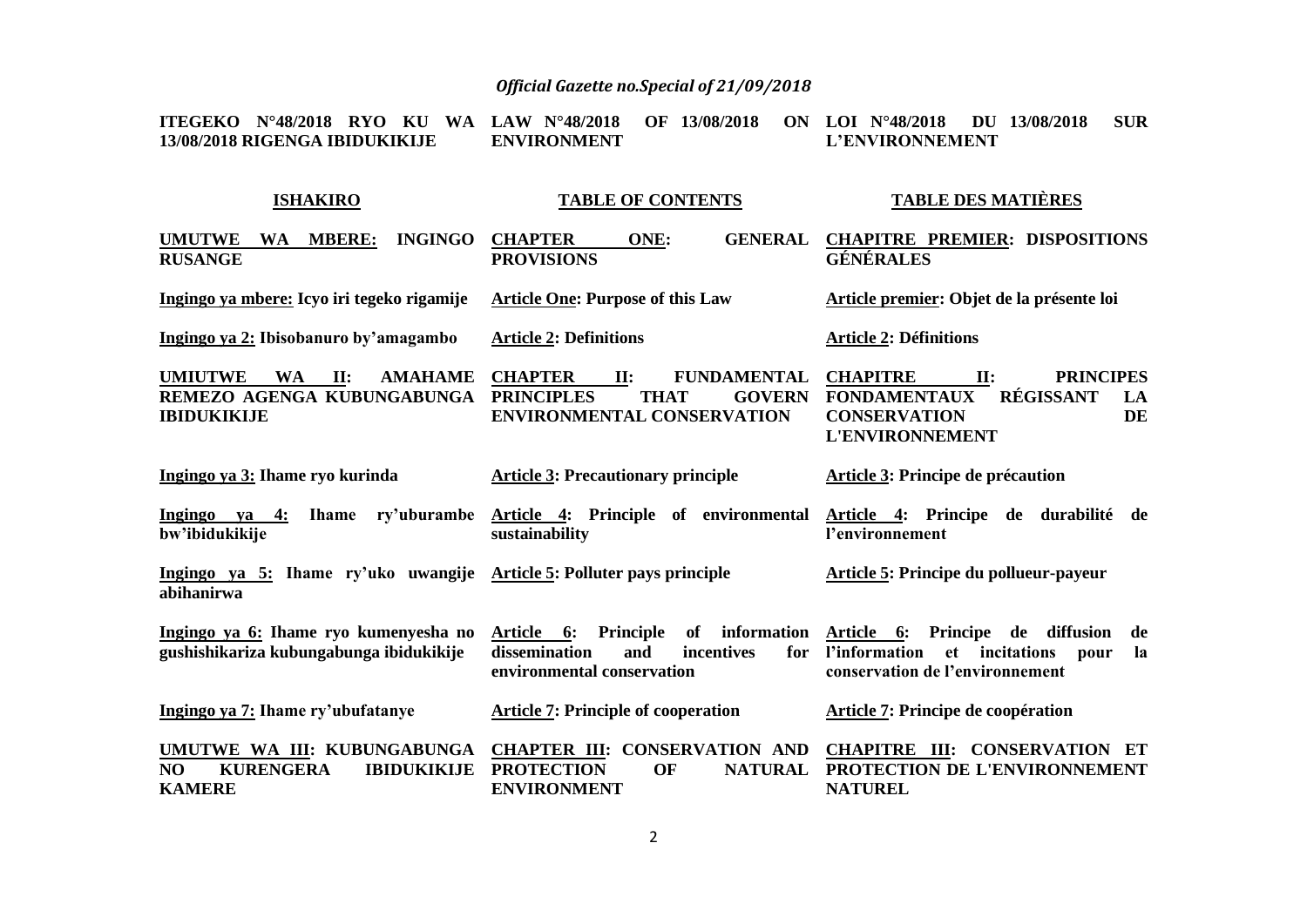**ITEGEKO N°48/2018 RYO KU WA 13/08/2018 RIGENGA IBIDUKIKIJE**

**LAW N°48/2018 OF 13/08/2018 ON ENVIRONMENT**

**LOI N°48/2018 DU 13/08/2018 SUR L'ENVIRONNEMENT**

| ISHAKIRO | TABLE OF CONTENTS | TABLE DES MATIÈRES |
|---|---|---|
| **UMUTWE WA MBERE: INGINGO RUSANGE** | **CHAPTER ONE: GENERAL PROVISIONS** | **CHAPITRE PREMIER: DISPOSITIONS GÉNÉRALES** |
| **Ingingo ya mbere: Icyo iri tegeko rigamije** | **Article One: Purpose of this Law** | **Article premier: Objet de la présente loi** |
| **Ingingo ya 2: Ibisobanuro by'amagambo** | **Article 2: Definitions** | **Article 2: Définitions** |
| **UMIUTWE WA II: AMAHAME REMEZO AGENGA KUBUNGABUNGA IBIDUKIKIJE** | **CHAPTER II: FUNDAMENTAL PRINCIPLES THAT GOVERN ENVIRONMENTAL CONSERVATION** | **CHAPITRE II: PRINCIPES FONDAMENTAUX RÉGISSANT LA CONSERVATION DE L'ENVIRONNEMENT** |
| **Ingingo ya 3: Ihame ryo kurinda** | **Article 3: Precautionary principle** | **Article 3: Principe de précaution** |
| **Ingingo ya 4: Ihame ry'uburambe bw'ibidukikije** | **Article 4: Principle of environmental sustainability** | **Article 4: Principe de durabilité de l'environnement** |
| **Ingingo ya 5: Ihame ry'uko uwangije abihanirwa** | **Article 5: Polluter pays principle** | **Article 5: Principe du pollueur-payeur** |
| **Ingingo ya 6: Ihame ryo kumenyesha no gushishikariza kubungabunga ibidukikije** | **Article 6: Principle of information dissemination and incentives for environmental conservation** | **Article 6: Principe de diffusion de l'information et incitations pour la conservation de l'environnement** |
| **Ingingo ya 7: Ihame ry'ubufatanye** | **Article 7: Principle of cooperation** | **Article 7: Principe de coopération** |
| **UMUTWE WA III: KUBUNGABUNGA NO KURENGERA IBIDUKIKIJE KAMERE** | **CHAPTER III: CONSERVATION AND PROTECTION OF NATURAL ENVIRONMENT** | **CHAPITRE III: CONSERVATION ET PROTECTION DE L'ENVIRONNEMENT NATUREL** |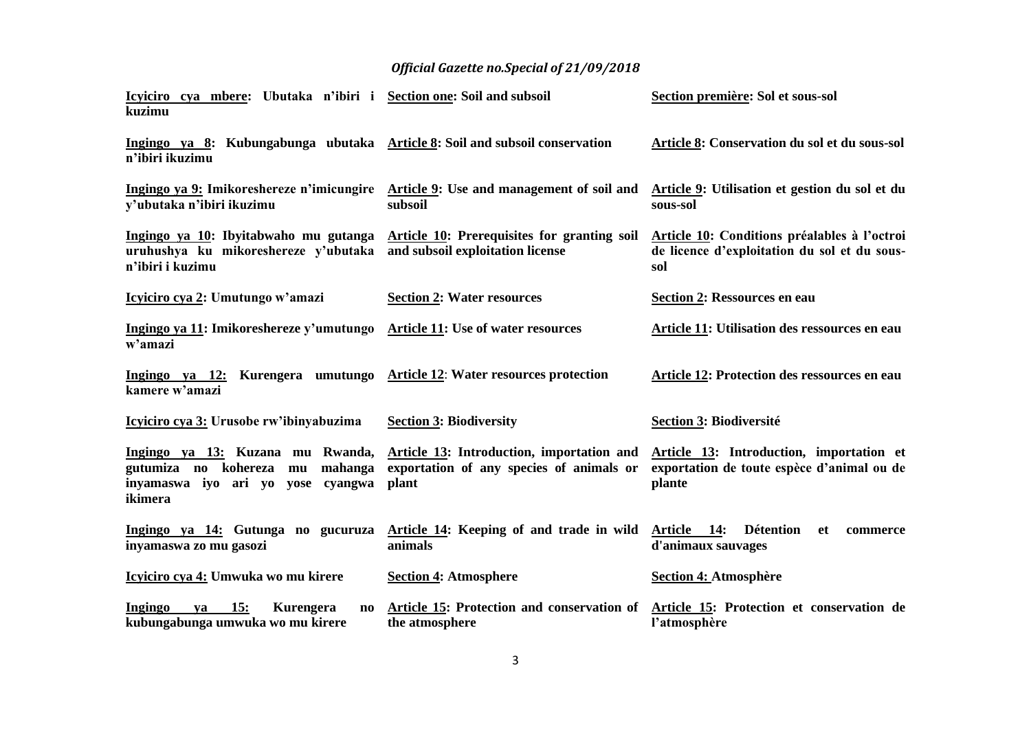| **Icyiciro cya mbere: Ubutaka n'ibiri i kuzimu** | **Section one: Soil and subsoil** | **Section première: Sol et sous-sol** |
|---|---|---|
| **Ingingo ya 8: Kubungabunga ubutaka n'ibiri ikuzimu** | **Article 8: Soil and subsoil conservation** | **Article 8: Conservation du sol et du sous-sol** |
| **Ingingo ya 9: Imikoreshereze n'imicungire y'ubutaka n'ibiri ikuzimu** | **Article 9: Use and management of soil and subsoil** | **Article 9: Utilisation et gestion du sol et du sous-sol** |
| **Ingingo ya 10: Ibyitabwaho mu gutanga uruhushya ku mikoreshereze y'ubutaka n'ibiri i kuzimu** | **Article 10: Prerequisites for granting soil and subsoil exploitation license** | **Article 10: Conditions préalables à l'octroi de licence d'exploitation du sol et du sous-sol** |
| **Icyiciro cya 2: Umutungo w'amazi** | **Section 2: Water resources** | **Section 2: Ressources en eau** |
| **Ingingo ya 11: Imikoreshereze y'umutungo w'amazi** | **Article 11: Use of water resources** | **Article 11: Utilisation des ressources en eau** |
| **Ingingo ya 12: Kurengera umutungo kamere w'amazi** | **Article 12: Water resources protection** | **Article 12: Protection des ressources en eau** |
| **Icyiciro cya 3: Urusobe rw'ibinyabuzima** | **Section 3: Biodiversity** | **Section 3: Biodiversité** |
| **Ingingo ya 13: Kuzana mu Rwanda, gutumiza no kohereza mu mahanga inyamaswa iyo ari yo yose cyangwa ikimera** | **Article 13: Introduction, importation and exportation of any species of animals or plant** | **Article 13: Introduction, importation et exportation de toute espèce d'animal ou de plante** |
| **Ingingo ya 14: Gutunga no gucuruza inyamaswa zo mu gasozi** | **Article 14: Keeping of and trade in wild animals** | **Article 14: Détention et commerce d'animaux sauvages** |
| **Icyiciro cya 4: Umwuka wo mu kirere** | **Section 4: Atmosphere** | **Section 4: Atmosphère** |
| **Ingingo ya 15: Kurengera no kubungabunga umwuka wo mu kirere** | **Article 15: Protection and conservation of the atmosphere** | **Article 15: Protection et conservation de l'atmosphère** |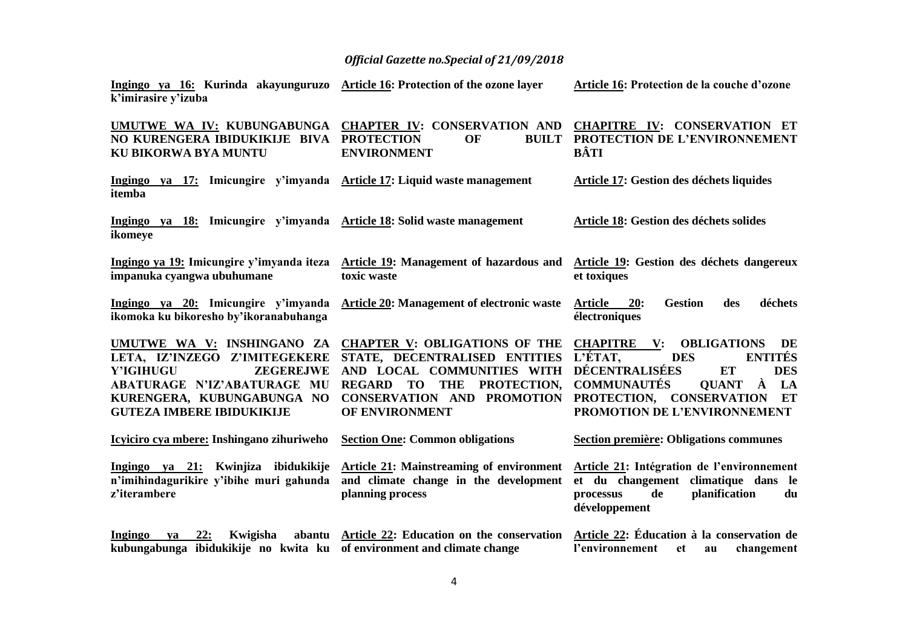| | | |
|---|---|---|
| **Ingingo ya 16: Kurinda akayunguruzo k'imirasire y'izuba** | **Article 16: Protection of the ozone layer** | **Article 16: Protection de la couche d'ozone** |
| **UMUTWE WA IV: KUBUNGABUNGA NO KURENGERA IBIDUKIKIJE BIVA KU BIKORWA BYA MUNTU** | **CHAPTER IV: CONSERVATION AND PROTECTION OF BUILT ENVIRONMENT** | **CHAPITRE IV: CONSERVATION ET PROTECTION DE L'ENVIRONNEMENT BÂTI** |
| **Ingingo ya 17: Imicungire y'imyanda itemba** | **Article 17: Liquid waste management** | **Article 17: Gestion des déchets liquides** |
| **Ingingo ya 18: Imicungire y'imyanda ikomeye** | **Article 18: Solid waste management** | **Article 18: Gestion des déchets solides** |
| **Ingingo ya 19: Imicungire y'imyanda iteza impanuka cyangwa ubuhumane** | **Article 19: Management of hazardous and toxic waste** | **Article 19: Gestion des déchets dangereux et toxiques** |
| **Ingingo ya 20: Imicungire y'imyanda ikomoka ku bikoresho by'ikoranabuhanga** | **Article 20: Management of electronic waste** | **Article 20: Gestion des déchets électroniques** |
| **UMUTWE WA V: INSHINGANO ZA LETA, IZ'INZEGO Z'IMITEGEKERE Y'IGIHUGU ZEGEREJWE ABATURAGE N'IZ'ABATURAGE MU KURENGERA, KUBUNGABUNGA NO GUTEZA IMBERE IBIDUKIKIJE** | **CHAPTER V: OBLIGATIONS OF THE STATE, DECENTRALISED ENTITIES AND LOCAL COMMUNITIES WITH REGARD TO THE PROTECTION, CONSERVATION AND PROMOTION OF ENVIRONMENT** | **CHAPITRE V: OBLIGATIONS DE L'ÉTAT, DES ENTITÉS DÉCENTRALISÉES ET DES COMMUNAUTÉS QUANT À LA PROTECTION, CONSERVATION ET PROMOTION DE L'ENVIRONNEMENT** |
| **Icyiciro cya mbere: Inshingano zihuriweho** | **Section One: Common obligations** | **Section première: Obligations communes** |
| **Ingingo ya 21: Kwinjiza ibidukikije n'imihindagurikire y'ibihe muri gahunda z'iterambere** | **Article 21: Mainstreaming of environment and climate change in the development planning process** | **Article 21: Intégration de l'environnement et du changement climatique dans le processus de planification du développement** |
| **Ingingo ya 22: Kwigisha abantu kubungabunga ibidukikije no kwita ku** | **Article 22: Education on the conservation of environment and climate change** | **Article 22: Éducation à la conservation de l'environnement et au changement** |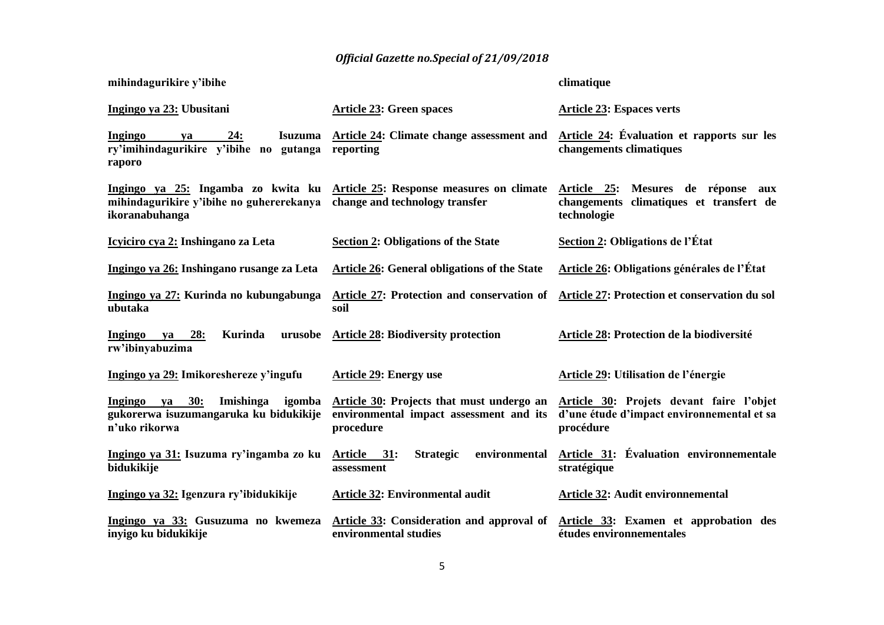| | | |
|---|---|---|
| **mihindagurikire y'ibihe** | | **climatique** |
| **Ingingo ya 23: Ubusitani** | **Article 23: Green spaces** | **Article 23: Espaces verts** |
| **Ingingo ya 24: Isuzuma ry'imihindagurikire y'ibihe no gutanga raporo** | **Article 24: Climate change assessment and reporting** | **Article 24: Évaluation et rapports sur les changements climatiques** |
| **Ingingo ya 25: Ingamba zo kwita ku mihindagurikire y'ibihe no guhererekanya ikoranabuhanga** | **Article 25: Response measures on climate change and technology transfer** | **Article 25: Mesures de réponse aux changements climatiques et transfert de technologie** |
| **Icyiciro cya 2: Inshingano za Leta** | **Section 2: Obligations of the State** | **Section 2: Obligations de l'État** |
| **Ingingo ya 26: Inshingano rusange za Leta** | **Article 26: General obligations of the State** | **Article 26: Obligations générales de l'État** |
| **Ingingo ya 27: Kurinda no kubungabunga ubutaka** | **Article 27: Protection and conservation of soil** | **Article 27: Protection et conservation du sol** |
| **Ingingo ya 28: Kurinda urusobe rw'ibinyabuzima** | **Article 28: Biodiversity protection** | **Article 28: Protection de la biodiversité** |
| **Ingingo ya 29: Imikoreshereze y'ingufu** | **Article 29: Energy use** | **Article 29: Utilisation de l'énergie** |
| **Ingingo ya 30: Imishinga igomba gukorerwa isuzumangaruka ku bidukikije n'uko rikorwa** | **Article 30: Projects that must undergo an environmental impact assessment and its procedure** | **Article 30: Projets devant faire l'objet d'une étude d'impact environnemental et sa procédure** |
| **Ingingo ya 31: Isuzuma ry'ingamba zo ku bidukikije** | **Article 31: Strategic environmental assessment** | **Article 31: Évaluation environnementale stratégique** |
| **Ingingo ya 32: Igenzura ry'ibidukikije** | **Article 32: Environmental audit** | **Article 32: Audit environnemental** |
| **Ingingo ya 33: Gusuzuma no kwemeza inyigo ku bidukikije** | **Article 33: Consideration and approval of environmental studies** | **Article 33: Examen et approbation des études environnementales** |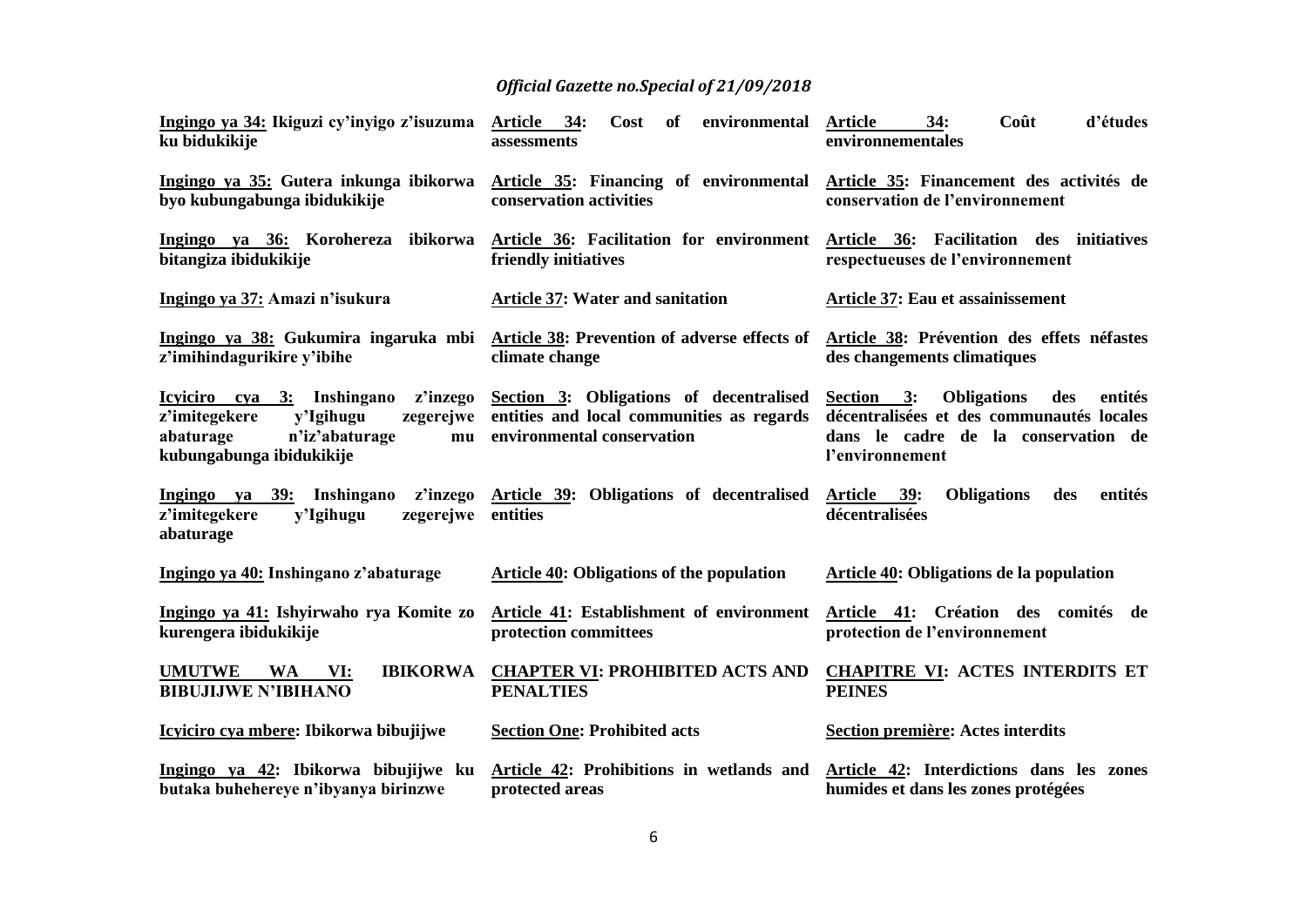| | | |
|---|---|---|
| **Ingingo ya 34: Ikiguzi cy'inyigo z'isuzuma ku bidukikije** | **Article 34: Cost of environmental assessments** | **Article 34: Coût d'études environnementales** |
| **Ingingo ya 35: Gutera inkunga ibikorwa byo kubungabunga ibidukikije** | **Article 35: Financing of environmental conservation activities** | **Article 35: Financement des activités de conservation de l'environnement** |
| **Ingingo ya 36: Korohereza ibikorwa bitangiza ibidukikije** | **Article 36: Facilitation for environment friendly initiatives** | **Article 36: Facilitation des initiatives respectueuses de l'environnement** |
| **Ingingo ya 37: Amazi n'isukura** | **Article 37: Water and sanitation** | **Article 37: Eau et assainissement** |
| **Ingingo ya 38: Gukumira ingaruka mbi z'imihindagurikire y'ibihe** | **Article 38: Prevention of adverse effects of climate change** | **Article 38: Prévention des effets néfastes des changements climatiques** |
| **Icyiciro cya 3: Inshingano z'inzego z'imitegekere y'Igihugu zegerejwe abaturage n'iz'abaturage mu kubungabunga ibidukikije** | **Section 3: Obligations of decentralised entities and local communities as regards environmental conservation** | **Section 3: Obligations des entités décentralisées et des communautés locales dans le cadre de la conservation de l'environnement** |
| **Ingingo ya 39: Inshingano z'inzego z'imitegekere y'Igihugu zegerejwe abaturage** | **Article 39: Obligations of decentralised entities** | **Article 39: Obligations des entités décentralisées** |
| **Ingingo ya 40: Inshingano z'abaturage** | **Article 40: Obligations of the population** | **Article 40: Obligations de la population** |
| **Ingingo ya 41: Ishyirwaho rya Komite zo kurengera ibidukikije** | **Article 41: Establishment of environment protection committees** | **Article 41: Création des comités de protection de l'environnement** |
| **UMUTWE WA VI: IBIKORWA BIBUJIJWE N'IBIHANO** | **CHAPTER VI: PROHIBITED ACTS AND PENALTIES** | **CHAPITRE VI: ACTES INTERDITS ET PEINES** |
| **Icyiciro cya mbere: Ibikorwa bibujijwe** | **Section One: Prohibited acts** | **Section première: Actes interdits** |
| **Ingingo ya 42: Ibikorwa bibujijwe ku butaka buhehereye n'ibyanya birinzwe** | **Article 42: Prohibitions in wetlands and protected areas** | **Article 42: Interdictions dans les zones humides et dans les zones protégées** |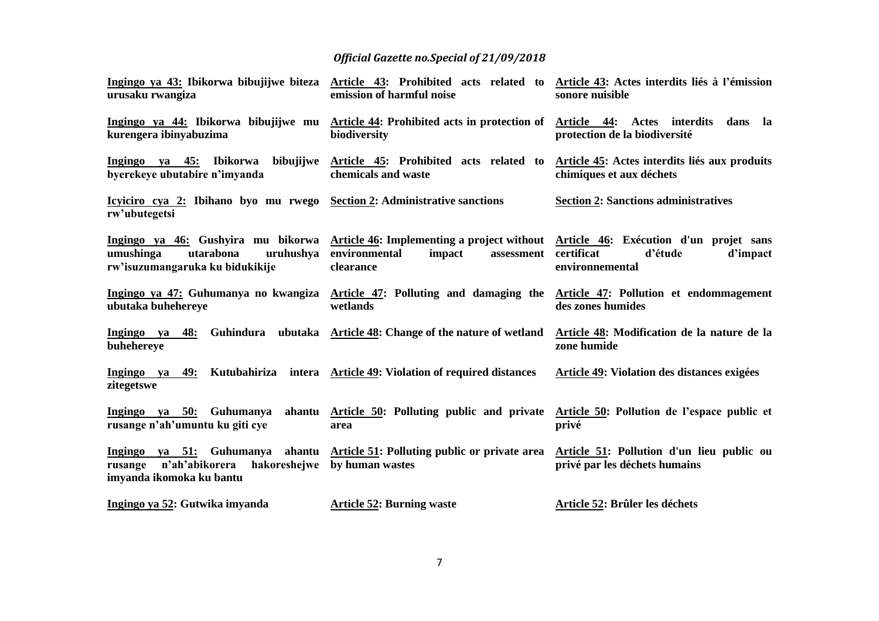**Ingingo ya 43: Ibikorwa bibujijwe biteza urusaku rwangiza**

**Article 43: Prohibited acts related to emission of harmful noise**

**Article 43: Actes interdits liés à l'émission sonore nuisible**

**Ingingo ya 44: Ibikorwa bibujijwe mu kurengera ibinyabuzima**

**Article 44: Prohibited acts in protection of biodiversity**

**Article 44: Actes interdits dans la protection de la biodiversité**

**Ingingo ya 45: Ibikorwa bibujijwe byerekeye ubutabire n'imyanda**

**Article 45: Prohibited acts related to chemicals and waste**

**Article 45: Actes interdits liés aux produits chimiques et aux déchets**

**Icyiciro cya 2: Ibihano byo mu rwego rw'ubutegetsi**

**Section 2: Administrative sanctions**

**Section 2: Sanctions administratives**

**Ingingo ya 46: Gushyira mu bikorwa umushinga utarabona uruhushya rw'isuzumangaruka ku bidukikije**

**Article 46: Implementing a project without environmental impact assessment clearance**

**Article 46: Exécution d'un projet sans certificat d'étude d'impact environnemental**

**Ingingo ya 47: Guhumanya no kwangiza ubutaka buhehereye**

**Article 47: Polluting and damaging the wetlands**

**Article 47: Pollution et endommagement des zones humides**

**Ingingo ya 48: Guhindura ubutaka buhehereye**

**Article 48: Change of the nature of wetland**

**Article 48: Modification de la nature de la zone humide**

**Ingingo ya 49: Kutubahiriza intera zitegetswe**

**Article 49: Violation of required distances**

**Article 49: Violation des distances exigées**

**Ingingo ya 50: Guhumanya ahantu rusange n'ah'umuntu ku giti cye**

**Article 50: Polluting public and private area**

**Article 50: Pollution de l'espace public et privé**

**Ingingo ya 51: Guhumanya ahantu rusange n'ah'abikorera hakoreshejwe imyanda ikomoka ku bantu**

**Article 51: Polluting public or private area by human wastes**

**Article 51: Pollution d'un lieu public ou privé par les déchets humains**

**Ingingo ya 52: Gutwika imyanda**

**Article 52: Burning waste**

**Article 52: Brûler les déchets**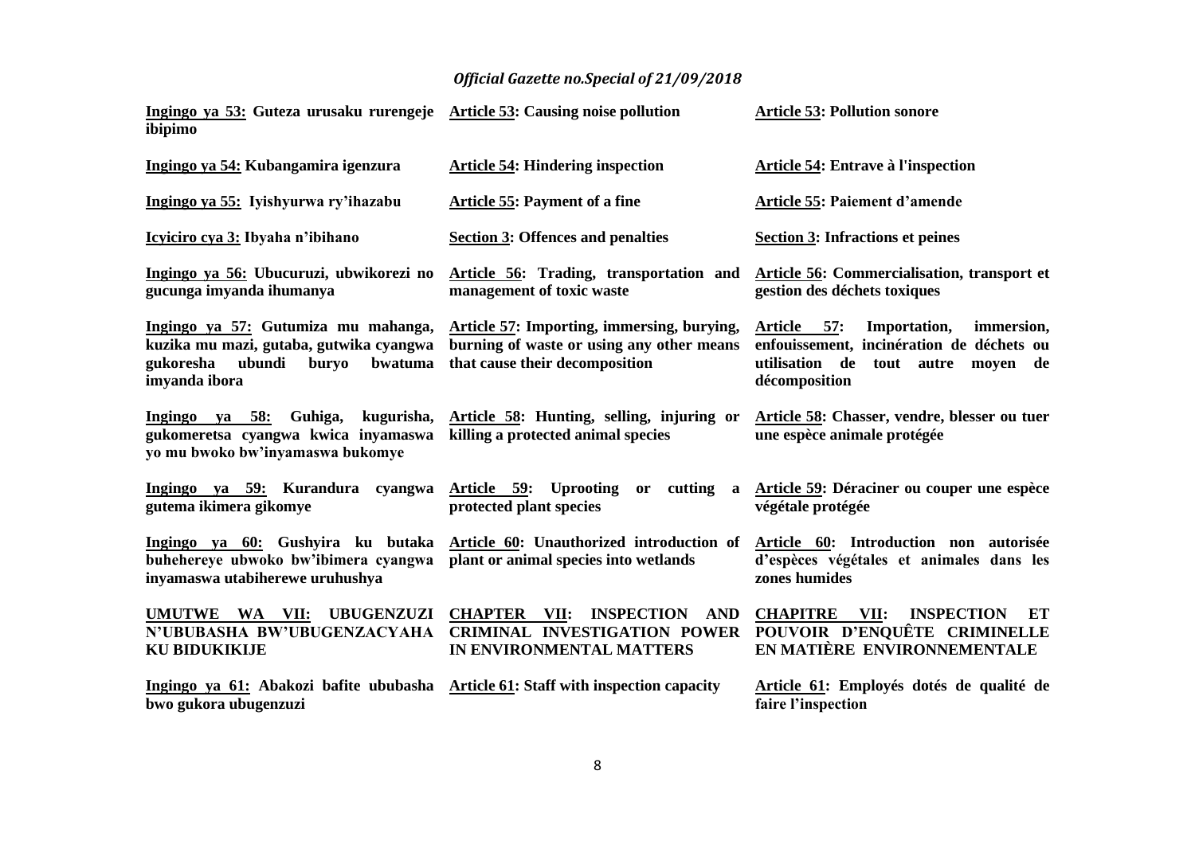| | | |
|---|---|---|
| **Ingingo ya 53: Guteza urusaku rurengeje ibipimo** | **Article 53: Causing noise pollution** | **Article 53: Pollution sonore** |
| **Ingingo ya 54: Kubangamira igenzura** | **Article 54: Hindering inspection** | **Article 54: Entrave à l'inspection** |
| **Ingingo ya 55: Iyishyurwa ry'ihazabu** | **Article 55: Payment of a fine** | **Article 55: Paiement d'amende** |
| **Icyiciro cya 3: Ibyaha n'ibihano** | **Section 3: Offences and penalties** | **Section 3: Infractions et peines** |
| **Ingingo ya 56: Ubucuruzi, ubwikorezi no gucunga imyanda ihumanya** | **Article 56: Trading, transportation and management of toxic waste** | **Article 56: Commercialisation, transport et gestion des déchets toxiques** |
| **Ingingo ya 57: Gutumiza mu mahanga, kuzika mu mazi, gutaba, gutwika cyangwa gukoresha ubundi buryo bwatuma imyanda ibora** | **Article 57: Importing, immersing, burying, burning of waste or using any other means that cause their decomposition** | **Article 57: Importation, immersion, enfouissement, incinération de déchets ou utilisation de tout autre moyen de décomposition** |
| **Ingingo ya 58: Guhiga, kugurisha, gukomeretsa cyangwa kwica inyamaswa yo mu bwoko bw'inyamaswa bukomye** | **Article 58: Hunting, selling, injuring or killing a protected animal species** | **Article 58: Chasser, vendre, blesser ou tuer une espèce animale protégée** |
| **Ingingo ya 59: Kurandura cyangwa gutema ikimera gikomye** | **Article 59: Uprooting or cutting a protected plant species** | **Article 59: Déraciner ou couper une espèce végétale protégée** |
| **Ingingo ya 60: Gushyira ku butaka buhehereye ubwoko bw'ibimera cyangwa inyamaswa utabiherewe uruhushya** | **Article 60: Unauthorized introduction of plant or animal species into wetlands** | **Article 60: Introduction non autorisée d'espèces végétales et animales dans les zones humides** |
| **UMUTWE WA VII: UBUGENZUZI N'UBUBASHA BW'UBUGENZACYAHA KU BIDUKIKIJE** | **CHAPTER VII: INSPECTION AND CRIMINAL INVESTIGATION POWER IN ENVIRONMENTAL MATTERS** | **CHAPITRE VII: INSPECTION ET POUVOIR D'ENQUÊTE CRIMINELLE EN MATIÈRE ENVIRONNEMENTALE** |
| **Ingingo ya 61: Abakozi bafite ububasha bwo gukora ubugenzuzi** | **Article 61: Staff with inspection capacity** | **Article 61: Employés dotés de qualité de faire l'inspection** |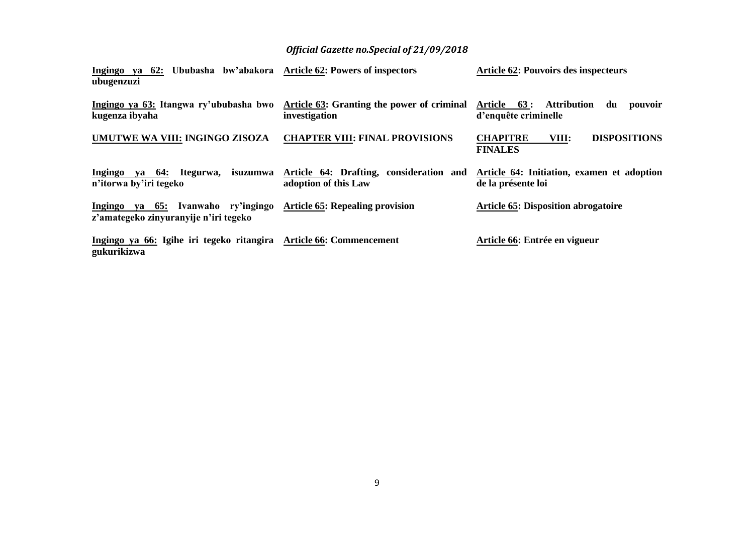**Ingingo ya 62: Ububasha bw'abakora ubugenzuzi**

**Article 62: Powers of inspectors**

**Article 62: Pouvoirs des inspecteurs**

**Ingingo ya 63: Itangwa ry'ububasha bwo kugenza ibyaha**

**Article 63: Granting the power of criminal investigation**

**Article 63 : Attribution du pouvoir d'enquête criminelle**

**UMUTWE WA VIII: INGINGO ZISOZA**

**CHAPTER VIII: FINAL PROVISIONS**

**CHAPITRE VIII: DISPOSITIONS FINALES**

**Ingingo ya 64: Itegurwa, isuzumwa n'itorwa by'iri tegeko**

**Article 64: Drafting, consideration and adoption of this Law**

**Article 64: Initiation, examen et adoption de la présente loi**

**Ingingo ya 65: Ivanwaho ry'ingingo z'amategeko zinyuranyije n'iri tegeko**

**Article 65: Repealing provision**

**Article 65: Disposition abrogatoire**

**Ingingo ya 66: Igihe iri tegeko ritangira gukurikizwa**

**Article 66: Commencement**

**Article 66: Entrée en vigueur**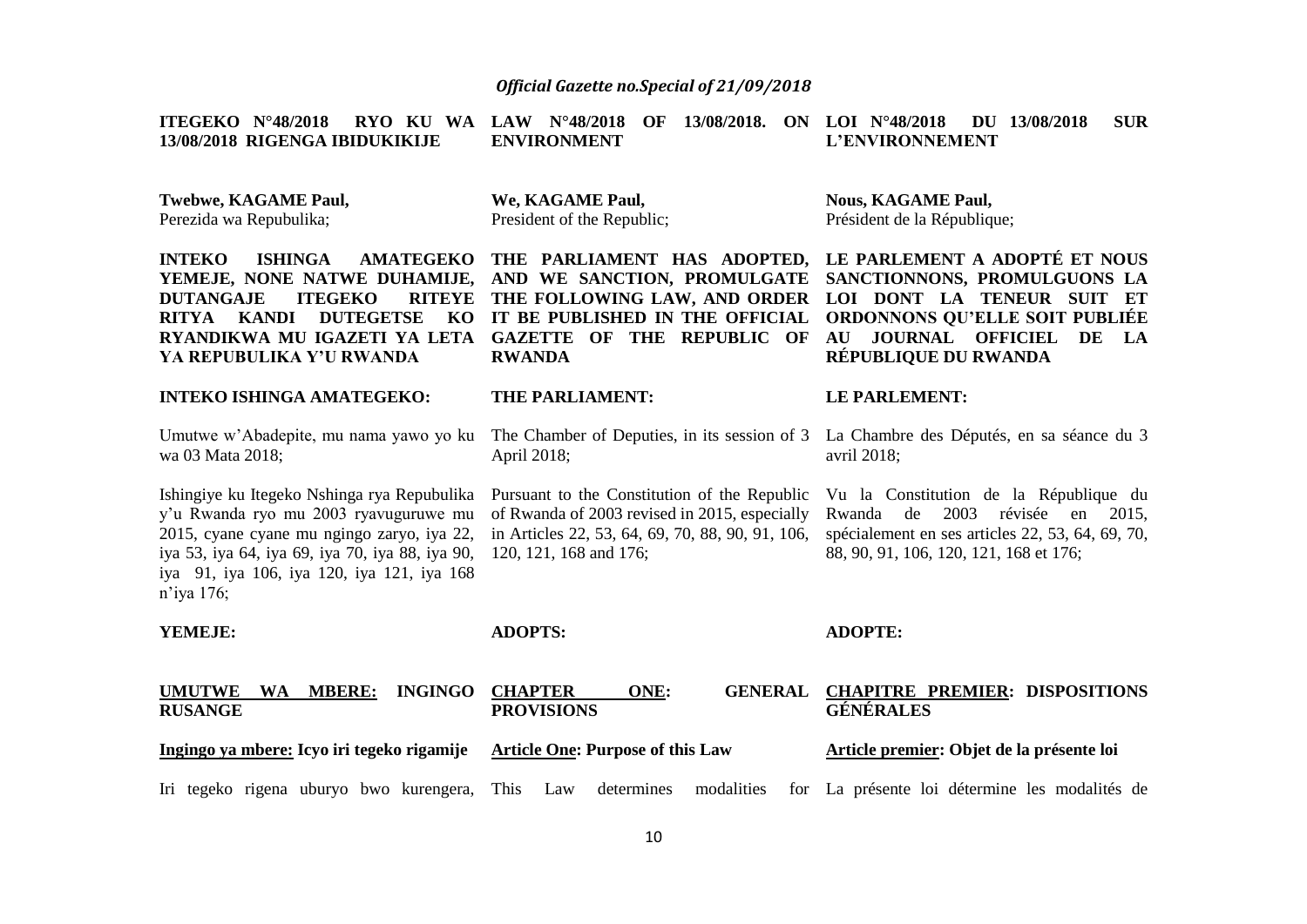**ITEGEKO N°48/2018 RYO KU WA 13/08/2018 RIGENGA IBIDUKIKIJE**

**Twebwe, KAGAME Paul,**
Perezida wa Repubulika;

**INTEKO ISHINGA AMATEGEKO YEMEJE, NONE NATWE DUHAMIJE, DUTANGAJE ITEGEKO RITEYE RITYA KANDI DUTEGETSE KO RYANDIKWA MU IGAZETI YA LETA YA REPUBULIKA Y'U RWANDA**

**INTEKO ISHINGA AMATEGEKO:**

Umutwe w'Abadepite, mu nama yawo yo ku wa 03 Mata 2018;

Ishingiye ku Itegeko Nshinga rya Repubulika y'u Rwanda ryo mu 2003 ryavuguruwe mu 2015, cyane cyane mu ngingo zaryo, iya 22, iya 53, iya 64, iya 69, iya 70, iya 88, iya 90, iya 91, iya 106, iya 120, iya 121, iya 168 n'iya 176;

**YEMEJE:**

**UMUTWE WA MBERE: INGINGO RUSANGE**

**Ingingo ya mbere: Icyo iri tegeko rigamije**

Iri tegeko rigena uburyo bwo kurengera,

**LAW N°48/2018 OF 13/08/2018. ON ENVIRONMENT**

**We, KAGAME Paul,**
President of the Republic;

**THE PARLIAMENT HAS ADOPTED, AND WE SANCTION, PROMULGATE THE FOLLOWING LAW, AND ORDER IT BE PUBLISHED IN THE OFFICIAL GAZETTE OF THE REPUBLIC OF RWANDA**

**THE PARLIAMENT:**

The Chamber of Deputies, in its session of 3 April 2018;

Pursuant to the Constitution of the Republic of Rwanda of 2003 revised in 2015, especially in Articles 22, 53, 64, 69, 70, 88, 90, 91, 106, 120, 121, 168 and 176;

**ADOPTS:**

**CHAPTER ONE: GENERAL PROVISIONS**

**Article One: Purpose of this Law**

This Law determines modalities for

**LOI N°48/2018 DU 13/08/2018 SUR L'ENVIRONNEMENT**

**Nous, KAGAME Paul,**
Président de la République;

**LE PARLEMENT A ADOPTÉ ET NOUS SANCTIONNONS, PROMULGUONS LA LOI DONT LA TENEUR SUIT ET ORDONNONS QU'ELLE SOIT PUBLIÉE AU JOURNAL OFFICIEL DE LA RÉPUBLIQUE DU RWANDA**

**LE PARLEMENT:**

La Chambre des Députés, en sa séance du 3 avril 2018;

Vu la Constitution de la République du Rwanda de 2003 révisée en 2015, spécialement en ses articles 22, 53, 64, 69, 70, 88, 90, 91, 106, 120, 121, 168 et 176;

**ADOPTE:**

**CHAPITRE PREMIER: DISPOSITIONS GÉNÉRALES**

**Article premier: Objet de la présente loi**

La présente loi détermine les modalités de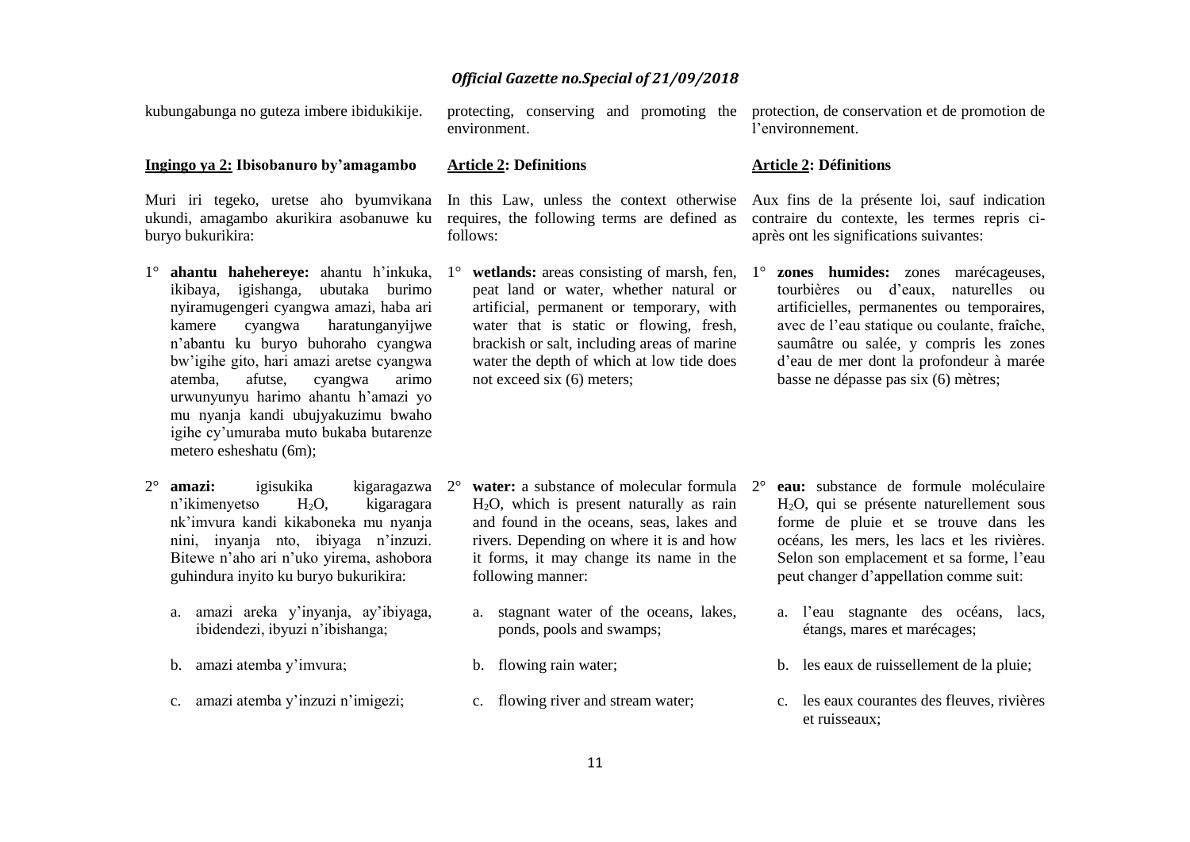kubungabunga no guteza imbere ibidukikije.

**Ingingo ya 2: Ibisobanuro by'amagambo**

Muri iri tegeko, uretse aho byumvikana ukundi, amagambo akurikira asobanuwe ku buryo bukurikira:

1° **ahantu hahehereye:** ahantu h'inkuka, ikibaya, igishanga, ubutaka burimo nyiramugengeri cyangwa amazi, haba ari kamere cyangwa haratunganyijwe n'abantu ku buryo buhoraho cyangwa bw'igihe gito, hari amazi aretse cyangwa atemba, afutse, cyangwa arimo urwunyunyu harimo ahantu h'amazi yo mu nyanja kandi ubujyakuzimu bwaho igihe cy'umuraba muto bukaba butarenze metero esheshatu (6m);

2° **amazi:** igisukika kigaragazwa n'ikimenyetso $H_2O$, kigaragara nk'imvura kandi kikaboneka mu nyanja nini, inyanja nto, ibiyaga n'inzuzi. Bitewe n'aho ari n'uko yirema, ashobora guhindura inyito ku buryo bukurikira:

a. amazi areka y'inyanja, ay'ibiyaga, ibidendezi, ibyuzi n'ibishanga;

b. amazi atemba y'imvura;

c. amazi atemba y'inzuzi n'imigezi;

protecting, conserving and promoting the environment.

**Article 2: Definitions**

In this Law, unless the context otherwise requires, the following terms are defined as follows:

1° **wetlands:** areas consisting of marsh, fen, peat land or water, whether natural or artificial, permanent or temporary, with water that is static or flowing, fresh, brackish or salt, including areas of marine water the depth of which at low tide does not exceed six (6) meters;

2° **water:** a substance of molecular formula $H_2O$, which is present naturally as rain and found in the oceans, seas, lakes and rivers. Depending on where it is and how it forms, it may change its name in the following manner:

a. stagnant water of the oceans, lakes, ponds, pools and swamps;

b. flowing rain water;

c. flowing river and stream water;

protection, de conservation et de promotion de l'environnement.

**Article 2: Définitions**

Aux fins de la présente loi, sauf indication contraire du contexte, les termes repris ci-après ont les significations suivantes:

1° **zones humides:** zones marécageuses, tourbières ou d'eaux, naturelles ou artificielles, permanentes ou temporaires, avec de l'eau statique ou coulante, fraîche, saumâtre ou salée, y compris les zones d'eau de mer dont la profondeur à marée basse ne dépasse pas six (6) mètres;

2° **eau:** substance de formule moléculaire $H_2O$, qui se présente naturellement sous forme de pluie et se trouve dans les océans, les mers, les lacs et les rivières. Selon son emplacement et sa forme, l'eau peut changer d'appellation comme suit:

a. l'eau stagnante des océans, lacs, étangs, mares et marécages;

b. les eaux de ruissellement de la pluie;

c. les eaux courantes des fleuves, rivières et ruisseaux;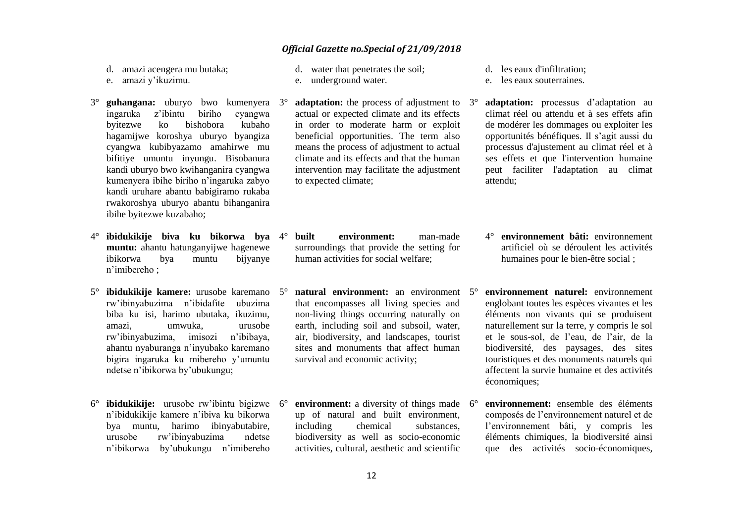d. amazi acengera mu butaka;
e. amazi y'ikuzimu.

3° **guhangana:** uburyo bwo kumenyera ingaruka z'ibintu biriho cyangwa byitezwe ko bishobora kubaho hagamijwe koroshya uburyo byangiza cyangwa kubibyazamo amahirwe mu bifitiye umuntu inyungu. Bisobanura kandi uburyo bwo kwihanganira cyangwa kumenyera ibihe biriho n'ingaruka zabyo kandi uruhare abantu babigiramo rukaba rwakoroshya uburyo abantu bihanganira ibihe byitezwe kuzabaho;

4° **ibidukikije biva ku bikorwa bya muntu:** ahantu hatunganyijwe hagenewe ibikorwa bya muntu bijyanye n'imibereho ;

5° **ibidukikije kamere:** urusobe karemano rw'ibinyabuzima n'ibidafite ubuzima biba ku isi, harimo ubutaka, ikuzimu, amazi, umwuka, urusobe rw'ibinyabuzima, imisozi n'ibibaya, ahantu nyaburanga n'inyubako karemano bigira ingaruka ku mibereho y'umuntu ndetse n'ibikorwa by'ubukungu;

6° **ibidukikije:** urusobe rw'ibintu bigizwe n'ibidukikije kamere n'ibiva ku bikorwa bya muntu, harimo ibinyabutabire, urusobe rw'ibinyabuzima ndetse n'ibikorwa by'ubukungu n'imibereho

d. water that penetrates the soil;
e. underground water.

3° **adaptation:** the process of adjustment to actual or expected climate and its effects in order to moderate harm or exploit beneficial opportunities. The term also means the process of adjustment to actual climate and its effects and that the human intervention may facilitate the adjustment to expected climate;

4° **built environment:** man-made surroundings that provide the setting for human activities for social welfare;

5° **natural environment:** an environment that encompasses all living species and non-living things occurring naturally on earth, including soil and subsoil, water, air, biodiversity, and landscapes, tourist sites and monuments that affect human survival and economic activity;

6° **environment:** a diversity of things made up of natural and built environment, including chemical substances, biodiversity as well as socio-economic activities, cultural, aesthetic and scientific

d. les eaux d'infiltration;
e. les eaux souterraines.

3° **adaptation:** processus d'adaptation au climat réel ou attendu et à ses effets afin de modérer les dommages ou exploiter les opportunités bénéfiques. Il s'agit aussi du processus d'ajustement au climat réel et à ses effets et que l'intervention humaine peut faciliter l'adaptation au climat attendu;

4° **environnement bâti:** environnement artificiel où se déroulent les activités humaines pour le bien-être social ;

5° **environnement naturel:** environnement englobant toutes les espèces vivantes et les éléments non vivants qui se produisent naturellement sur la terre, y compris le sol et le sous-sol, de l'eau, de l'air, de la biodiversité, des paysages, des sites touristiques et des monuments naturels qui affectent la survie humaine et des activités économiques;

6° **environnement:** ensemble des éléments composés de l'environnement naturel et de l'environnement bâti, y compris les éléments chimiques, la biodiversité ainsi que des activités socio-économiques,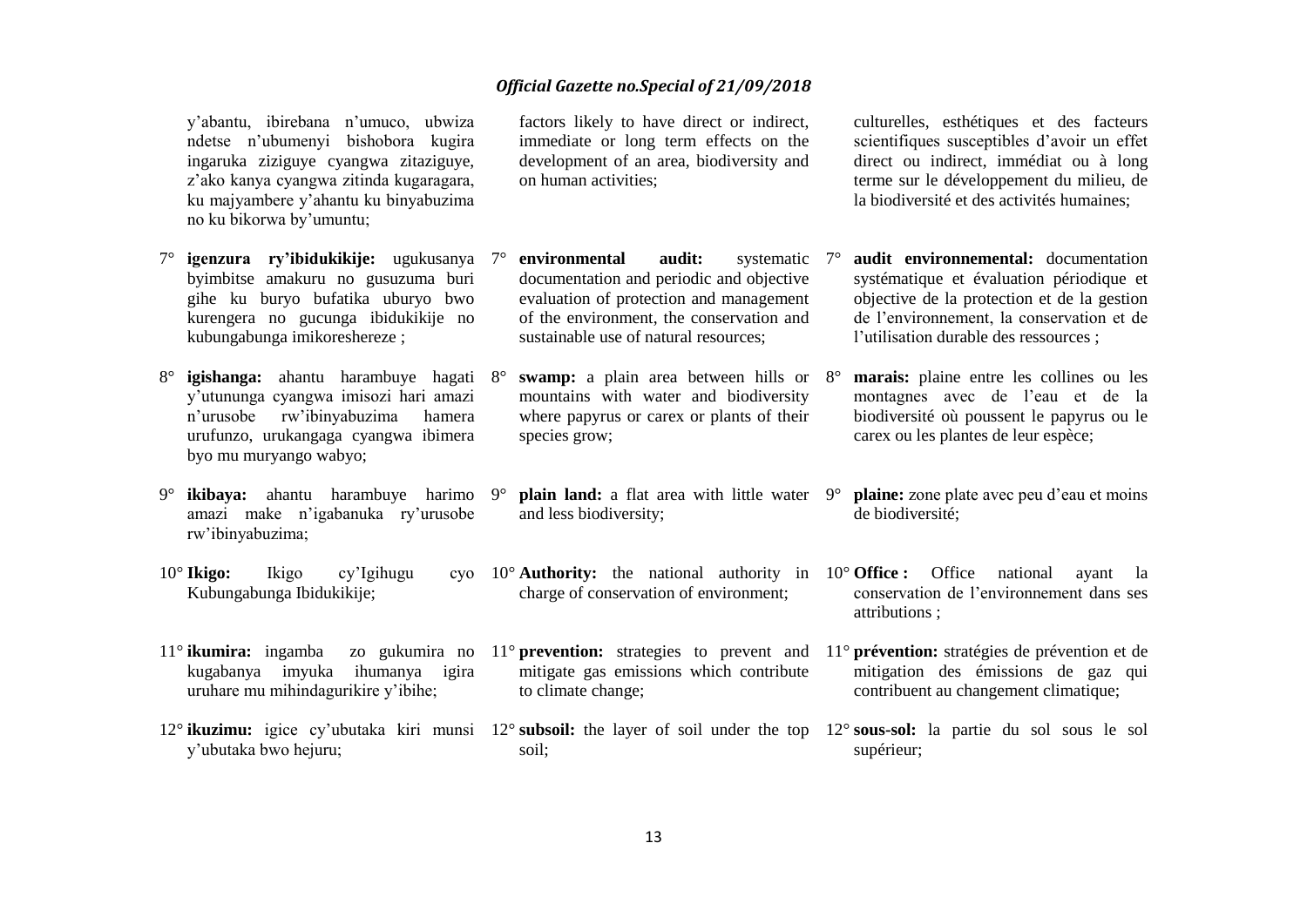y'abantu, ibirebana n'umuco, ubwiza ndetse n'ubumenyi bishobora kugira ingaruka ziziguye cyangwa zitaziguye, z'ako kanya cyangwa zitinda kugaragara, ku majyambere y'ahantu ku binyabuzima no ku bikorwa by'umuntu;

7° **igenzura ry'ibidukikije:** ugukusanya byimbitse amakuru no gusuzuma buri gihe ku buryo bufatika uburyo bwo kurengera no gucunga ibidukikije no kubungabunga imikoreshereze ;

8° **igishanga:** ahantu harambuye hagati y'utununga cyangwa imisozi hari amazi n'urusobe rw'ibinyabuzima hamera urufunzo, urukangaga cyangwa ibimera byo mu muryango wabyo;

9° **ikibaya:** ahantu harambuye harimo amazi make n'igabanuka ry'urusobe rw'ibinyabuzima;

10° **Ikigo:** Ikigo cy'Igihugu cyo Kubungabunga Ibidukikije;

11° **ikumira:** ingamba zo gukumira no kugabanya imyuka ihumanya igira uruhare mu mihindagurikire y'ibihe;

12° **ikuzimu:** igice cy'ubutaka kiri munsi y'ubutaka bwo hejuru;

factors likely to have direct or indirect, immediate or long term effects on the development of an area, biodiversity and on human activities;

7° **environmental audit:** systematic documentation and periodic and objective evaluation of protection and management of the environment, the conservation and sustainable use of natural resources;

8° **swamp:** a plain area between hills or mountains with water and biodiversity where papyrus or carex or plants of their species grow;

9° **plain land:** a flat area with little water and less biodiversity;

10° **Authority:** the national authority in charge of conservation of environment;

11° **prevention:** strategies to prevent and mitigate gas emissions which contribute to climate change;

12° **subsoil:** the layer of soil under the top soil;

culturelles, esthétiques et des facteurs scientifiques susceptibles d'avoir un effet direct ou indirect, immédiat ou à long terme sur le développement du milieu, de la biodiversité et des activités humaines;

7° **audit environnemental:** documentation systématique et évaluation périodique et objective de la protection et de la gestion de l'environnement, la conservation et de l'utilisation durable des ressources ;

8° **marais:** plaine entre les collines ou les montagnes avec de l'eau et de la biodiversité où poussent le papyrus ou le carex ou les plantes de leur espèce;

9° **plaine:** zone plate avec peu d'eau et moins de biodiversité;

10° **Office :** Office national ayant la conservation de l'environnement dans ses attributions ;

11° **prévention:** stratégies de prévention et de mitigation des émissions de gaz qui contribuent au changement climatique;

12° **sous-sol:** la partie du sol sous le sol supérieur;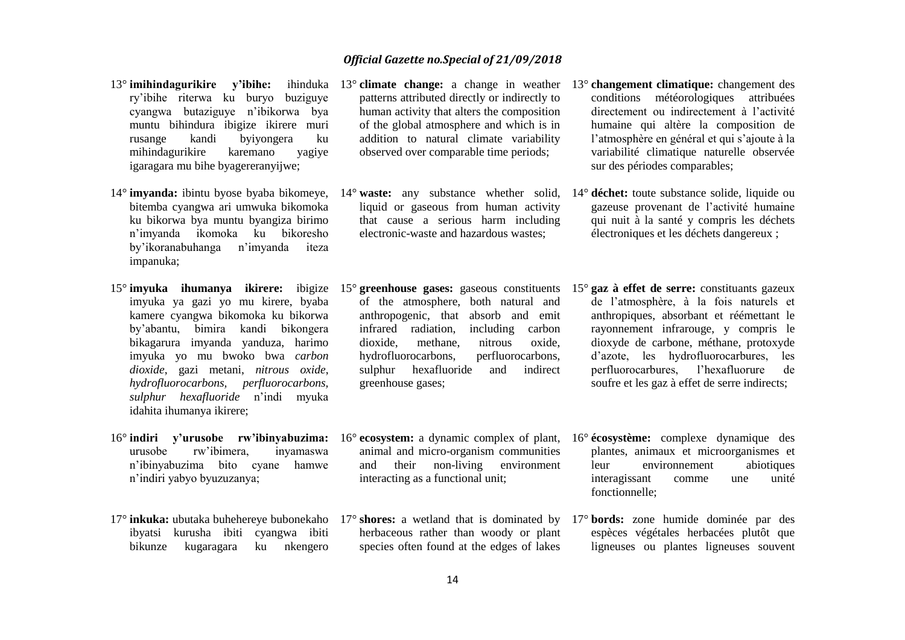13° **imihindagurikire y'ibihe:** ihinduka ry'ibihe riterwa ku buryo buziguye cyangwa butaziguye n'ibikorwa bya muntu bihindura ibigize ikirere muri rusange kandi byiyongera ku mihindagurikire karemano yagiye igaragara mu bihe byagereranyijwe;

14° **imyanda:** ibintu byose byaba bikomeye, bitemba cyangwa ari umwuka bikomoka ku bikorwa bya muntu byangiza birimo n'imyanda ikomoka ku bikoresho by'ikoranabuhanga n'imyanda iteza impanuka;

15° **imyuka ihumanya ikirere:** ibigize imyuka ya gazi yo mu kirere, byaba kamere cyangwa bikomoka ku bikorwa by'abantu, bimira kandi bikongera bikagarura imyanda yanduza, harimo imyuka yo mu bwoko bwa *carbon dioxide*, gazi metani, *nitrous oxide*, *hydrofluorocarbons, perfluorocarbons, sulphur hexafluoride* n'indi myuka idahita ihumanya ikirere;

16° **indiri y'urusobe rw'ibinyabuzima:** urusobe rw'ibimera, inyamaswa n'ibinyabuzima bito cyane hamwe n'indiri yabyo byuzuzanya;

17° **inkuka:** ubutaka buhehereye bubonekaho ibyatsi kurusha ibiti cyangwa ibiti bikunze kugaragara ku nkengero

13° **climate change:** a change in weather patterns attributed directly or indirectly to human activity that alters the composition of the global atmosphere and which is in addition to natural climate variability observed over comparable time periods;

14° **waste:** any substance whether solid, liquid or gaseous from human activity that cause a serious harm including electronic-waste and hazardous wastes;

15° **greenhouse gases:** gaseous constituents of the atmosphere, both natural and anthropogenic, that absorb and emit infrared radiation, including carbon dioxide, methane, nitrous oxide, hydrofluorocarbons, perfluorocarbons, sulphur hexafluoride and indirect greenhouse gases;

16° **ecosystem:** a dynamic complex of plant, animal and micro-organism communities and their non-living environment interacting as a functional unit;

17° **shores:** a wetland that is dominated by herbaceous rather than woody or plant species often found at the edges of lakes

13° **changement climatique:** changement des conditions météorologiques attribuées directement ou indirectement à l'activité humaine qui altère la composition de l'atmosphère en général et qui s'ajoute à la variabilité climatique naturelle observée sur des périodes comparables;

14° **déchet:** toute substance solide, liquide ou gazeuse provenant de l'activité humaine qui nuit à la santé y compris les déchets électroniques et les déchets dangereux ;

15° **gaz à effet de serre:** constituants gazeux de l'atmosphère, à la fois naturels et anthropiques, absorbant et réémettant le rayonnement infrarouge, y compris le dioxyde de carbone, méthane, protoxyde d'azote, les hydrofluorocarbures, les perfluorocarbures, l'hexafluorure de soufre et les gaz à effet de serre indirects;

16° **écosystème:** complexe dynamique des plantes, animaux et microorganismes et leur environnement abiotiques interagissant comme une unité fonctionnelle;

17° **bords:** zone humide dominée par des espèces végétales herbacées plutôt que ligneuses ou plantes ligneuses souvent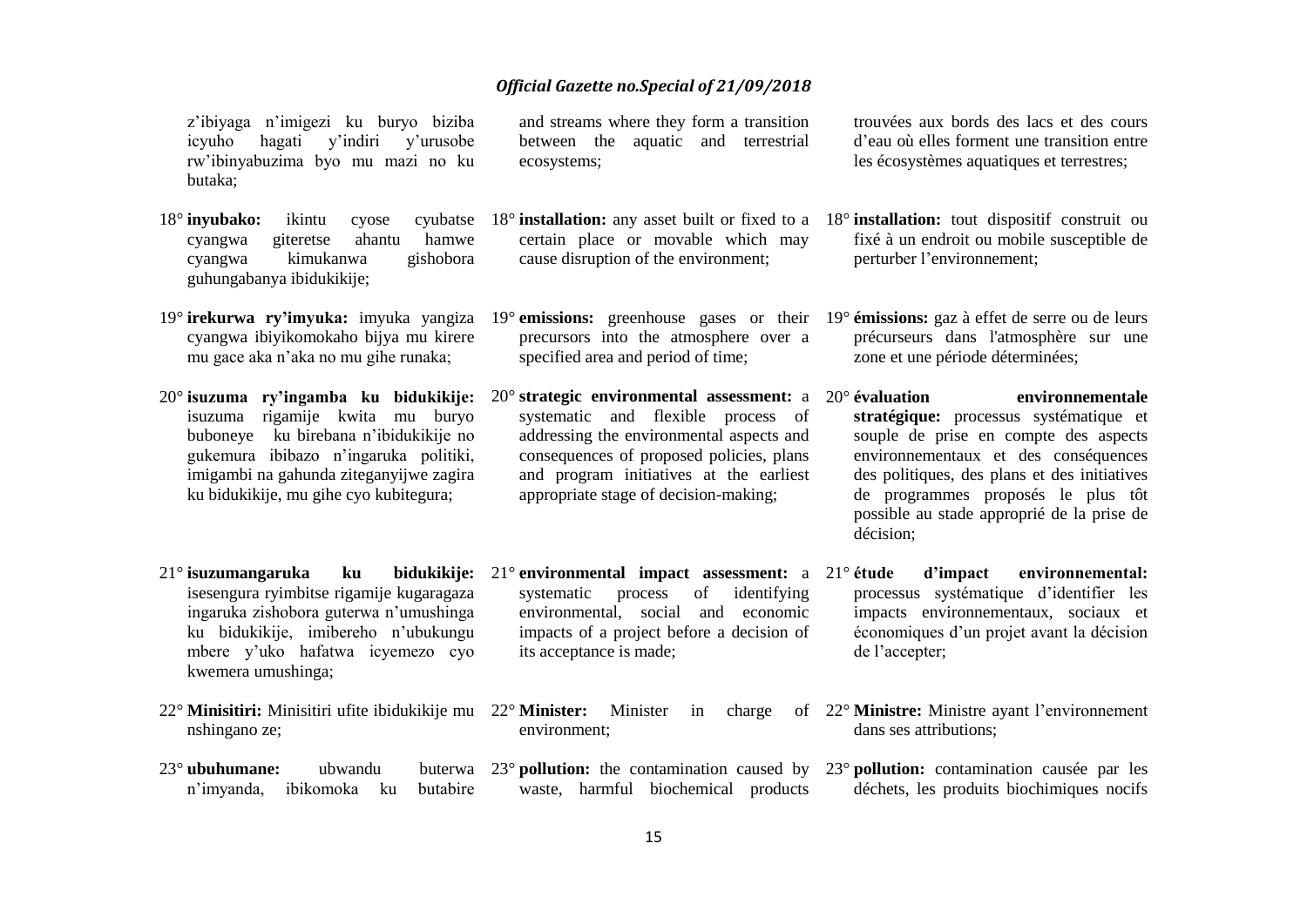z'ibiyaga n'imigezi ku buryo biziba icyuho hagati y'indiri y'urusobe rw'ibinyabuzima byo mu mazi no ku butaka;

18° **inyubako:** ikintu cyose cyubatse cyangwa giteretse ahantu hamwe cyangwa kimukanwa gishobora guhungabanya ibidukikije;

19° **irekurwa ry'imyuka:** imyuka yangiza cyangwa ibiyikomokaho bijya mu kirere mu gace aka n'aka no mu gihe runaka;

20° **isuzuma ry'ingamba ku bidukikije:** isuzuma rigamije kwita mu buryo buboneye ku birebana n'ibidukikije no gukemura ibibazo n'ingaruka politiki, imigambi na gahunda ziteganyijwe zagira ku bidukikije, mu gihe cyo kubitegura;

21° **isuzumangaruka ku bidukikije:** isesengura ryimbitse rigamije kugaragaza ingaruka zishobora guterwa n'umushinga ku bidukikije, imibereho n'ubukungu mbere y'uko hafatwa icyemezo cyo kwemera umushinga;

22° **Minisitiri:** Minisitiri ufite ibidukikije mu nshingano ze;

23° **ubuhumane:** ubwandu buterwa n'imyanda, ibikomoka ku butabire

and streams where they form a transition between the aquatic and terrestrial ecosystems;

18° **installation:** any asset built or fixed to a certain place or movable which may cause disruption of the environment;

19° **emissions:** greenhouse gases or their precursors into the atmosphere over a specified area and period of time;

20° **strategic environmental assessment:** a systematic and flexible process of addressing the environmental aspects and consequences of proposed policies, plans and program initiatives at the earliest appropriate stage of decision-making;

21° **environmental impact assessment:** a systematic process of identifying environmental, social and economic impacts of a project before a decision of its acceptance is made;

22° **Minister:** Minister in charge of environment;

23° **pollution:** the contamination caused by waste, harmful biochemical products

trouvées aux bords des lacs et des cours d'eau où elles forment une transition entre les écosystèmes aquatiques et terrestres;

18° **installation:** tout dispositif construit ou fixé à un endroit ou mobile susceptible de perturber l'environnement;

19° **émissions:** gaz à effet de serre ou de leurs précurseurs dans l'atmosphère sur une zone et une période déterminées;

20° **évaluation environnementale stratégique:** processus systématique et souple de prise en compte des aspects environnementaux et des conséquences des politiques, des plans et des initiatives de programmes proposés le plus tôt possible au stade approprié de la prise de décision;

21° **étude d'impact environnemental:** processus systématique d'identifier les impacts environnementaux, sociaux et économiques d'un projet avant la décision de l'accepter;

22° **Ministre:** Ministre ayant l'environnement dans ses attributions;

23° **pollution:** contamination causée par les déchets, les produits biochimiques nocifs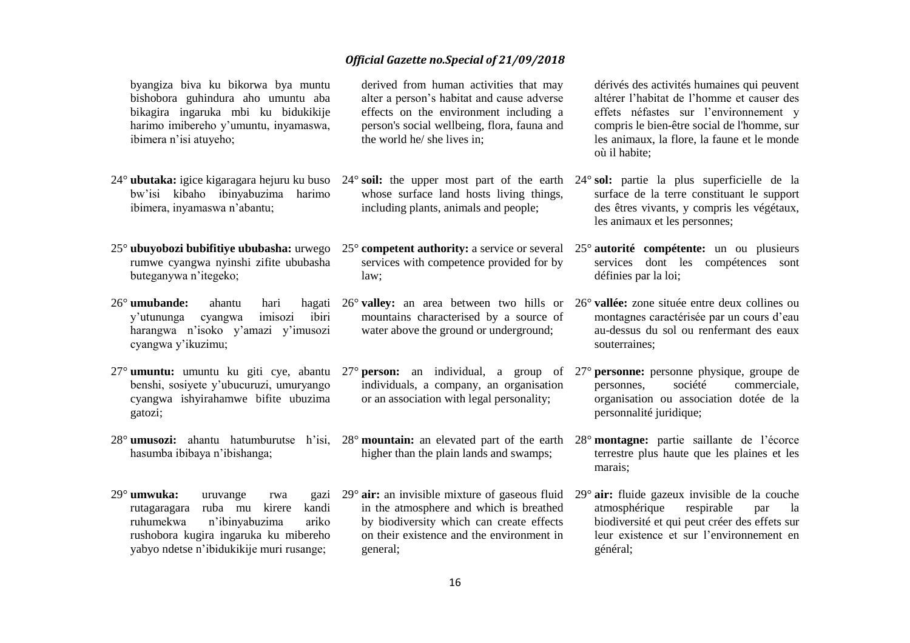byangiza biva ku bikorwa bya muntu bishobora guhindura aho umuntu aba bikagira ingaruka mbi ku bidukikije harimo imibereho y'umuntu, inyamaswa, ibimera n'isi atuyeho;

24° **ubutaka:** igice kigaragara hejuru ku buso bw'isi kibaho ibinyabuzima harimo ibimera, inyamaswa n'abantu;

25° **ubuyobozi bubifitiye ububasha:** urwego rumwe cyangwa nyinshi zifite ububasha buteganywa n'itegeko;

26° **umubande:** ahantu hari hagati y'utununga cyangwa imisozi ibiri harangwa n'isoko y'amazi y'imusozi cyangwa y'ikuzimu;

27° **umuntu:** umuntu ku giti cye, abantu benshi, sosiyete y'ubucuruzi, umuryango cyangwa ishyirahamwe bifite ubuzima gatozi;

28° **umusozi:** ahantu hatumburutse h'isi, hasumba ibibaya n'ibishanga;

29° **umwuka:** uruvange rwa gazi rutagaragara ruba mu kirere kandi ruhumekwa n'ibinyabuzima ariko rushobora kugira ingaruka ku mibereho yabyo ndetse n'ibidukikije muri rusange;

derived from human activities that may alter a person's habitat and cause adverse effects on the environment including a person's social wellbeing, flora, fauna and the world he/ she lives in;

24° **soil:** the upper most part of the earth whose surface land hosts living things, including plants, animals and people;

25° **competent authority:** a service or several services with competence provided for by law;

26° **valley:** an area between two hills or mountains characterised by a source of water above the ground or underground;

27° **person:** an individual, a group of individuals, a company, an organisation or an association with legal personality;

28° **mountain:** an elevated part of the earth higher than the plain lands and swamps;

29° **air:** an invisible mixture of gaseous fluid in the atmosphere and which is breathed by biodiversity which can create effects on their existence and the environment in general;

dérivés des activités humaines qui peuvent altérer l'habitat de l'homme et causer des effets néfastes sur l'environnement y compris le bien-être social de l'homme, sur les animaux, la flore, la faune et le monde où il habite;

24° **sol:** partie la plus superficielle de la surface de la terre constituant le support des êtres vivants, y compris les végétaux, les animaux et les personnes;

25° **autorité compétente:** un ou plusieurs services dont les compétences sont définies par la loi;

26° **vallée:** zone située entre deux collines ou montagnes caractérisée par un cours d'eau au-dessus du sol ou renfermant des eaux souterraines;

27° **personne:** personne physique, groupe de personnes, société commerciale, organisation ou association dotée de la personnalité juridique;

28° **montagne:** partie saillante de l'écorce terrestre plus haute que les plaines et les marais;

29° **air:** fluide gazeux invisible de la couche atmosphérique respirable par la biodiversité et qui peut créer des effets sur leur existence et sur l'environnement en général;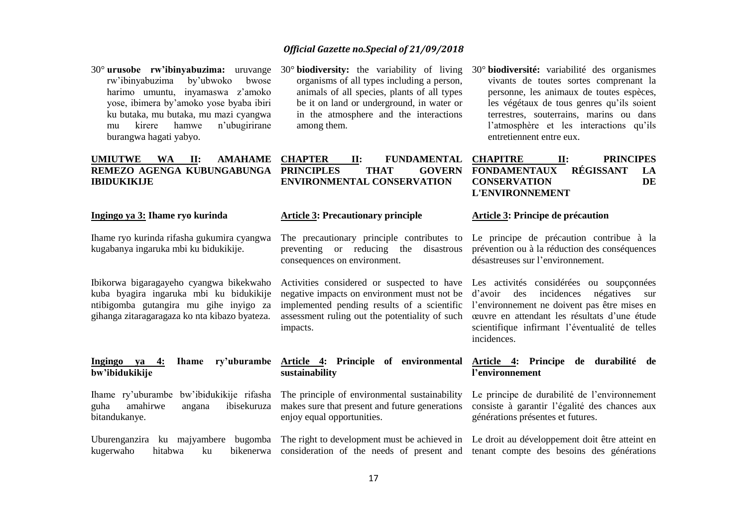30° **urusobe rw'ibinyabuzima:** uruvange rw'ibinyabuzima by'ubwoko bwose harimo umuntu, inyamaswa z'amoko yose, ibimera by'amoko yose byaba ibiri ku butaka, mu butaka, mu mazi cyangwa mu kirere hamwe n'ubugiririrane burangwa hagati yabyo.

30° **biodiversity:** the variability of living organisms of all types including a person, animals of all species, plants of all types be it on land or underground, in water or in the atmosphere and the interactions among them.

30° **biodiversité:** variabilité des organismes vivants de toutes sortes comprenant la personne, les animaux de toutes espèces, les végétaux de tous genres qu'ils soient terrestres, souterrains, marins ou dans l'atmosphère et les interactions qu'ils entretiennent entre eux.

## UMUTWE WA II: AMAHAME REMEZO AGENGA KUBUNGABUNGA IBIDUKIKIJE

## CHAPTER II: FUNDAMENTAL PRINCIPLES THAT GOVERN ENVIRONMENTAL CONSERVATION

## CHAPITRE II: PRINCIPES FONDAMENTAUX RÉGISSANT LA CONSERVATION DE L'ENVIRONNEMENT

### Ingingo ya 3: Ihame ryo kurinda

Ihame ryo kurinda rifasha gukumira cyangwa kugabanya ingaruka mbi ku bidukikije.

Ibikorwa bigaragayeho cyangwa bikekwaho kuba byagira ingaruka mbi ku bidukikije ntibigomba gutangira mu gihe inyigo za gihanga zitaragaragaza ko nta kibazo byateza.

### Article 3: Precautionary principle

The precautionary principle contributes to preventing or reducing the disastrous consequences on environment.

Activities considered or suspected to have negative impacts on environment must not be implemented pending results of a scientific assessment ruling out the potentiality of such impacts.

### Article 3: Principe de précaution

Le principe de précaution contribue à la prévention ou à la réduction des conséquences désastreuses sur l'environnement.

Les activités considérées ou soupçonnées d'avoir des incidences négatives sur l'environnement ne doivent pas être mises en œuvre en attendant les résultats d'une étude scientifique infirmant l'éventualité de telles incidences.

### Ingingo ya 4: Ihame ry'uburambe bw'ibidukikije

Ihame ry'uburambe bw'ibidukikije rifasha guha amahirwe angana ibisekuruza bitandukanye.

Uburenganzira ku majyambere bugomba kugerwaho hitabwa ku bikenerwa

### Article 4: Principle of environmental sustainability

The principle of environmental sustainability makes sure that present and future generations enjoy equal opportunities.

The right to development must be achieved in consideration of the needs of present and

### Article 4: Principe de durabilité de l'environnement

Le principe de durabilité de l'environnement consiste à garantir l'égalité des chances aux générations présentes et futures.

Le droit au développement doit être atteint en tenant compte des besoins des générations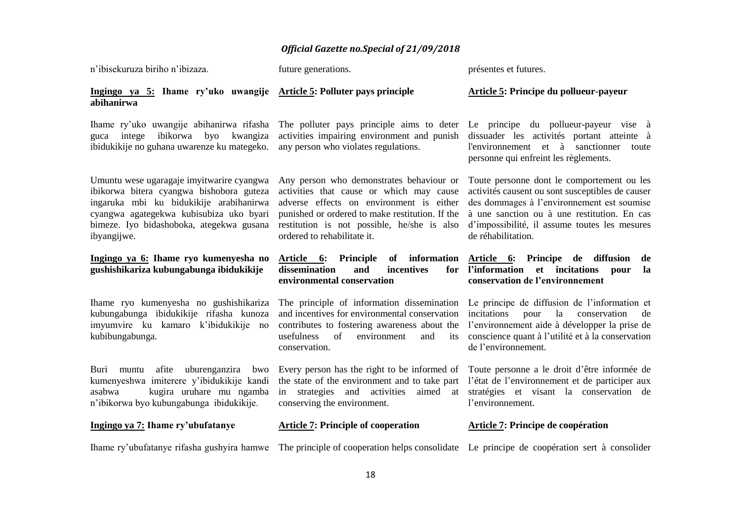n'ibisekuruza biriho n'ibizaza.

future generations.

présentes et futures.

**Ingingo ya 5: Ihame ry'uko uwangije abihanirwa**

Ihame ry'uko uwangije abihanirwa rifasha guca intege ibikorwa byo kwangiza ibidukikije no guhana uwarenze ku mategeko.

Umuntu wese ugaragaje imyitwarire cyangwa ibikorwa bitera cyangwa bishobora guteza ingaruka mbi ku bidukikije arabihanirwa cyangwa agategekwa kubisubiza uko byari bimeze. Iyo bidashoboka, ategekwa gusana ibyangijwe.

**Ingingo ya 6: Ihame ryo kumenyesha no gushishikariza kubungabunga ibidukikije**

Ihame ryo kumenyesha no gushishikariza kubungabunga ibidukikije rifasha kunoza imyumvire ku kamaro k'ibidukikije no kubibungabunga.

Buri muntu afite uburenganzira bwo kumenyeshwa imiterere y'ibidukikije kandi asabwa kugira uruhare mu ngamba n'ibikorwa byo kubungabunga ibidukikije.

**Ingingo ya 7: Ihame ry'ubufatanye**

Ihame ry'ubufatanye rifasha gushyira hamwe

**Article 5: Polluter pays principle**

The polluter pays principle aims to deter activities impairing environment and punish any person who violates regulations.

Any person who demonstrates behaviour or activities that cause or which may cause adverse effects on environment is either punished or ordered to make restitution. If the restitution is not possible, he/she is also ordered to rehabilitate it.

**Article 6: Principle of information dissemination and incentives for environmental conservation**

The principle of information dissemination and incentives for environmental conservation contributes to fostering awareness about the usefulness of environment and its conservation.

Every person has the right to be informed of the state of the environment and to take part in strategies and activities aimed at conserving the environment.

**Article 7: Principle of cooperation**

The principle of cooperation helps consolidate

**Article 5: Principe du pollueur-payeur**

Le principe du pollueur-payeur vise à dissuader les activités portant atteinte à l'environnement et à sanctionner toute personne qui enfreint les règlements.

Toute personne dont le comportement ou les activités causent ou sont susceptibles de causer des dommages à l'environnement est soumise à une sanction ou à une restitution. En cas d'impossibilité, il assume toutes les mesures de réhabilitation.

**Article 6: Principe de diffusion de l'information et incitations pour la conservation de l'environnement**

Le principe de diffusion de l'information et incitations pour la conservation de l'environnement aide à développer la prise de conscience quant à l'utilité et à la conservation de l'environnement.

Toute personne a le droit d'être informée de l'état de l'environnement et de participer aux stratégies et visant la conservation de l'environnement.

**Article 7: Principe de coopération**

Le principe de coopération sert à consolider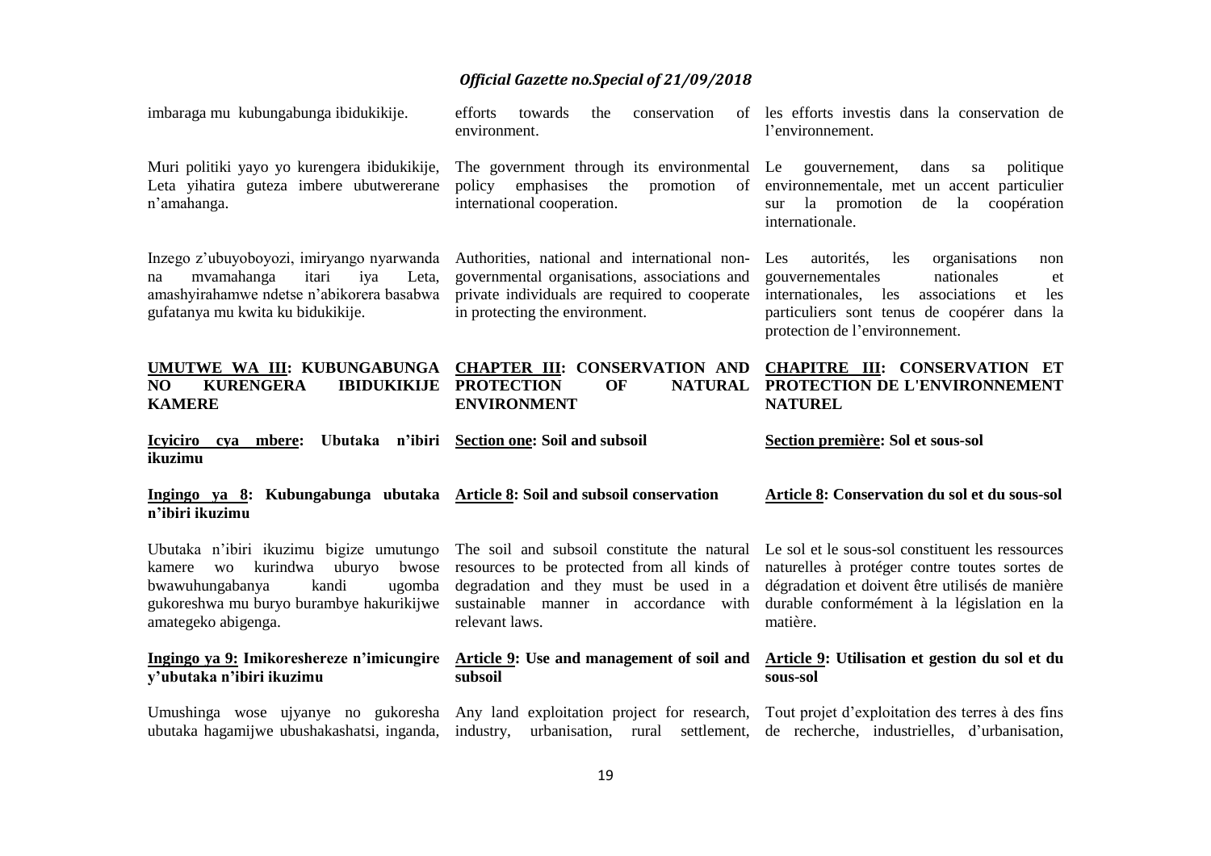imbaraga mu kubungabunga ibidukikije.

efforts towards the conservation of environment.

les efforts investis dans la conservation de l'environnement.

Muri politiki yayo yo kurengera ibidukikije, Leta yihatira guteza imbere ubutwererane n'amahanga.

The government through its environmental policy emphasises the promotion of international cooperation.

Le gouvernement, dans sa politique environnementale, met un accent particulier sur la promotion de la coopération internationale.

Inzego z'ubuyoboyozi, imiryango nyarwanda na mvamahanga itari iya Leta, amashyirahamwe ndetse n'abikorera basabwa gufatanya mu kwita ku bidukikije.

Authorities, national and international non-governmental organisations, associations and private individuals are required to cooperate in protecting the environment.

Les autorités, les organisations non gouvernementales nationales et internationales, les associations et les particuliers sont tenus de coopérer dans la protection de l'environnement.

## **UMUTWE WA III: KUBUNGABUNGA NO KURENGERA IBIDUKIKIJE KAMERE**

## **CHAPTER III: CONSERVATION AND PROTECTION OF NATURAL ENVIRONMENT**

## **CHAPITRE III: CONSERVATION ET PROTECTION DE L'ENVIRONNEMENT NATUREL**

### **Icyiciro cya mbere: Ubutaka n'ibiri ikuzimu**

### **Section one: Soil and subsoil**

### **Section première: Sol et sous-sol**

#### **Ingingo ya 8: Kubungabunga ubutaka n'ibiri ikuzimu**

#### **Article 8: Soil and subsoil conservation**

#### **Article 8: Conservation du sol et du sous-sol**

Ubutaka n'ibiri ikuzimu bigize umutungo kamere wo kurindwa uburyo bwose bwawuhungabanya kandi ugomba gukoreshwa mu buryo burambye hakurikijwe amategeko abigenga.

The soil and subsoil constitute the natural resources to be protected from all kinds of degradation and they must be used in a sustainable manner in accordance with relevant laws.

Le sol et le sous-sol constituent les ressources naturelles à protéger contre toutes sortes de dégradation et doivent être utilisés de manière durable conformément à la législation en la matière.

#### **Ingingo ya 9: Imikoreshereze n'imicungire y'ubutaka n'ibiri ikuzimu**

#### **Article 9: Use and management of soil and subsoil**

#### **Article 9: Utilisation et gestion du sol et du sous-sol**

Umushinga wose ujyanye no gukoresha ubutaka hagamijwe ubushakashatsi, inganda,

Any land exploitation project for research, industry, urbanisation, rural settlement,

Tout projet d'exploitation des terres à des fins de recherche, industrielles, d'urbanisation,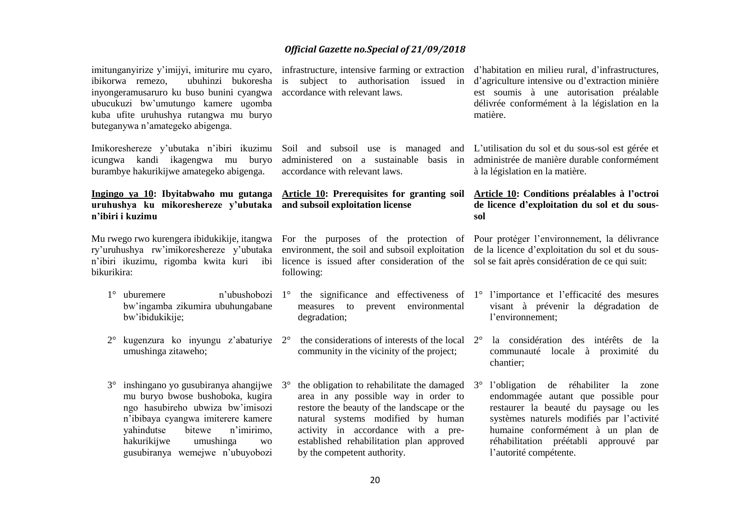imitunganyirize y'imijyi, imiturire mu cyaro, ibikorwa remezo, ubuhinzi bukoresha inyongeramusaruro ku buso bunini cyangwa ubucukuzi bw'umutungo kamere ugomba kuba ufite uruhushya rutangwa mu buryo buteganywa n'amategeko abigenga.

Imikoreshereze y'ubutaka n'ibiri ikuzimu icungwa kandi ikagengwa mu buryo burambye hakurikijwe amategeko abigenga.

**Ingingo ya 10: Ibyitabwaho mu gutanga uruhushya ku mikoreshereze y'ubutaka n'ibiri i kuzimu**

Mu rwego rwo kurengera ibidukikije, itangwa ry'uruhushya rw'imikoreshereze y'ubutaka n'ibiri ikuzimu, rigomba kwita kuri ibi bikurikira:

1° uburemere n'ubushobozi bw'ingamba zikumira ubuhungabane bw'ibidukikije;

2° kugenzura ko inyungu z'abaturiye umushinga zitaweho;

3° inshingano yo gusubiranya ahangijwe mu buryo bwose bushoboka, kugira ngo hasubireho ubwiza bw'imisozi n'ibibaya cyangwa imiterere kamere yahindutse bitewe n'imirimo, hakurikijwe umushinga wo gusubiranya wemejwe n'ubuyobozi

infrastructure, intensive farming or extraction is subject to authorisation issued in accordance with relevant laws.

Soil and subsoil use is managed and administered on a sustainable basis in accordance with relevant laws.

**Article 10: Prerequisites for granting soil and subsoil exploitation license**

For the purposes of the protection of environment, the soil and subsoil exploitation licence is issued after consideration of the following:

1° the significance and effectiveness of measures to prevent environmental degradation;

2° the considerations of interests of the local community in the vicinity of the project;

3° the obligation to rehabilitate the damaged area in any possible way in order to restore the beauty of the landscape or the natural systems modified by human activity in accordance with a pre-established rehabilitation plan approved by the competent authority.

d'habitation en milieu rural, d'infrastructures, d'agriculture intensive ou d'extraction minière est soumis à une autorisation préalable délivrée conformément à la législation en la matière.

L'utilisation du sol et du sous-sol est gérée et administrée de manière durable conformément à la législation en la matière.

**Article 10: Conditions préalables à l'octroi de licence d'exploitation du sol et du sous-sol**

Pour protéger l'environnement, la délivrance de la licence d'exploitation du sol et du sous-sol se fait après considération de ce qui suit:

1° l'importance et l'efficacité des mesures visant à prévenir la dégradation de l'environnement;

2° la considération des intérêts de la communauté locale à proximité du chantier;

3° l'obligation de réhabiliter la zone endommagée autant que possible pour restaurer la beauté du paysage ou les systèmes naturels modifiés par l'activité humaine conformément à un plan de réhabilitation préétabli approuvé par l'autorité compétente.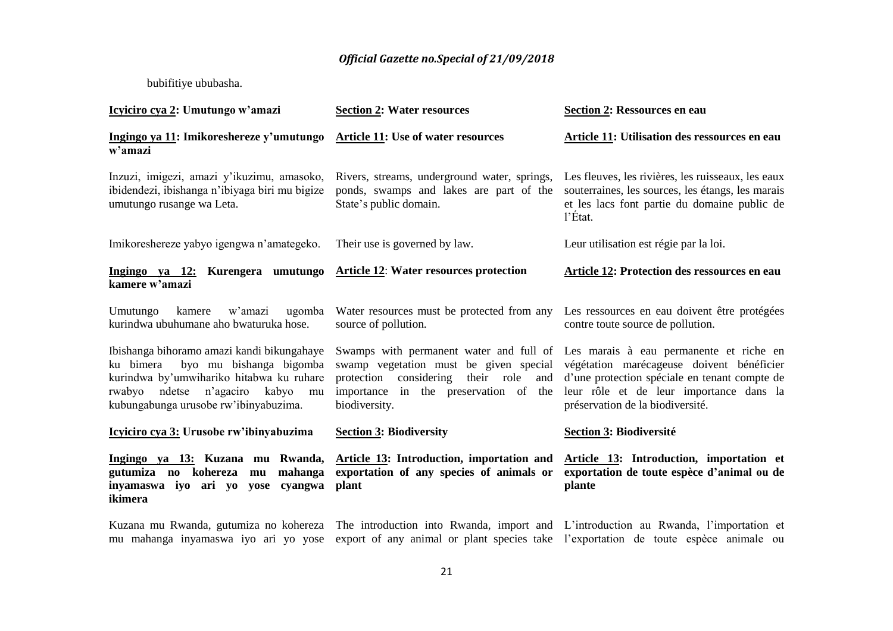bubifitiye ububasha.

| **Icyiciro cya 2: Umutungo w'amazi** | **Section 2: Water resources** | **Section 2: Ressources en eau** |
|---|---|---|
| **Ingingo ya 11: Imikoreshereze y'umutungo w'amazi** | **Article 11: Use of water resources** | **Article 11: Utilisation des ressources en eau** |
| Inzuzi, imigezi, amazi y'ikuzimu, amasoko, ibidendezi, ibishanga n'ibiyaga biri mu bigize umutungo rusange wa Leta. | Rivers, streams, underground water, springs, ponds, swamps and lakes are part of the State's public domain. | Les fleuves, les rivières, les ruisseaux, les eaux souterraines, les sources, les étangs, les marais et les lacs font partie du domaine public de l'État. |
| Imikoreshereze yabyo igengwa n'amategeko. | Their use is governed by law. | Leur utilisation est régie par la loi. |
| **Ingingo ya 12: Kurengera umutungo kamere w'amazi** | **Article 12: Water resources protection** | **Article 12: Protection des ressources en eau** |
| Umutungo kamere w'amazi ugomba kurindwa ubuhumane aho bwaturuka hose. | Water resources must be protected from any source of pollution. | Les ressources en eau doivent être protégées contre toute source de pollution. |
| Ibishanga bihoramo amazi kandi bikungahaye ku bimera byo mu bishanga bigomba kurindwa by'umwihariko hitabwa ku ruhare rwabyo ndetse n'agaciro kabyo mu kubungabunga urusobe rw'ibinyabuzima. | Swamps with permanent water and full of swamp vegetation must be given special protection considering their role and importance in the preservation of the biodiversity. | Les marais à eau permanente et riche en végétation marécageuse doivent bénéficier d'une protection spéciale en tenant compte de leur rôle et de leur importance dans la préservation de la biodiversité. |
| **Icyiciro cya 3: Urusobe rw'ibinyabuzima** | **Section 3: Biodiversity** | **Section 3: Biodiversité** |
| **Ingingo ya 13: Kuzana mu Rwanda, gutumiza no kohereza mu mahanga inyamaswa iyo ari yo yose cyangwa ikimera** | **Article 13: Introduction, importation and exportation of any species of animals or plant** | **Article 13: Introduction, importation et exportation de toute espèce d'animal ou de plante** |
| Kuzana mu Rwanda, gutumiza no kohereza mu mahanga inyamaswa iyo ari yo yose | The introduction into Rwanda, import and export of any animal or plant species take | L'introduction au Rwanda, l'importation et l'exportation de toute espèce animale ou |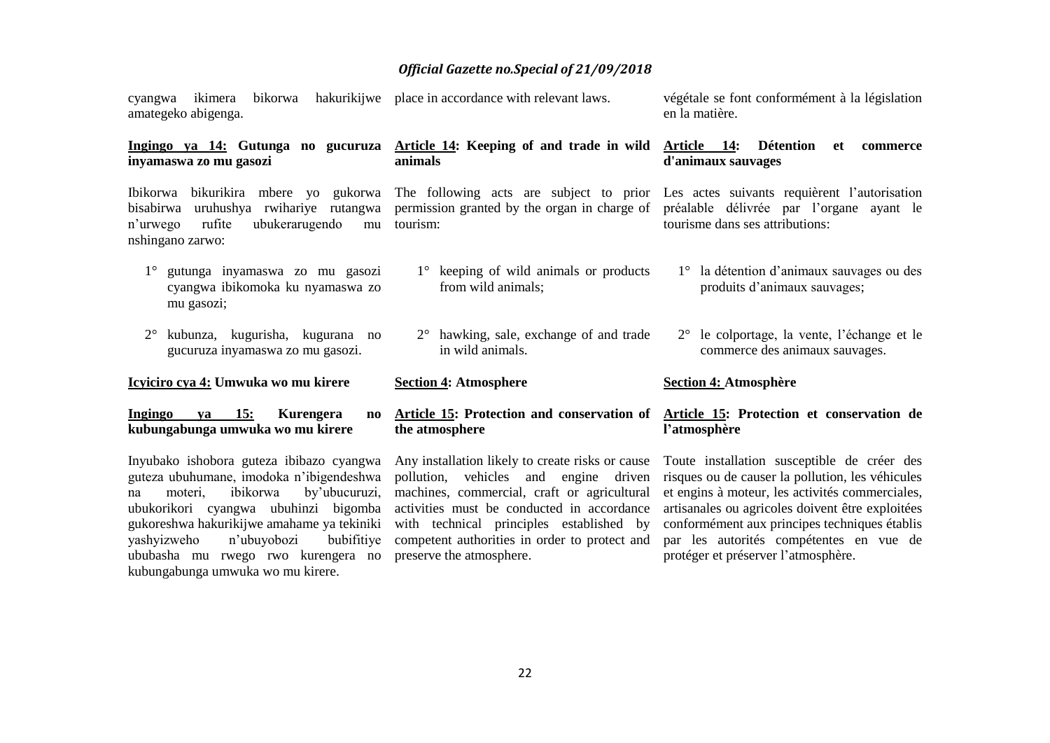cyangwa ikimera bikorwa hakurikijwe amategeko abigenga.

**Ingingo ya 14: Gutunga no gucuruza inyamaswa zo mu gasozi**

Ibikorwa bikurikira mbere yo gukorwa bisabirwa uruhushya rwihariye rutangwa n'urwego rufite ubukerarugendo mu nshingano zarwo:

1° gutunga inyamaswa zo mu gasozi cyangwa ibikomoka ku nyamaswa zo mu gasozi;

2° kubunza, kugurisha, kugurana no gucuruza inyamaswa zo mu gasozi.

**Icyiciro cya 4: Umwuka wo mu kirere**

**Ingingo ya 15: Kurengera no kubungabunga umwuka wo mu kirere**

Inyubako ishobora guteza ibibazo cyangwa guteza ubuhumane, imodoka n'ibigendeshwa na moteri, ibikorwa by'ubucuruzi, ubukorikori cyangwa ubuhinzi bigomba gukoreshwa hakurikijwe amahame ya tekiniki yashyizweho n'ubuyobozi bubifitiye ububasha mu rwego rwo kurengera no kubungabunga umwuka wo mu kirere.

place in accordance with relevant laws.

**Article 14: Keeping of and trade in wild animals**

The following acts are subject to prior permission granted by the organ in charge of tourism:

1° keeping of wild animals or products from wild animals;

2° hawking, sale, exchange of and trade in wild animals.

**Section 4: Atmosphere**

**Article 15: Protection and conservation of the atmosphere**

Any installation likely to create risks or cause pollution, vehicles and engine driven machines, commercial, craft or agricultural activities must be conducted in accordance with technical principles established by competent authorities in order to protect and preserve the atmosphere.

végétale se font conformément à la législation en la matière.

**Article 14: Détention et commerce d'animaux sauvages**

Les actes suivants requièrent l'autorisation préalable délivrée par l'organe ayant le tourisme dans ses attributions:

1° la détention d'animaux sauvages ou des produits d'animaux sauvages;

2° le colportage, la vente, l'échange et le commerce des animaux sauvages.

**Section 4: Atmosphère**

**Article 15: Protection et conservation de l'atmosphère**

Toute installation susceptible de créer des risques ou de causer la pollution, les véhicules et engins à moteur, les activités commerciales, artisanales ou agricoles doivent être exploitées conformément aux principes techniques établis par les autorités compétentes en vue de protéger et préserver l'atmosphère.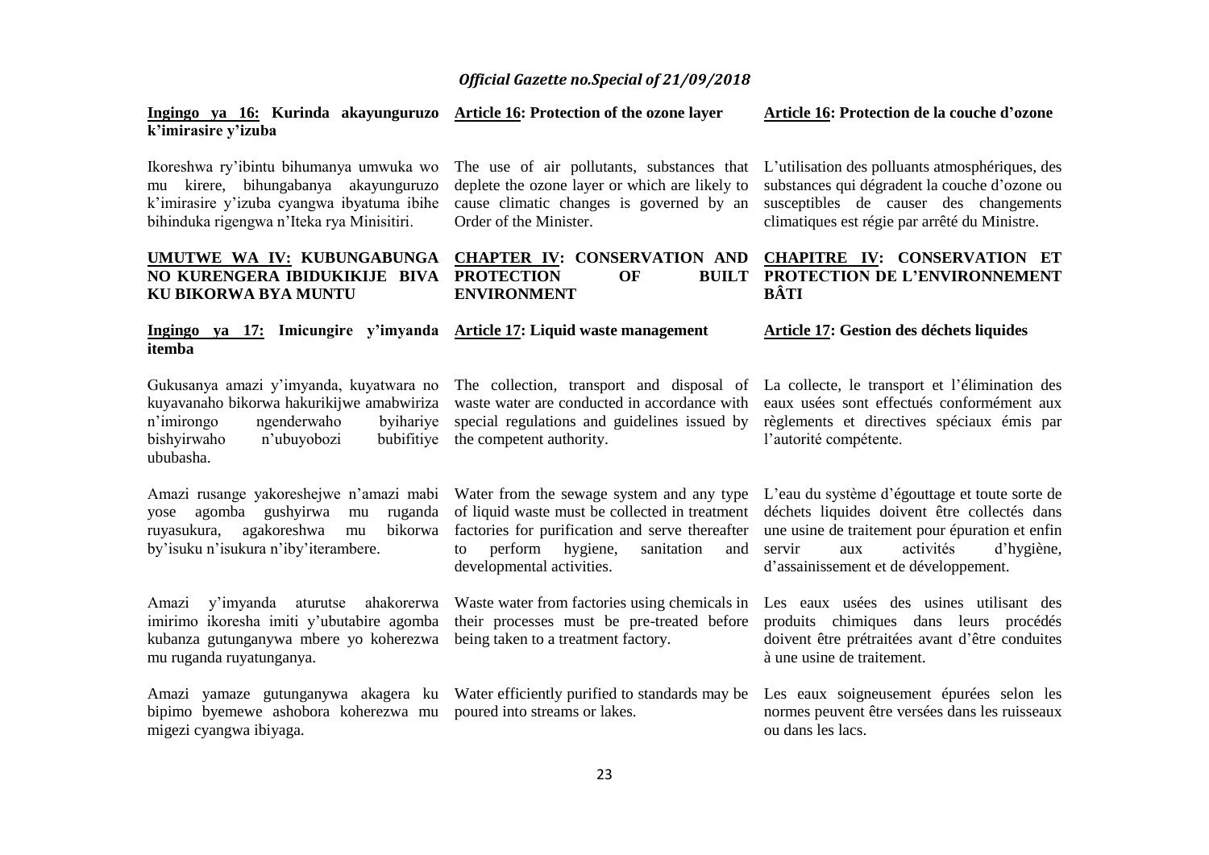**Ingingo ya 16: Kurinda akayunguruzo k'imirasire y'izuba**

Ikoreshwa ry'ibintu bihumanya umwuka wo mu kirere, bihungabanya akayunguruzo k'imirasire y'izuba cyangwa ibyatuma ibihe bihinduka rigengwa n'Iteka rya Minisitiri.

**UMUTWE WA IV: KUBUNGABUNGA NO KURENGERA IBIDUKIKIJE BIVA KU BIKORWA BYA MUNTU**

**Ingingo ya 17: Imicungire y'imyanda itemba**

Gukusanya amazi y'imyanda, kuyatwara no kuyavanaho bikorwa hakurikijwe amabwiriza n'imirongo ngenderwaho byihariye bishyirwaho n'ubuyobozi bubifitiye ububasha.

Amazi rusange yakoreshejwe n'amazi mabi yose agomba gushyirwa mu ruganda ruyasukura, agakoreshwa mu bikorwa by'isuku n'isukura n'iby'iterambere.

Amazi y'imyanda aturutse ahakorerwa imirimo ikoresha imiti y'ubutabire agomba kubanza gutunganywa mbere yo koherezwa mu ruganda ruyatunganya.

Amazi yamaze gutunganywa akagera ku bipimo byemewe ashobora koherezwa mu migezi cyangwa ibiyaga.

**Article 16: Protection of the ozone layer**

The use of air pollutants, substances that deplete the ozone layer or which are likely to cause climatic changes is governed by an Order of the Minister.

**CHAPTER IV: CONSERVATION AND PROTECTION OF BUILT ENVIRONMENT**

**Article 17: Liquid waste management**

The collection, transport and disposal of waste water are conducted in accordance with special regulations and guidelines issued by the competent authority.

Water from the sewage system and any type of liquid waste must be collected in treatment factories for purification and serve thereafter to perform hygiene, sanitation and developmental activities.

Waste water from factories using chemicals in their processes must be pre-treated before being taken to a treatment factory.

Water efficiently purified to standards may be poured into streams or lakes.

**Article 16: Protection de la couche d'ozone**

L'utilisation des polluants atmosphériques, des substances qui dégradent la couche d'ozone ou susceptibles de causer des changements climatiques est régie par arrêté du Ministre.

**CHAPITRE IV: CONSERVATION ET PROTECTION DE L'ENVIRONNEMENT BÂTI**

**Article 17: Gestion des déchets liquides**

La collecte, le transport et l'élimination des eaux usées sont effectués conformément aux règlements et directives spéciaux émis par l'autorité compétente.

L'eau du système d'égouttage et toute sorte de déchets liquides doivent être collectés dans une usine de traitement pour épuration et enfin servir aux activités d'hygiène, d'assainissement et de développement.

Les eaux usées des usines utilisant des produits chimiques dans leurs procédés doivent être prétraitées avant d'être conduites à une usine de traitement.

Les eaux soigneusement épurées selon les normes peuvent être versées dans les ruisseaux ou dans les lacs.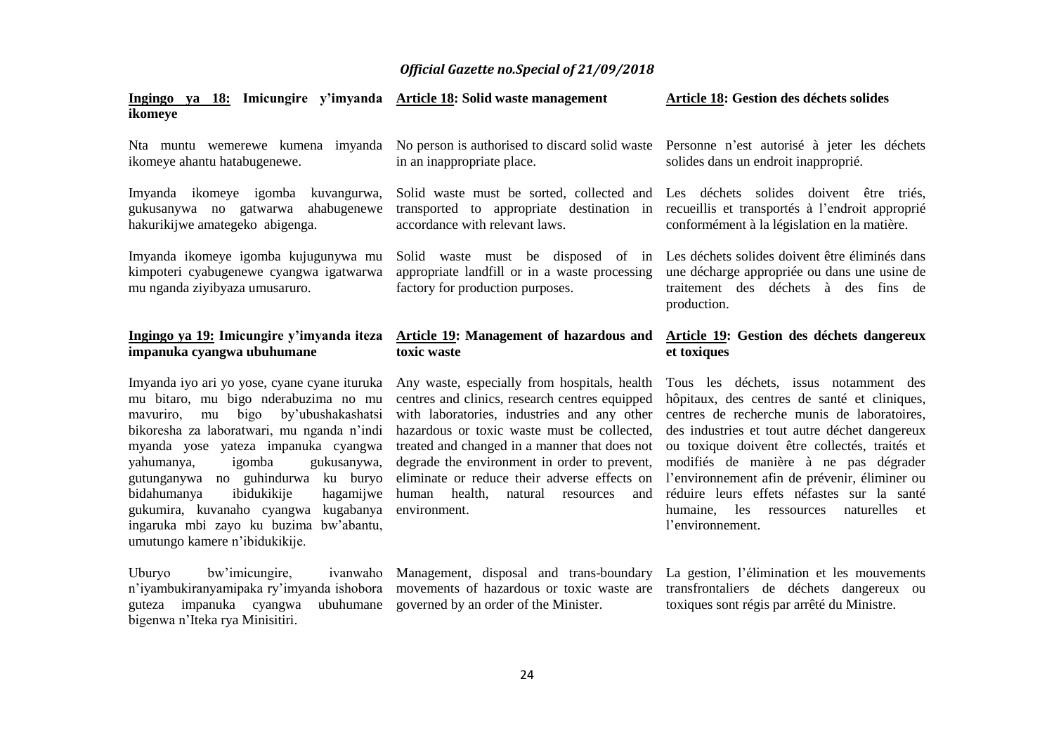**Ingingo ya 18: Imicungire y'imyanda ikomeye**

Nta muntu wemerewe kumena imyanda ikomeye ahantu hatabugenewe.

Imyanda ikomeye igomba kuvangurwa, gukusanywa no gatwarwa ahabugenewe hakurikijwe amategeko abigenga.

Imyanda ikomeye igomba kujugunywa mu kimpoteri cyabugenewe cyangwa igatwarwa mu nganda ziyibyaza umusaruro.

**Ingingo ya 19: Imicungire y'imyanda iteza impanuka cyangwa ubuhumane**

Imyanda iyo ari yo yose, cyane cyane ituruka mu bitaro, mu bigo nderabuzima no mu mavuriro, mu bigo by'ubushakashatsi bikoresha za laboratwari, mu nganda n'indi myanda yose yateza impanuka cyangwa yahumanya, igomba gukusanywa, gutunganywa no guhindurwa ku buryo bidahumanya ibidukikije hagamijwe gukumira, kuvanaho cyangwa kugabanya ingaruka mbi zayo ku buzima bw'abantu, umutungo kamere n'ibidukikije.

Uburyo bw'imicungire, ivanwaho n'iyambukiranyamipaka ry'imyanda ishobora guteza impanuka cyangwa ubuhumane bigenwa n'Iteka rya Minisitiri.

**Article 18: Solid waste management**

No person is authorised to discard solid waste in an inappropriate place.

Solid waste must be sorted, collected and transported to appropriate destination in accordance with relevant laws.

Solid waste must be disposed of in appropriate landfill or in a waste processing factory for production purposes.

**Article 19: Management of hazardous and toxic waste**

Any waste, especially from hospitals, health centres and clinics, research centres equipped with laboratories, industries and any other hazardous or toxic waste must be collected, treated and changed in a manner that does not degrade the environment in order to prevent, eliminate or reduce their adverse effects on human health, natural resources and environment.

Management, disposal and trans-boundary movements of hazardous or toxic waste are governed by an order of the Minister.

**Article 18: Gestion des déchets solides**

Personne n'est autorisé à jeter les déchets solides dans un endroit inapproprié.

Les déchets solides doivent être triés, recueillis et transportés à l'endroit approprié conformément à la législation en la matière.

Les déchets solides doivent être éliminés dans une décharge appropriée ou dans une usine de traitement des déchets à des fins de production.

**Article 19: Gestion des déchets dangereux et toxiques**

Tous les déchets, issus notamment des hôpitaux, des centres de santé et cliniques, centres de recherche munis de laboratoires, des industries et tout autre déchet dangereux ou toxique doivent être collectés, traités et modifiés de manière à ne pas dégrader l'environnement afin de prévenir, éliminer ou réduire leurs effets néfastes sur la santé humaine, les ressources naturelles et l'environnement.

La gestion, l'élimination et les mouvements transfrontaliers de déchets dangereux ou toxiques sont régis par arrêté du Ministre.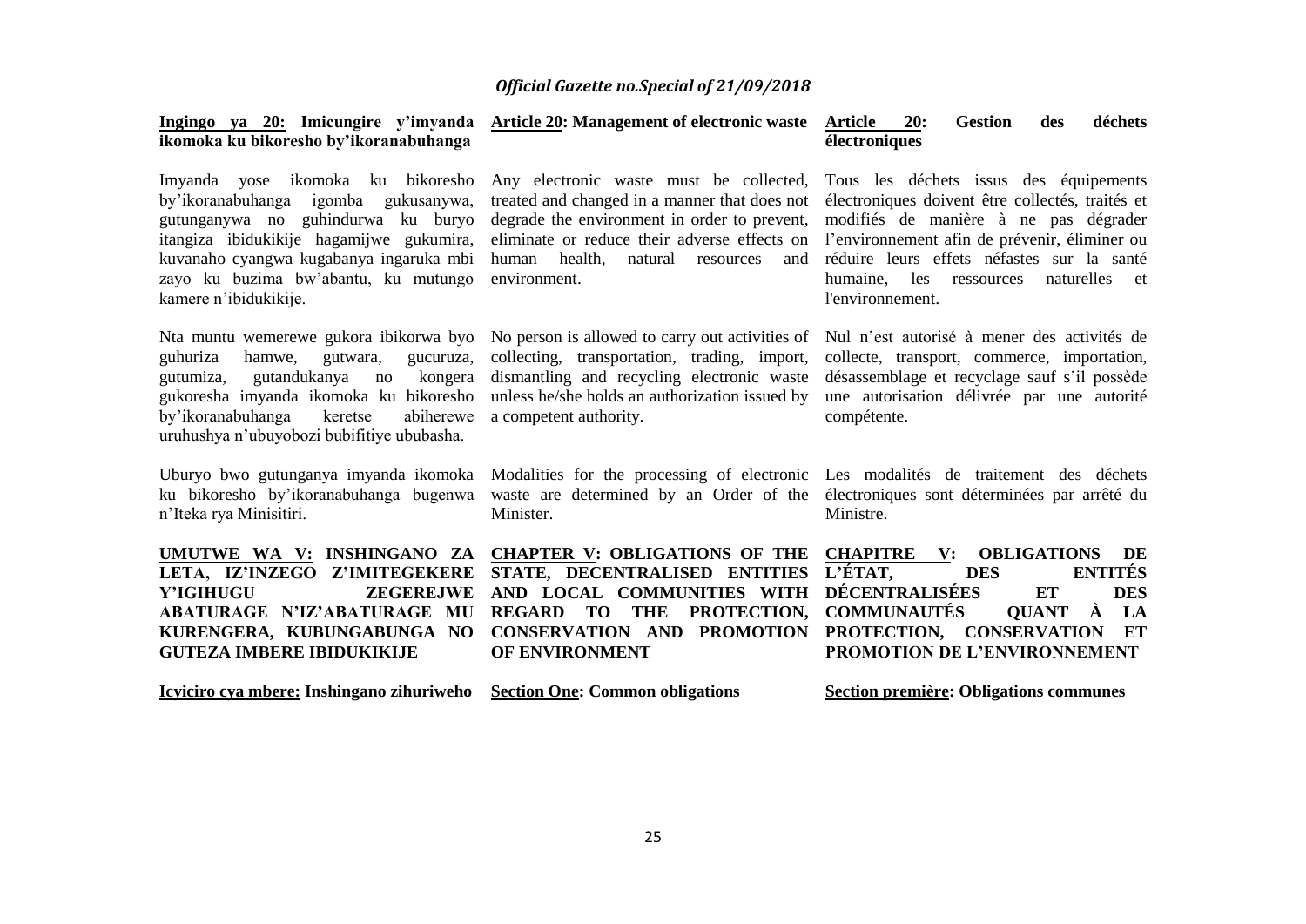**Ingingo ya 20: Imicungire y'imyanda ikomoka ku bikoresho by'ikoranabuhanga**

Imyanda yose ikomoka ku bikoresho by'ikoranabuhanga igomba gukusanywa, gutunganywa no guhindurwa ku buryo itangiza ibidukikije hagamijwe gukumira, kuvanaho cyangwa kugabanya ingaruka mbi zayo ku buzima bw'abantu, ku mutungo kamere n'ibidukikije.

Nta muntu wemerewe gukora ibikorwa byo guhuriza hamwe, gutwara, gucuruza, gutumiza, gutandukanya no kongera gukoresha imyanda ikomoka ku bikoresho by'ikoranabuhanga keretse abiherewe uruhushya n'ubuyobozi bubifitiye ububasha.

Uburyo bwo gutunganya imyanda ikomoka ku bikoresho by'ikoranabuhanga bugenwa n'Iteka rya Minisitiri.

**UMUTWE WA V: INSHINGANO ZA LETA, IZ'INZEGO Z'IMITEGEKERE Y'IGIHUGU ZEGEREJWE ABATURAGE N'IZ'ABATURAGE MU KURENGERA, KUBUNGABUNGA NO GUTEZA IMBERE IBIDUKIKIJE**

**Icyiciro cya mbere: Inshingano zihuriweho**

**Article 20: Management of electronic waste**

Any electronic waste must be collected, treated and changed in a manner that does not degrade the environment in order to prevent, eliminate or reduce their adverse effects on human health, natural resources and environment.

No person is allowed to carry out activities of collecting, transportation, trading, import, dismantling and recycling electronic waste unless he/she holds an authorization issued by a competent authority.

Modalities for the processing of electronic waste are determined by an Order of the Minister.

**CHAPTER V: OBLIGATIONS OF THE STATE, DECENTRALISED ENTITIES AND LOCAL COMMUNITIES WITH REGARD TO THE PROTECTION, CONSERVATION AND PROMOTION OF ENVIRONMENT**

**Section One: Common obligations**

**Article 20: Gestion des déchets électroniques**

Tous les déchets issus des équipements électroniques doivent être collectés, traités et modifiés de manière à ne pas dégrader l'environnement afin de prévenir, éliminer ou réduire leurs effets néfastes sur la santé humaine, les ressources naturelles et l'environnement.

Nul n'est autorisé à mener des activités de collecte, transport, commerce, importation, désassemblage et recyclage sauf s'il possède une autorisation délivrée par une autorité compétente.

Les modalités de traitement des déchets électroniques sont déterminées par arrêté du Ministre.

**CHAPITRE V: OBLIGATIONS DE L'ÉTAT, DES ENTITÉS DÉCENTRALISÉES ET DES COMMUNAUTÉS QUANT À LA PROTECTION, CONSERVATION ET PROMOTION DE L'ENVIRONNEMENT**

**Section première: Obligations communes**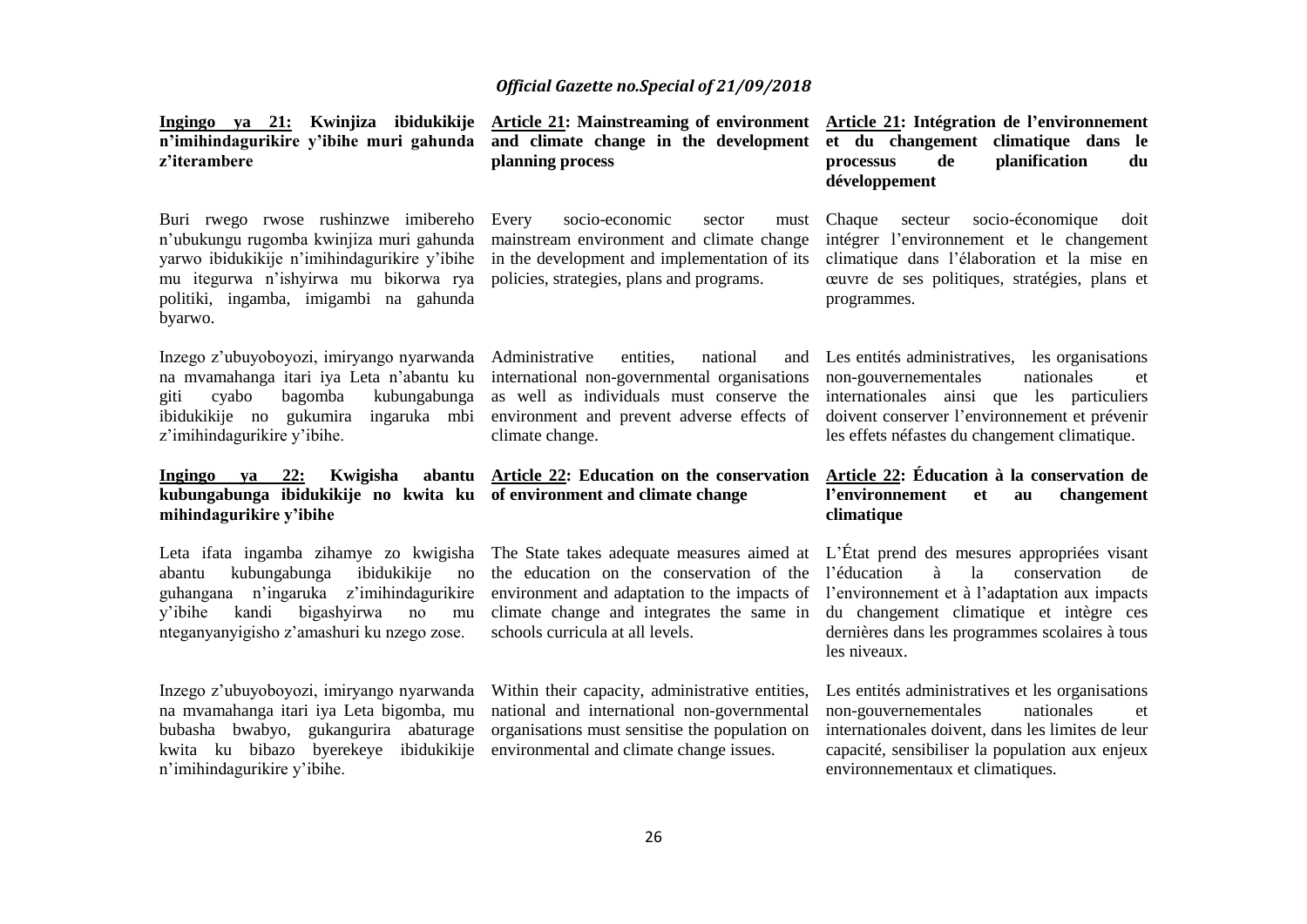**Ingingo ya 21: Kwinjiza ibidukikije n'imihindagurikire y'ibihe muri gahunda z'iterambere**

Buri rwego rwose rushinzwe imibereho n'ubukungu rugomba kwinjiza muri gahunda yarwo ibidukikije n'imihindagurikire y'ibihe mu itegurwa n'ishyirwa mu bikorwa rya politiki, ingamba, imigambi na gahunda byarwo.

Inzego z'ubuyoboyozi, imiryango nyarwanda na mvamahanga itari iya Leta n'abantu ku giti cyabo bagomba kubungabunga ibidukikije no gukumira ingaruka mbi z'imihindagurikire y'ibihe.

**Ingingo ya 22: Kwigisha abantu kubungabunga ibidukikije no kwita ku mihindagurikire y'ibihe**

Leta ifata ingamba zihamye zo kwigisha abantu kubungabunga ibidukikije no guhangana n'ingaruka z'imihindagurikire y'ibihe kandi bigashyirwa no mu nteganyanyigisho z'amashuri ku nzego zose.

Inzego z'ubuyoboyozi, imiryango nyarwanda na mvamahanga itari iya Leta bigomba, mu bubasha bwabyo, gukangurira abaturage kwita ku bibazo byerekeye ibidukikije n'imihindagurikire y'ibihe.

**Article 21: Mainstreaming of environment and climate change in the development planning process**

Every socio-economic sector must mainstream environment and climate change in the development and implementation of its policies, strategies, plans and programs.

Administrative entities, national and international non-governmental organisations as well as individuals must conserve the environment and prevent adverse effects of climate change.

**Article 22: Education on the conservation of environment and climate change**

The State takes adequate measures aimed at the education on the conservation of the environment and adaptation to the impacts of climate change and integrates the same in schools curricula at all levels.

Within their capacity, administrative entities, national and international non-governmental organisations must sensitise the population on environmental and climate change issues.

**Article 21: Intégration de l'environnement et du changement climatique dans le processus de planification du développement**

Chaque secteur socio-économique doit intégrer l'environnement et le changement climatique dans l'élaboration et la mise en œuvre de ses politiques, stratégies, plans et programmes.

Les entités administratives, les organisations non-gouvernementales nationales et internationales ainsi que les particuliers doivent conserver l'environnement et prévenir les effets néfastes du changement climatique.

**Article 22: Éducation à la conservation de l'environnement et au changement climatique**

L'État prend des mesures appropriées visant l'éducation à la conservation de l'environnement et à l'adaptation aux impacts du changement climatique et intègre ces dernières dans les programmes scolaires à tous les niveaux.

Les entités administratives et les organisations non-gouvernementales nationales et internationales doivent, dans les limites de leur capacité, sensibiliser la population aux enjeux environnementaux et climatiques.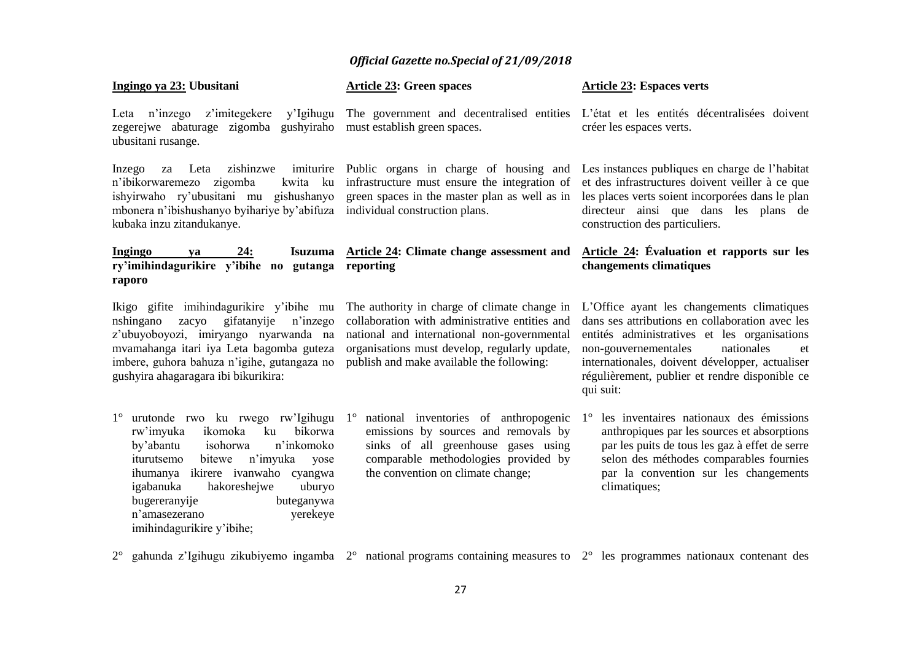**Ingingo ya 23: Ubusitani**

Leta n'inzego z'imitegekere y'Igihugu zegerejwe abaturage zigomba gushyiraho ubusitani rusange.

Inzego za Leta zishinzwe imiturire n'ibikorwaremezo zigomba kwita ku ishyirwaho ry'ubusitani mu gishushanyo mbonera n'ibishushanyo byihariye by'abifuza kubaka inzu zitandukanye.

**Ingingo ya 24: Isuzuma ry'imihindagurikire y'ibihe no gutanga raporo**

Ikigo gifite imihindagurikire y'ibihe mu nshingano zacyo gifatanyije n'inzego z'ubuyoboyozi, imiryango nyarwanda na mvamahanga itari iya Leta bagomba guteza imbere, guhora bahuza n'igihe, gutangaza no gushyira ahagaragara ibi bikurikira:

1° urutonde rwo ku rwego rw'Igihugu rw'imyuka ikomoka ku bikorwa by'abantu isohorwa n'inkomoko iturutsemo bitewe n'imyuka yose ihumanya ikirere ivanwaho cyangwa igabanuka hakoreshejwe uburyo bugereranyije buteganywa n'amasezerano yerekeye imihindagurikire y'ibihe;

2° gahunda z'Igihugu zikubiyemo ingamba

**Article 23: Green spaces**

The government and decentralised entities must establish green spaces.

Public organs in charge of housing and infrastructure must ensure the integration of green spaces in the master plan as well as in individual construction plans.

**Article 24: Climate change assessment and reporting**

The authority in charge of climate change in collaboration with administrative entities and national and international non-governmental organisations must develop, regularly update, publish and make available the following:

1° national inventories of anthropogenic emissions by sources and removals by sinks of all greenhouse gases using comparable methodologies provided by the convention on climate change;

2° national programs containing measures to

**Article 23: Espaces verts**

L'état et les entités décentralisées doivent créer les espaces verts.

Les instances publiques en charge de l'habitat et des infrastructures doivent veiller à ce que les places verts soient incorporées dans le plan directeur ainsi que dans les plans de construction des particuliers.

**Article 24: Évaluation et rapports sur les changements climatiques**

L'Office ayant les changements climatiques dans ses attributions en collaboration avec les entités administratives et les organisations non-gouvernementales nationales et internationales, doivent développer, actualiser régulièrement, publier et rendre disponible ce qui suit:

1° les inventaires nationaux des émissions anthropiques par les sources et absorptions par les puits de tous les gaz à effet de serre selon des méthodes comparables fournies par la convention sur les changements climatiques;

2° les programmes nationaux contenant des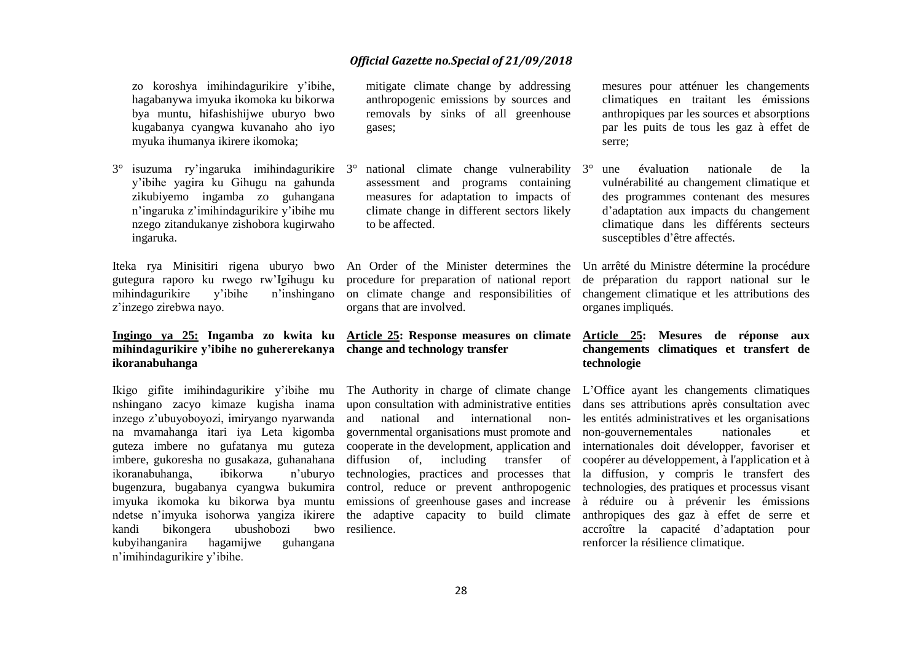zo koroshya imihindagurikire y'ibihe, hagabanywa imyuka ikomoka ku bikorwa bya muntu, hifashishijwe uburyo bwo kugabanya cyangwa kuvanaho aho iyo myuka ihumanya ikirere ikomoka;

3° isuzuma ry'ingaruka imihindagurikire y'ibihe yagira ku Gihugu na gahunda zikubiyemo ingamba zo guhangana n'ingaruka z'imihindagurikire y'ibihe mu nzego zitandukanye zishobora kugirwaho ingaruka.

Iteka rya Minisitiri rigena uburyo bwo gutegura raporo ku rwego rw'Igihugu ku mihindagurikire y'ibihe n'inshingano z'inzego zirebwa nayo.

**Ingingo ya 25: Ingamba zo kwita ku mihindagurikire y'ibihe no guhererekanya ikoranabuhanga**

Ikigo gifite imihindagurikire y'ibihe mu nshingano zacyo kimaze kugisha inama inzego z'ubuyoboyozi, imiryango nyarwanda na mvamahanga itari iya Leta kigomba guteza imbere no gufatanya mu guteza imbere, gukoresha no gusakaza, guhanahana ikoranabuhanga, ibikorwa n'uburyo bugenzura, bugabanya cyangwa bukumira imyuka ikomoka ku bikorwa bya muntu ndetse n'imyuka isohorwa yangiza ikirere kandi bikongera ubushobozi bwo kubyihanganira hagamijwe guhangana n'imihindagurikire y'ibihe.

mitigate climate change by addressing anthropogenic emissions by sources and removals by sinks of all greenhouse gases;

3° national climate change vulnerability assessment and programs containing measures for adaptation to impacts of climate change in different sectors likely to be affected.

An Order of the Minister determines the procedure for preparation of national report on climate change and responsibilities of organs that are involved.

**Article 25: Response measures on climate change and technology transfer**

The Authority in charge of climate change upon consultation with administrative entities and national and international non-governmental organisations must promote and cooperate in the development, application and diffusion of, including transfer of technologies, practices and processes that control, reduce or prevent anthropogenic emissions of greenhouse gases and increase the adaptive capacity to build climate resilience.

mesures pour atténuer les changements climatiques en traitant les émissions anthropiques par les sources et absorptions par les puits de tous les gaz à effet de serre;

3° une évaluation nationale de la vulnérabilité au changement climatique et des programmes contenant des mesures d'adaptation aux impacts du changement climatique dans les différents secteurs susceptibles d'être affectés.

Un arrêté du Ministre détermine la procédure de préparation du rapport national sur le changement climatique et les attributions des organes impliqués.

**Article 25: Mesures de réponse aux changements climatiques et transfert de technologie**

L'Office ayant les changements climatiques dans ses attributions après consultation avec les entités administratives et les organisations non-gouvernementales nationales et internationales doit développer, favoriser et coopérer au développement, à l'application et à la diffusion, y compris le transfert des technologies, des pratiques et processus visant à réduire ou à prévenir les émissions anthropiques des gaz à effet de serre et accroître la capacité d'adaptation pour renforcer la résilience climatique.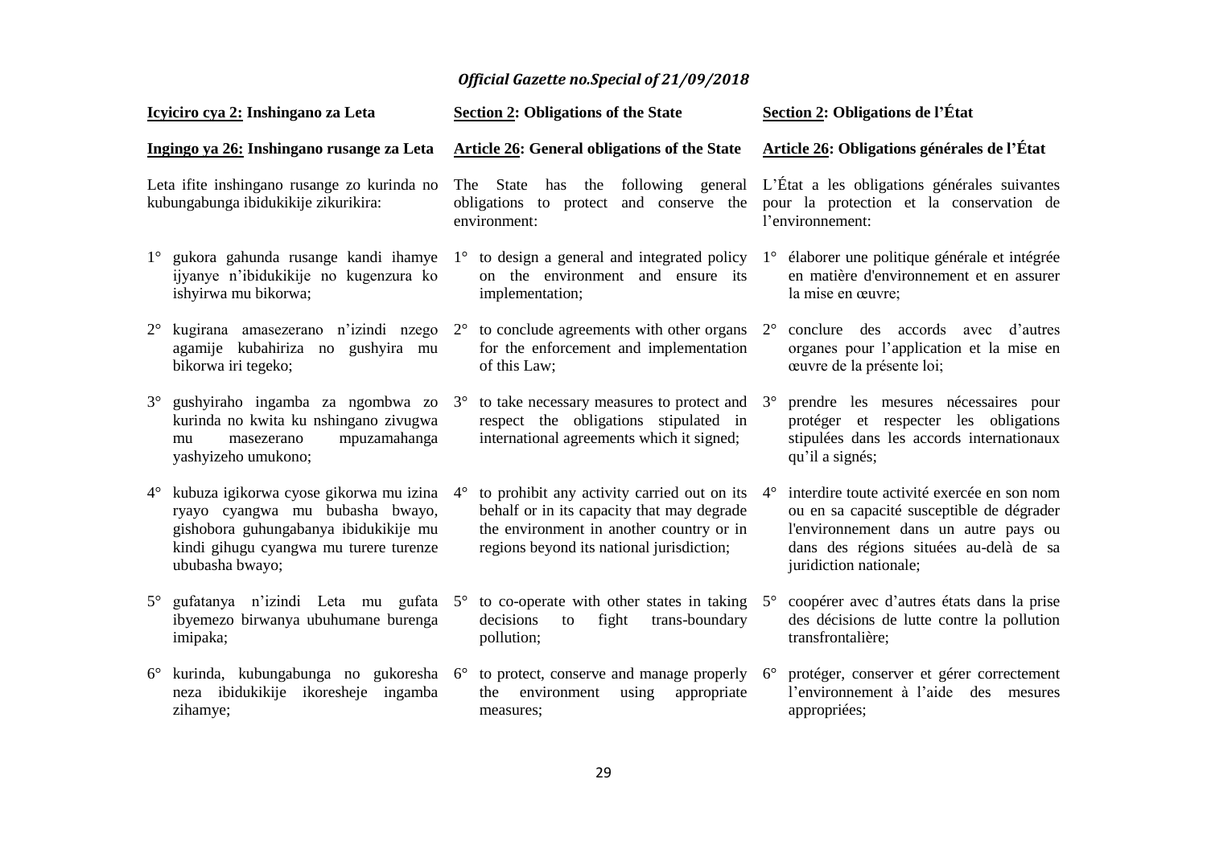**Icyiciro cya 2: Inshingano za Leta**

**Ingingo ya 26: Inshingano rusange za Leta**

Leta ifite inshingano rusange zo kurinda no kubungabunga ibidukikije zikurikira:

1° gukora gahunda rusange kandi ihamye ijyanye n'ibidukikije no kugenzura ko ishyirwa mu bikorwa;

2° kugirana amasezerano n'izindi nzego agamije kubahiriza no gushyira mu bikorwa iri tegeko;

3° gushyiraho ingamba za ngombwa zo kurinda no kwita ku nshingano zivugwa mu masezerano mpuzamahanga yashyizeho umukono;

4° kubuza igikorwa cyose gikorwa mu izina ryayo cyangwa mu bubasha bwayo, gishobora guhungabanya ibidukikije mu kindi gihugu cyangwa mu turere turenze ububasha bwayo;

5° gufatanya n'izindi Leta mu gufata ibyemezo birwanya ubuhumane burenga imipaka;

6° kurinda, kubungabunga no gukoresha neza ibidukikije ikoresheje ingamba zihamye;

**Section 2: Obligations of the State**

**Article 26: General obligations of the State**

The State has the following general obligations to protect and conserve the environment:

1° to design a general and integrated policy on the environment and ensure its implementation;

2° to conclude agreements with other organs for the enforcement and implementation of this Law;

3° to take necessary measures to protect and respect the obligations stipulated in international agreements which it signed;

4° to prohibit any activity carried out on its behalf or in its capacity that may degrade the environment in another country or in regions beyond its national jurisdiction;

5° to co-operate with other states in taking decisions to fight trans-boundary pollution;

6° to protect, conserve and manage properly the environment using appropriate measures;

**Section 2: Obligations de l'État**

**Article 26: Obligations générales de l'État**

L'État a les obligations générales suivantes pour la protection et la conservation de l'environnement:

1° élaborer une politique générale et intégrée en matière d'environnement et en assurer la mise en œuvre;

2° conclure des accords avec d'autres organes pour l'application et la mise en œuvre de la présente loi;

3° prendre les mesures nécessaires pour protéger et respecter les obligations stipulées dans les accords internationaux qu'il a signés;

4° interdire toute activité exercée en son nom ou en sa capacité susceptible de dégrader l'environnement dans un autre pays ou dans des régions situées au-delà de sa juridiction nationale;

5° coopérer avec d'autres états dans la prise des décisions de lutte contre la pollution transfrontalière;

6° protéger, conserver et gérer correctement l'environnement à l'aide des mesures appropriées;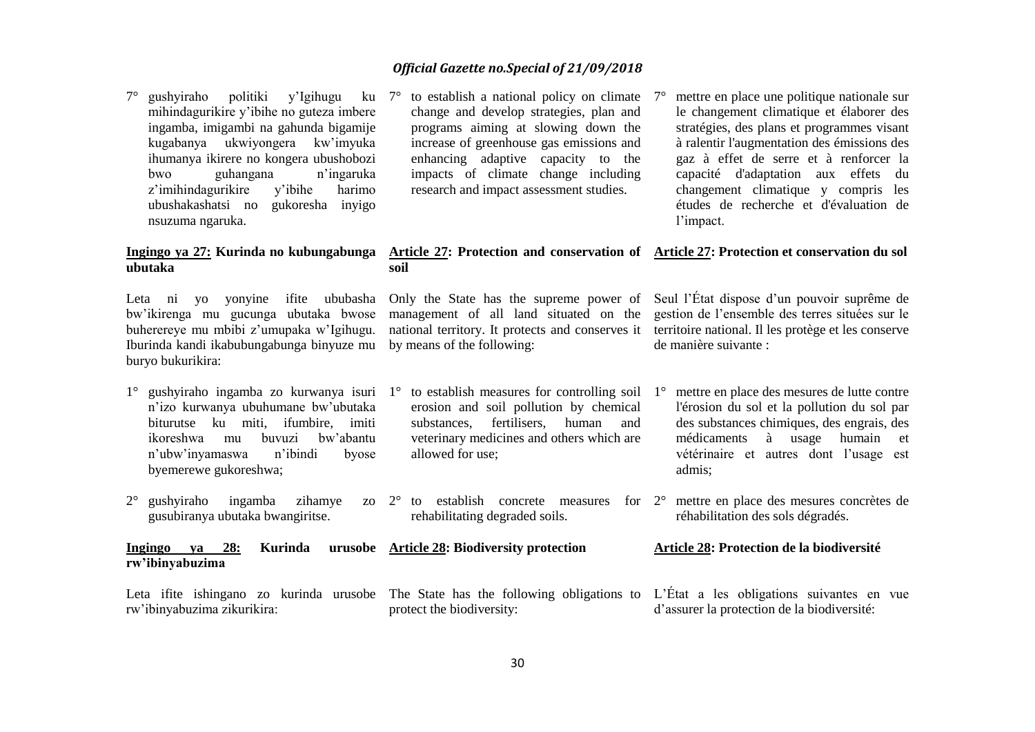7° gushyiraho politiki y'Igihugu ku mihindagurikire y'ibihe no guteza imbere ingamba, imigambi na gahunda bigamije kugabanya ukwiyongera kw'imyuka ihumanya ikirere no kongera ubushobozi bwo guhangana n'ingaruka z'imihindagurikire y'ibihe harimo ubushakashatsi no gukoresha inyigo nsuzuma ngaruka.

7° to establish a national policy on climate change and develop strategies, plan and programs aiming at slowing down the increase of greenhouse gas emissions and enhancing adaptive capacity to the impacts of climate change including research and impact assessment studies.

7° mettre en place une politique nationale sur le changement climatique et élaborer des stratégies, des plans et programmes visant à ralentir l'augmentation des émissions des gaz à effet de serre et à renforcer la capacité d'adaptation aux effets du changement climatique y compris les études de recherche et d'évaluation de l'impact.

**Ingingo ya 27: Kurinda no kubungabunga ubutaka**

Leta ni yo yonyine ifite ububasha bw'ikirenga mu gucunga ubutaka bwose buherereye mu mbibi z'umupaka w'Igihugu. Iburinda kandi ikabubungabunga binyuze mu buryo bukurikira:

1° gushyiraho ingamba zo kurwanya isuri n'izo kurwanya ubuhumane bw'ubutaka biturutse ku miti, ifumbire, imiti ikoreshwa mu buvuzi bw'abantu n'ubw'inyamaswa n'ibindi byose byemerewe gukoreshwa;

2° gushyiraho ingamba zihamye zo gusubiranya ubutaka bwangiritse.

**Article 27: Protection and conservation of soil**

Only the State has the supreme power of management of all land situated on the national territory. It protects and conserves it by means of the following:

1° to establish measures for controlling soil erosion and soil pollution by chemical substances, fertilisers, human and veterinary medicines and others which are allowed for use;

2° to establish concrete measures for rehabilitating degraded soils.

**Article 27: Protection et conservation du sol**

Seul l'État dispose d'un pouvoir suprême de gestion de l'ensemble des terres situées sur le territoire national. Il les protège et les conserve de manière suivante :

1° mettre en place des mesures de lutte contre l'érosion du sol et la pollution du sol par des substances chimiques, des engrais, des médicaments à usage humain et vétérinaire et autres dont l'usage est admis;

2° mettre en place des mesures concrètes de réhabilitation des sols dégradés.

**Ingingo ya 28: Kurinda urusobe rw'ibinyabuzima**

Leta ifite ishingano zo kurinda urusobe rw'ibinyabuzima zikurikira:

**Article 28: Biodiversity protection**

The State has the following obligations to protect the biodiversity:

**Article 28: Protection de la biodiversité**

L'État a les obligations suivantes en vue d'assurer la protection de la biodiversité: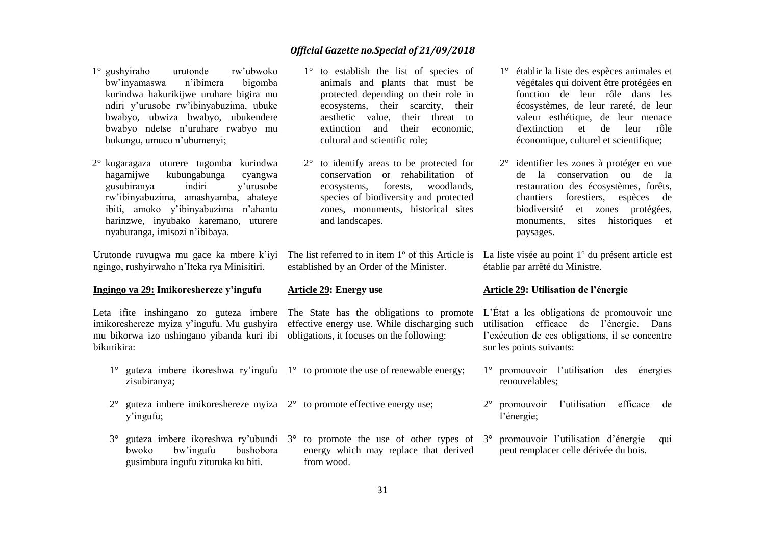1° gushyiraho urutonde rw'ubwoko bw'inyamaswa n'ibimera bigomba kurindwa hakurikijwe uruhare bigira mu ndiri y'urusobe rw'ibinyabuzima, ubuke bwabyo, ubwiza bwabyo, ubukendere bwabyo ndetse n'uruhare rwabyo mu bukungu, umuco n'ubumenyi;

2° kugaragaza uturere tugomba kurindwa hagamijwe kubungabunga cyangwa gusubiranya indiri y'urusobe rw'ibinyabuzima, amashyamba, ahateye ibiti, amoko y'ibinyabuzima n'ahantu harinzwe, inyubako karemano, uturere nyaburanga, imisozi n'ibibaya.

Urutonde ruvugwa mu gace ka mbere k'iyi ngingo, rushyirwaho n'Iteka rya Minisitiri.

**Ingingo ya 29: Imikoreshereze y'ingufu**

Leta ifite inshingano zo guteza imbere imikoreshereze myiza y'ingufu. Mu gushyira mu bikorwa izo nshingano yibanda kuri ibi bikurikira:

1° guteza imbere ikoreshwa ry'ingufu zisubiranya;

2° guteza imbere imikoreshereze myiza y'ingufu;

3° guteza imbere ikoreshwa ry'ubundi bwoko bw'ingufu bushobora gusimbura ingufu zituruka ku biti.

1° to establish the list of species of animals and plants that must be protected depending on their role in ecosystems, their scarcity, their aesthetic value, their threat to extinction and their economic, cultural and scientific role;

2° to identify areas to be protected for conservation or rehabilitation of ecosystems, forests, woodlands, species of biodiversity and protected zones, monuments, historical sites and landscapes.

The list referred to in item 1° of this Article is established by an Order of the Minister.

**Article 29: Energy use**

The State has the obligations to promote effective energy use. While discharging such obligations, it focuses on the following:

1° to promote the use of renewable energy;

2° to promote effective energy use;

3° to promote the use of other types of energy which may replace that derived from wood.

1° établir la liste des espèces animales et végétales qui doivent être protégées en fonction de leur rôle dans les écosystèmes, de leur rareté, de leur valeur esthétique, de leur menace d'extinction et de leur rôle économique, culturel et scientifique;

2° identifier les zones à protéger en vue de la conservation ou de la restauration des écosystèmes, forêts, chantiers forestiers, espèces de biodiversité et zones protégées, monuments, sites historiques et paysages.

La liste visée au point 1° du présent article est établie par arrêté du Ministre.

**Article 29: Utilisation de l'énergie**

L'État a les obligations de promouvoir une utilisation efficace de l'énergie. Dans l'exécution de ces obligations, il se concentre sur les points suivants:

1° promouvoir l'utilisation des énergies renouvelables;

2° promouvoir l'utilisation efficace de l'énergie;

3° promouvoir l'utilisation d'énergie qui peut remplacer celle dérivée du bois.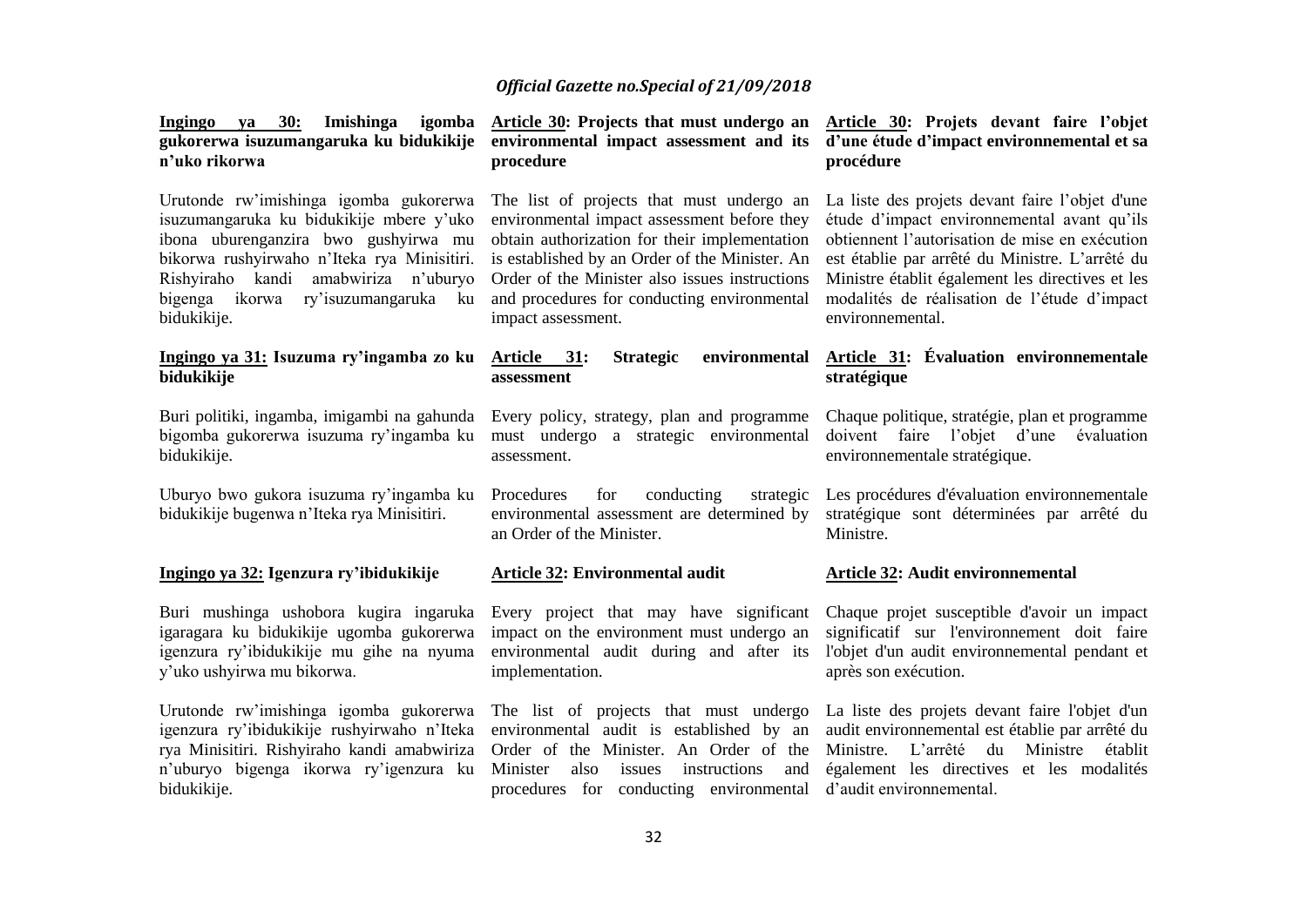**Ingingo ya 30: Imishinga igomba gukorerwa isuzumangaruka ku bidukikije n'uko rikorwa**

Urutonde rw'imishinga igomba gukorerwa isuzumangaruka ku bidukikije mbere y'uko ibona uburenganzira bwo gushyirwa mu bikorwa rushyirwaho n'Iteka rya Minisitiri. Rishyiraho kandi amabwiriza n'uburyo bigenga ikorwa ry'isuzumangaruka ku bidukikije.

**Ingingo ya 31: Isuzuma ry'ingamba zo ku bidukikije**

Buri politiki, ingamba, imigambi na gahunda bigomba gukorerwa isuzuma ry'ingamba ku bidukikije.

Uburyo bwo gukora isuzuma ry'ingamba ku bidukikije bugenwa n'Iteka rya Minisitiri.

**Ingingo ya 32: Igenzura ry'ibidukikije**

Buri mushinga ushobora kugira ingaruka igaragara ku bidukikije ugomba gukorerwa igenzura ry'ibidukikije mu gihe na nyuma y'uko ushyirwa mu bikorwa.

Urutonde rw'imishinga igomba gukorerwa igenzura ry'ibidukikije rushyirwaho n'Iteka rya Minisitiri. Rishyiraho kandi amabwiriza n'uburyo bigenga ikorwa ry'igenzura ku bidukikije.

**Article 30: Projects that must undergo an environmental impact assessment and its procedure**

The list of projects that must undergo an environmental impact assessment before they obtain authorization for their implementation is established by an Order of the Minister. An Order of the Minister also issues instructions and procedures for conducting environmental impact assessment.

**Article 31: Strategic environmental assessment**

Every policy, strategy, plan and programme must undergo a strategic environmental assessment.

Procedures for conducting strategic environmental assessment are determined by an Order of the Minister.

**Article 32: Environmental audit**

Every project that may have significant impact on the environment must undergo an environmental audit during and after its implementation.

The list of projects that must undergo environmental audit is established by an Order of the Minister. An Order of the Minister also issues instructions and procedures for conducting environmental

**Article 30: Projets devant faire l'objet d'une étude d'impact environnemental et sa procédure**

La liste des projets devant faire l'objet d'une étude d'impact environnemental avant qu'ils obtiennent l'autorisation de mise en exécution est établie par arrêté du Ministre. L'arrêté du Ministre établit également les directives et les modalités de réalisation de l'étude d'impact environnemental.

**Article 31: Évaluation environnementale stratégique**

Chaque politique, stratégie, plan et programme doivent faire l'objet d'une évaluation environnementale stratégique.

Les procédures d'évaluation environnementale stratégique sont déterminées par arrêté du Ministre.

**Article 32: Audit environnemental**

Chaque projet susceptible d'avoir un impact significatif sur l'environnement doit faire l'objet d'un audit environnemental pendant et après son exécution.

La liste des projets devant faire l'objet d'un audit environnemental est établie par arrêté du Ministre. L'arrêté du Ministre établit également les directives et les modalités d'audit environnemental.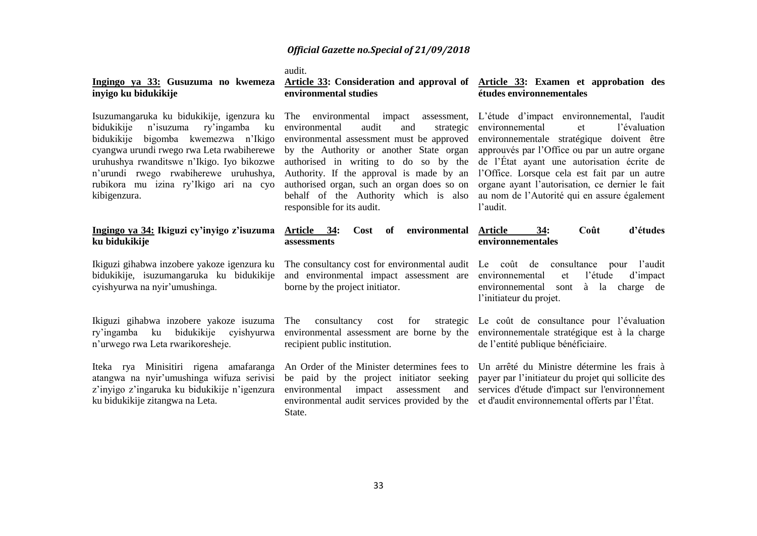audit.

**Ingingo ya 33: Gusuzuma no kwemeza inyigo ku bidukikije**

Isuzumangaruka ku bidukikije, igenzura ku bidukikije n'isuzuma ry'ingamba ku bidukikije bigomba kwemezwa n'Ikigo cyangwa urundi rwego rwa Leta rwabiherewe uruhushya rwanditswe n'Ikigo. Iyo bikozwe n'urundi rwego rwabiherewe uruhushya, rubikora mu izina ry'Ikigo ari na cyo kibigenzura.

**Ingingo ya 34: Ikiguzi cy'inyigo z'isuzuma ku bidukikije**

Ikiguzi gihabwa inzobere yakoze igenzura ku bidukikije, isuzumangaruka ku bidukikije cyishyurwa na nyir'umushinga.

Ikiguzi gihabwa inzobere yakoze isuzuma ry'ingamba ku bidukikije cyishyurwa n'urwego rwa Leta rwarikoresheje.

Iteka rya Minisitiri rigena amafaranga atangwa na nyir'umushinga wifuza serivisi z'inyigo z'ingaruka ku bidukikije n'igenzura ku bidukikije zitangwa na Leta.

**Article 33: Consideration and approval of environmental studies**

The environmental impact assessment, environmental audit and strategic environmental assessment must be approved by the Authority or another State organ authorised in writing to do so by the Authority. If the approval is made by an authorised organ, such an organ does so on behalf of the Authority which is also responsible for its audit.

**Article 34: Cost of environmental assessments**

The consultancy cost for environmental audit and environmental impact assessment are borne by the project initiator.

The consultancy cost for strategic environmental assessment are borne by the recipient public institution.

An Order of the Minister determines fees to be paid by the project initiator seeking environmental impact assessment and environmental audit services provided by the State.

**Article 33: Examen et approbation des études environnementales**

L'étude d'impact environnemental, l'audit environnemental et l'évaluation environnementale stratégique doivent être approuvés par l'Office ou par un autre organe de l'État ayant une autorisation écrite de l'Office. Lorsque cela est fait par un autre organe ayant l'autorisation, ce dernier le fait au nom de l'Autorité qui en assure également l'audit.

**Article 34: Coût d'études environnementales**

Le coût de consultance pour l'audit environnemental et l'étude d'impact environnemental sont à la charge de l'initiateur du projet.

Le coût de consultance pour l'évaluation environnementale stratégique est à la charge de l'entité publique bénéficiaire.

Un arrêté du Ministre détermine les frais à payer par l'initiateur du projet qui sollicite des services d'étude d'impact sur l'environnement et d'audit environnemental offerts par l'État.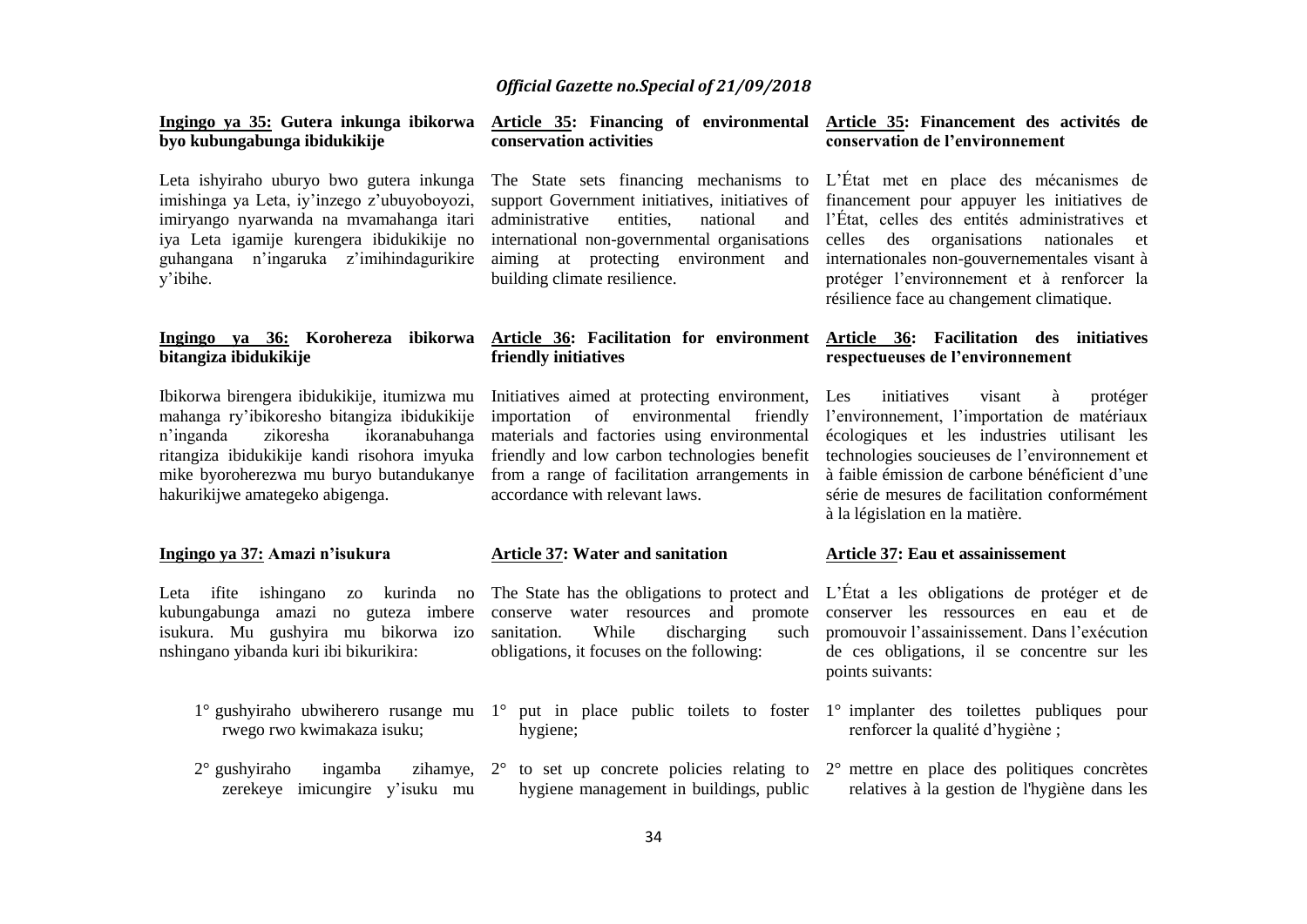**Ingingo ya 35: Gutera inkunga ibikorwa byo kubungabunga ibidukikije**

Leta ishyiraho uburyo bwo gutera inkunga imishinga ya Leta, iy'inzego z'ubuyoboyozi, imiryango nyarwanda na mvamahanga itari iya Leta igamije kurengera ibidukikije no guhangana n'ingaruka z'imihindagurikire y'ibihe.

**Ingingo ya 36: Korohereza ibikorwa bitangiza ibidukikije**

Ibikorwa birengera ibidukikije, itumizwa mu mahanga ry'ibikoresho bitangiza ibidukikije n'inganda zikoresha ikoranabuhanga ritangiza ibidukikije kandi risohora imyuka mike byoroherezwa mu buryo butandukanye hakurikijwe amategeko abigenga.

**Ingingo ya 37: Amazi n'isukura**

Leta ifite ishingano zo kurinda no kubungabunga amazi no guteza imbere isukura. Mu gushyira mu bikorwa izo nshingano yibanda kuri ibi bikurikira:

1° gushyiraho ubwiherero rusange mu rwego rwo kwimakaza isuku;

2° gushyiraho ingamba zihamye, zerekeye imicungire y'isuku mu

**Article 35: Financing of environmental conservation activities**

The State sets financing mechanisms to support Government initiatives, initiatives of administrative entities, national and international non-governmental organisations aiming at protecting environment and building climate resilience.

**Article 36: Facilitation for environment friendly initiatives**

Initiatives aimed at protecting environment, importation of environmental friendly materials and factories using environmental friendly and low carbon technologies benefit from a range of facilitation arrangements in accordance with relevant laws.

**Article 37: Water and sanitation**

The State has the obligations to protect and conserve water resources and promote sanitation. While discharging such obligations, it focuses on the following:

1° put in place public toilets to foster hygiene;

2° to set up concrete policies relating to hygiene management in buildings, public

**Article 35: Financement des activités de conservation de l'environnement**

L'État met en place des mécanismes de financement pour appuyer les initiatives de l'État, celles des entités administratives et celles des organisations nationales et internationales non-gouvernementales visant à protéger l'environnement et à renforcer la résilience face au changement climatique.

**Article 36: Facilitation des initiatives respectueuses de l'environnement**

Les initiatives visant à protéger l'environnement, l'importation de matériaux écologiques et les industries utilisant les technologies soucieuses de l'environnement et à faible émission de carbone bénéficient d'une série de mesures de facilitation conformément à la législation en la matière.

**Article 37: Eau et assainissement**

L'État a les obligations de protéger et de conserver les ressources en eau et de promouvoir l'assainissement. Dans l'exécution de ces obligations, il se concentre sur les points suivants:

1° implanter des toilettes publiques pour renforcer la qualité d'hygiène ;

2° mettre en place des politiques concrètes relatives à la gestion de l'hygiène dans les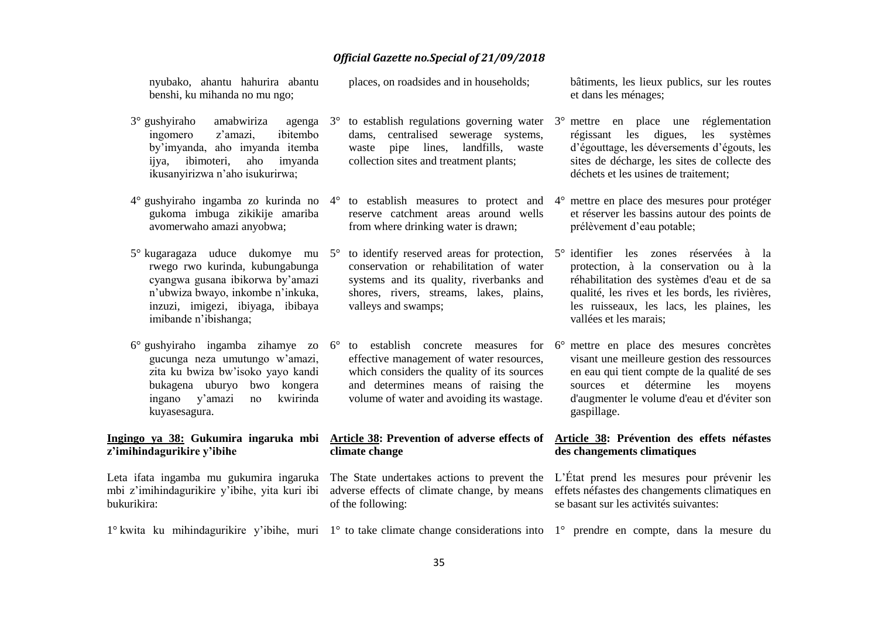nyubako, ahantu hahurira abantu benshi, ku mihanda no mu ngo;

3° gushyiraho amabwiriza agenga ingomero z'amazi, ibitembo by'imyanda, aho imyanda itemba ijya, ibimoteri, aho imyanda ikusanyirizwa n'aho isukurirwa;

4° gushyiraho ingamba zo kurinda no gukoma imbuga zikikije amariba avomerwaho amazi anyobwa;

5° kugaragaza uduce dukomye mu rwego rwo kurinda, kubungabunga cyangwa gusana ibikorwa by'amazi n'ubwiza bwayo, inkombe n'inkuka, inzuzi, imigezi, ibiyaga, ibibaya imibande n'ibishanga;

6° gushyiraho ingamba zihamye zo gucunga neza umutungo w'amazi, zita ku bwiza bw'isoko yayo kandi bukagena uburyo bwo kongera ingano y'amazi no kwirinda kuyasesagura.

**Ingingo ya 38: Gukumira ingaruka mbi z'imihindagurikire y'ibihe**

Leta ifata ingamba mu gukumira ingaruka mbi z'imihindagurikire y'ibihe, yita kuri ibi bukurikira:

1° kwita ku mihindagurikire y'ibihe, muri

places, on roadsides and in households;

3° to establish regulations governing water dams, centralised sewerage systems, waste pipe lines, landfills, waste collection sites and treatment plants;

4° to establish measures to protect and reserve catchment areas around wells from where drinking water is drawn;

5° to identify reserved areas for protection, conservation or rehabilitation of water systems and its quality, riverbanks and shores, rivers, streams, lakes, plains, valleys and swamps;

6° to establish concrete measures for effective management of water resources, which considers the quality of its sources and determines means of raising the volume of water and avoiding its wastage.

**Article 38: Prevention of adverse effects of climate change**

The State undertakes actions to prevent the adverse effects of climate change, by means of the following:

1° to take climate change considerations into

bâtiments, les lieux publics, sur les routes et dans les ménages;

3° mettre en place une réglementation régissant les digues, les systèmes d'égouttage, les déversements d'égouts, les sites de décharge, les sites de collecte des déchets et les usines de traitement;

4° mettre en place des mesures pour protéger et réserver les bassins autour des points de prélèvement d'eau potable;

5° identifier les zones réservées à la protection, à la conservation ou à la réhabilitation des systèmes d'eau et de sa qualité, les rives et les bords, les rivières, les ruisseaux, les lacs, les plaines, les vallées et les marais;

6° mettre en place des mesures concrètes visant une meilleure gestion des ressources en eau qui tient compte de la qualité de ses sources et détermine les moyens d'augmenter le volume d'eau et d'éviter son gaspillage.

**Article 38: Prévention des effets néfastes des changements climatiques**

L'État prend les mesures pour prévenir les effets néfastes des changements climatiques en se basant sur les activités suivantes:

1° prendre en compte, dans la mesure du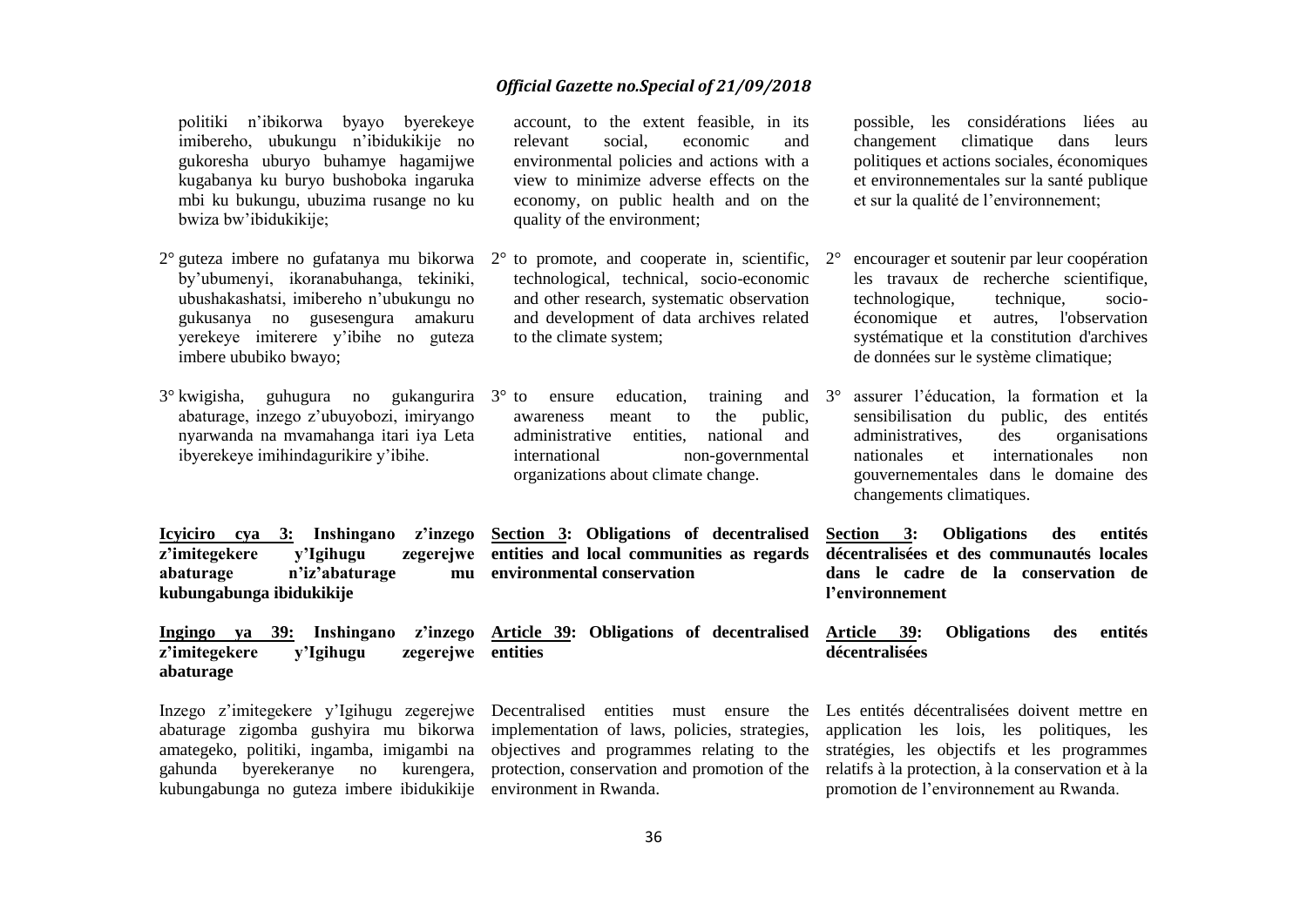politiki n'ibikorwa byayo byerekeye imibereho, ubukungu n'ibidukikije no gukoresha uburyo buhamye hagamijwe kugabanya ku buryo bushoboka ingaruka mbi ku bukungu, ubuzima rusange no ku bwiza bw'ibidukikije;

2° guteza imbere no gufatanya mu bikorwa by'ubumenyi, ikoranabuhanga, tekiniki, ubushakashatsi, imibereho n'ubukungu no gukusanya no gusesengura amakuru yerekeye imiterere y'ibihe no guteza imbere ububiko bwayo;

3° kwigisha, guhugura no gukangurira abaturage, inzego z'ubuyobozi, imiryango nyarwanda na mvamahanga itari iya Leta ibyerekeye imihindagurikire y'ibihe.

**Icyiciro cya 3: Inshingano z'inzego z'imitegekere y'Igihugu zegerejwe abaturage n'iz'abaturage mu kubungabunga ibidukikije**

**Ingingo ya 39: Inshingano z'inzego z'imitegekere y'Igihugu zegerejwe abaturage**

Inzego z'imitegekere y'Igihugu zegerejwe abaturage zigomba gushyira mu bikorwa amategeko, politiki, ingamba, imigambi na gahunda byerekeranye no kurengera, kubungabunga no guteza imbere ibidukikije

account, to the extent feasible, in its relevant social, economic and environmental policies and actions with a view to minimize adverse effects on the economy, on public health and on the quality of the environment;

2° to promote, and cooperate in, scientific, technological, technical, socio-economic and other research, systematic observation and development of data archives related to the climate system;

3° to ensure education, training and awareness meant to the public, administrative entities, national and international non-governmental organizations about climate change.

**Section 3: Obligations of decentralised entities and local communities as regards environmental conservation**

**Article 39: Obligations of decentralised entities**

Decentralised entities must ensure the implementation of laws, policies, strategies, objectives and programmes relating to the protection, conservation and promotion of the environment in Rwanda.

possible, les considérations liées au changement climatique dans leurs politiques et actions sociales, économiques et environnementales sur la santé publique et sur la qualité de l'environnement;

2° encourager et soutenir par leur coopération les travaux de recherche scientifique, technologique, technique, socio-économique et autres, l'observation systématique et la constitution d'archives de données sur le système climatique;

3° assurer l'éducation, la formation et la sensibilisation du public, des entités administratives, des organisations nationales et internationales non gouvernementales dans le domaine des changements climatiques.

**Section 3: Obligations des entités décentralisées et des communautés locales dans le cadre de la conservation de l'environnement**

**Article 39: Obligations des entités décentralisées**

Les entités décentralisées doivent mettre en application les lois, les politiques, les stratégies, les objectifs et les programmes relatifs à la protection, à la conservation et à la promotion de l'environnement au Rwanda.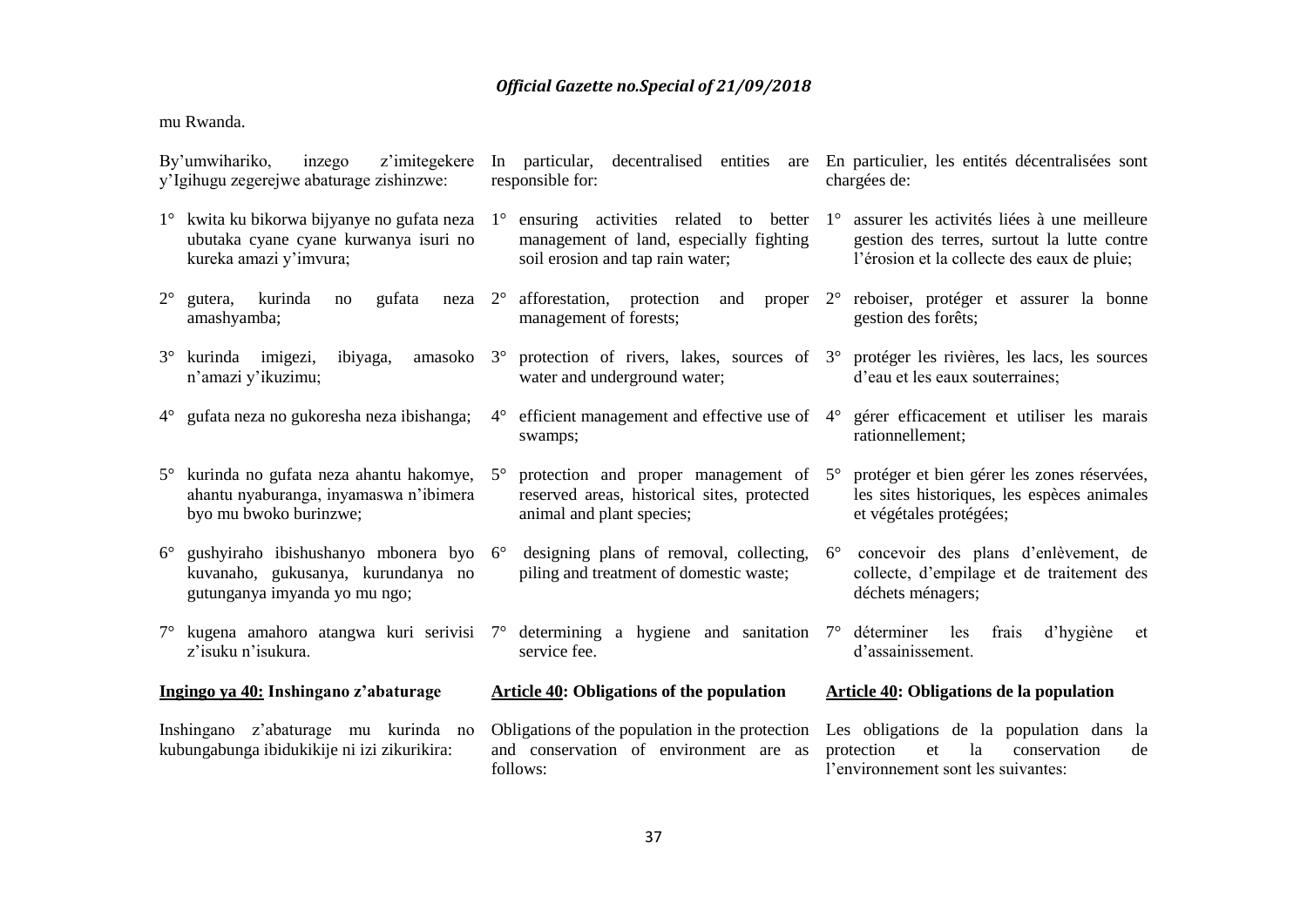mu Rwanda.

By'umwihariko, inzego z'imitegekere y'Igihugu zegerejwe abaturage zishinzwe:

1° kwita ku bikorwa bijyanye no gufata neza ubutaka cyane cyane kurwanya isuri no kureka amazi y'imvura;

2° gutera, kurinda no gufata neza amashyamba;

3° kurinda imigezi, ibiyaga, amasoko n'amazi y'ikuzimu;

4° gufata neza no gukoresha neza ibishanga;

5° kurinda no gufata neza ahantu hakomye, ahantu nyaburanga, inyamaswa n'ibimera byo mu bwoko burinzwe;

6° gushyiraho ibishushanyo mbonera byo kuvanaho, gukusanya, kurundanya no gutunganya imyanda yo mu ngo;

7° kugena amahoro atangwa kuri serivisi z'isuku n'isukura.

**Ingingo ya 40: Inshingano z'abaturage**

Inshingano z'abaturage mu kurinda no kubungabunga ibidukikije ni izi zikurikira:

In particular, decentralised entities are responsible for:

1° ensuring activities related to better management of land, especially fighting soil erosion and tap rain water;

2° afforestation, protection and proper management of forests;

3° protection of rivers, lakes, sources of water and underground water;

4° efficient management and effective use of swamps;

5° protection and proper management of reserved areas, historical sites, protected animal and plant species;

6° designing plans of removal, collecting, piling and treatment of domestic waste;

7° determining a hygiene and sanitation service fee.

**Article 40: Obligations of the population**

Obligations of the population in the protection and conservation of environment are as follows:

En particulier, les entités décentralisées sont chargées de:

1° assurer les activités liées à une meilleure gestion des terres, surtout la lutte contre l'érosion et la collecte des eaux de pluie;

2° reboiser, protéger et assurer la bonne gestion des forêts;

3° protéger les rivières, les lacs, les sources d'eau et les eaux souterraines;

4° gérer efficacement et utiliser les marais rationnellement;

5° protéger et bien gérer les zones réservées, les sites historiques, les espèces animales et végétales protégées;

6° concevoir des plans d'enlèvement, de collecte, d'empilage et de traitement des déchets ménagers;

7° déterminer les frais d'hygiène et d'assainissement.

**Article 40: Obligations de la population**

Les obligations de la population dans la protection et la conservation de l'environnement sont les suivantes: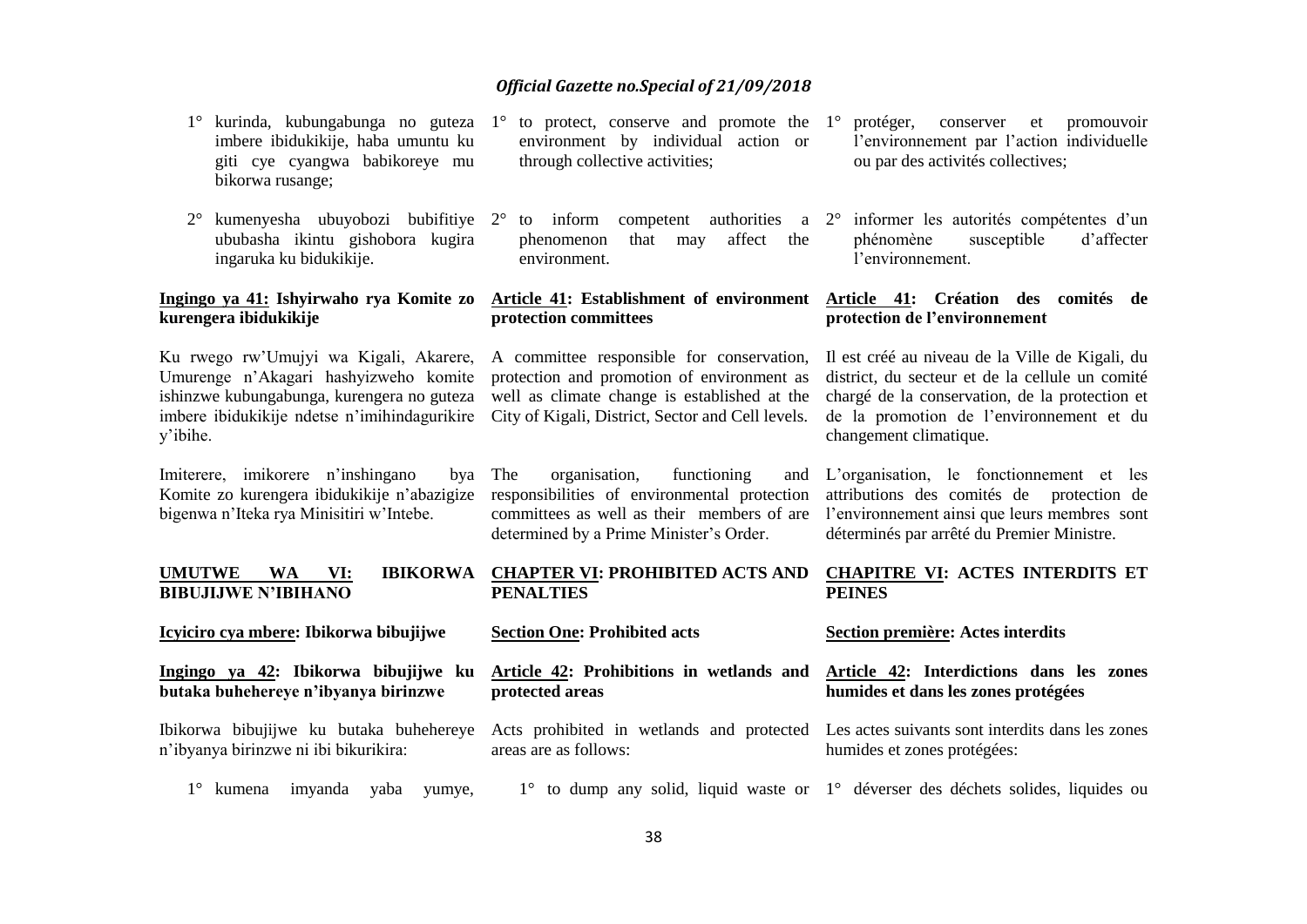1° kurinda, kubungabunga no guteza imbere ibidukikije, haba umuntu ku giti cye cyangwa babikoreye mu bikorwa rusange;

2° kumenyesha ubuyobozi bubifitiye ububasha ikintu gishobora kugira ingaruka ku bidukikije.

**Ingingo ya 41: Ishyirwaho rya Komite zo kurengera ibidukikije**

Ku rwego rw'Umujyi wa Kigali, Akarere, Umurenge n'Akagari hashyizweho komite ishinzwe kubungabunga, kurengera no guteza imbere ibidukikije ndetse n'imihindagurikire y'ibihe.

Imiterere, imikorere n'inshingano bya Komite zo kurengera ibidukikije n'abazigize bigenwa n'Iteka rya Minisitiri w'Intebe.

**UMUTWE WA VI: IBIKORWA BIBUJIJWE N'IBIHANO**

**Icyiciro cya mbere: Ibikorwa bibujijwe**

**Ingingo ya 42: Ibikorwa bibujijwe ku butaka buhehereye n'ibyanya birinzwe**

Ibikorwa bibujijwe ku butaka buhehereye n'ibyanya birinzwe ni ibi bikurikira:

1° kumena imyanda yaba yumye,

1° to protect, conserve and promote the environment by individual action or through collective activities;

2° to inform competent authorities a phenomenon that may affect the environment.

**Article 41: Establishment of environment protection committees**

A committee responsible for conservation, protection and promotion of environment as well as climate change is established at the City of Kigali, District, Sector and Cell levels.

The organisation, functioning and responsibilities of environmental protection committees as well as their members of are determined by a Prime Minister's Order.

**CHAPTER VI: PROHIBITED ACTS AND PENALTIES**

**Section One: Prohibited acts**

**Article 42: Prohibitions in wetlands and protected areas**

Acts prohibited in wetlands and protected areas are as follows:

1° to dump any solid, liquid waste or

1° protéger, conserver et promouvoir l'environnement par l'action individuelle ou par des activités collectives;

2° informer les autorités compétentes d'un phénomène susceptible d'affecter l'environnement.

**Article 41: Création des comités de protection de l'environnement**

Il est créé au niveau de la Ville de Kigali, du district, du secteur et de la cellule un comité chargé de la conservation, de la protection et de la promotion de l'environnement et du changement climatique.

L'organisation, le fonctionnement et les attributions des comités de protection de l'environnement ainsi que leurs membres sont déterminés par arrêté du Premier Ministre.

**CHAPITRE VI: ACTES INTERDITS ET PEINES**

**Section première: Actes interdits**

**Article 42: Interdictions dans les zones humides et dans les zones protégées**

Les actes suivants sont interdits dans les zones humides et zones protégées:

1° déverser des déchets solides, liquides ou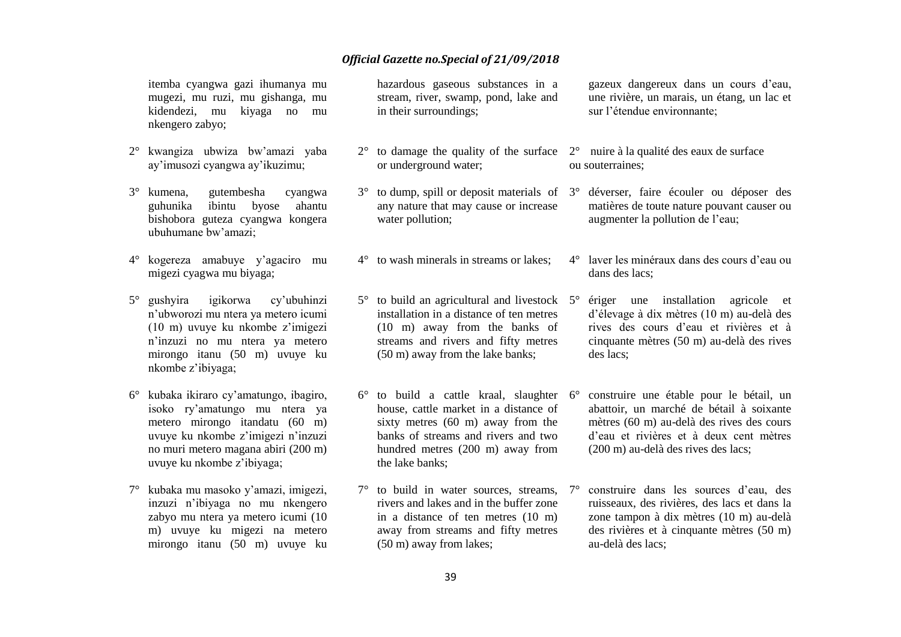itemba cyangwa gazi ihumanya mu mugezi, mu ruzi, mu gishanga, mu kidendezi, mu kiyaga no mu nkengero zabyo;

2° kwangiza ubwiza bw'amazi yaba ay'imusozi cyangwa ay'ikuzimu;

3° kumena, gutembesha cyangwa guhunika ibintu byose ahantu bishobora guteza cyangwa kongera ubuhumane bw'amazi;

4° kogereza amabuye y'agaciro mu migezi cyagwa mu biyaga;

5° gushyira igikorwa cy'ubuhinzi n'ubworozi mu ntera ya metero icumi (10 m) uvuye ku nkombe z'imigezi n'inzuzi no mu ntera ya metero mirongo itanu (50 m) uvuye ku nkombe z'ibiyaga;

6° kubaka ikiraro cy'amatungo, ibagiro, isoko ry'amatungo mu ntera ya metero mirongo itandatu (60 m) uvuye ku nkombe z'imigezi n'inzuzi no muri metero magana abiri (200 m) uvuye ku nkombe z'ibiyaga;

7° kubaka mu masoko y'amazi, imigezi, inzuzi n'ibiyaga no mu nkengero zabyo mu ntera ya metero icumi (10 m) uvuye ku migezi na metero mirongo itanu (50 m) uvuye ku

hazardous gaseous substances in a stream, river, swamp, pond, lake and in their surroundings;

2° to damage the quality of the surface or underground water;

3° to dump, spill or deposit materials of any nature that may cause or increase water pollution;

4° to wash minerals in streams or lakes;

5° to build an agricultural and livestock installation in a distance of ten metres (10 m) away from the banks of streams and rivers and fifty metres (50 m) away from the lake banks;

6° to build a cattle kraal, slaughter house, cattle market in a distance of sixty metres (60 m) away from the banks of streams and rivers and two hundred metres (200 m) away from the lake banks;

7° to build in water sources, streams, rivers and lakes and in the buffer zone in a distance of ten metres (10 m) away from streams and fifty metres (50 m) away from lakes;

gazeux dangereux dans un cours d'eau, une rivière, un marais, un étang, un lac et sur l'étendue environnante;

2° nuire à la qualité des eaux de surface ou souterraines;

3° déverser, faire écouler ou déposer des matières de toute nature pouvant causer ou augmenter la pollution de l'eau;

4° laver les minéraux dans des cours d'eau ou dans des lacs;

5° ériger une installation agricole et d'élevage à dix mètres (10 m) au-delà des rives des cours d'eau et rivières et à cinquante mètres (50 m) au-delà des rives des lacs;

6° construire une étable pour le bétail, un abattoir, un marché de bétail à soixante mètres (60 m) au-delà des rives des cours d'eau et rivières et à deux cent mètres (200 m) au-delà des rives des lacs;

7° construire dans les sources d'eau, des ruisseaux, des rivières, des lacs et dans la zone tampon à dix mètres (10 m) au-delà des rivières et à cinquante mètres (50 m) au-delà des lacs;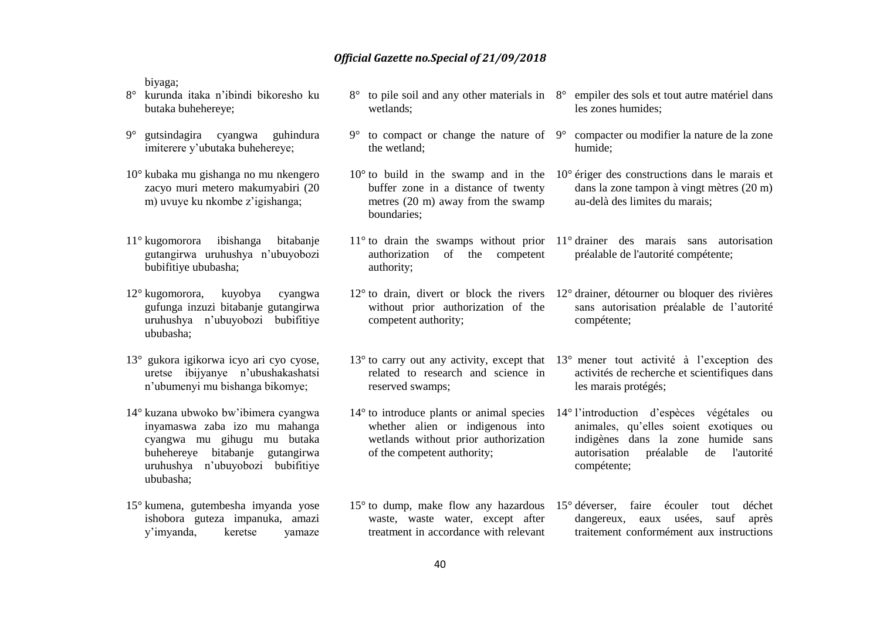biyaga;

8° kurunda itaka n'ibindi bikoresho ku butaka buhehereye;

9° gutsindagira cyangwa guhindura imiterere y'ubutaka buhehereye;

10° kubaka mu gishanga no mu nkengero zacyo muri metero makumyabiri (20 m) uvuye ku nkombe z'igishanga;

11° kugomorora ibishanga bitabanje gutangirwa uruhushya n'ubuyobozi bubifitiye ububasha;

12° kugomorora, kuyobya cyangwa gufunga inzuzi bitabanje gutangirwa uruhushya n'ubuyobozi bubifitiye ububasha;

13° gukora igikorwa icyo ari cyo cyose, uretse ibijyanye n'ubushakashatsi n'ubumenyi mu bishanga bikomye;

14° kuzana ubwoko bw'ibimera cyangwa inyamaswa zaba izo mu mahanga cyangwa mu gihugu mu butaka buhehereye bitabanje gutangirwa uruhushya n'ubuyobozi bubifitiye ububasha;

15° kumena, gutembesha imyanda yose ishobora guteza impanuka, amazi y'imyanda, keretse yamaze

8° to pile soil and any other materials in wetlands;

9° to compact or change the nature of the wetland;

10° to build in the swamp and in the buffer zone in a distance of twenty metres (20 m) away from the swamp boundaries;

11° to drain the swamps without prior authorization of the competent authority;

12° to drain, divert or block the rivers without prior authorization of the competent authority;

13° to carry out any activity, except that related to research and science in reserved swamps;

14° to introduce plants or animal species whether alien or indigenous into wetlands without prior authorization of the competent authority;

15° to dump, make flow any hazardous waste, waste water, except after treatment in accordance with relevant

8° empiler des sols et tout autre matériel dans les zones humides;

9° compacter ou modifier la nature de la zone humide;

10° ériger des constructions dans le marais et dans la zone tampon à vingt mètres (20 m) au-delà des limites du marais;

11° drainer des marais sans autorisation préalable de l'autorité compétente;

12° drainer, détourner ou bloquer des rivières sans autorisation préalable de l'autorité compétente;

13° mener tout activité à l'exception des activités de recherche et scientifiques dans les marais protégés;

14° l'introduction d'espèces végétales ou animales, qu'elles soient exotiques ou indigènes dans la zone humide sans autorisation préalable de l'autorité compétente;

15° déverser, faire écouler tout déchet dangereux, eaux usées, sauf après traitement conformément aux instructions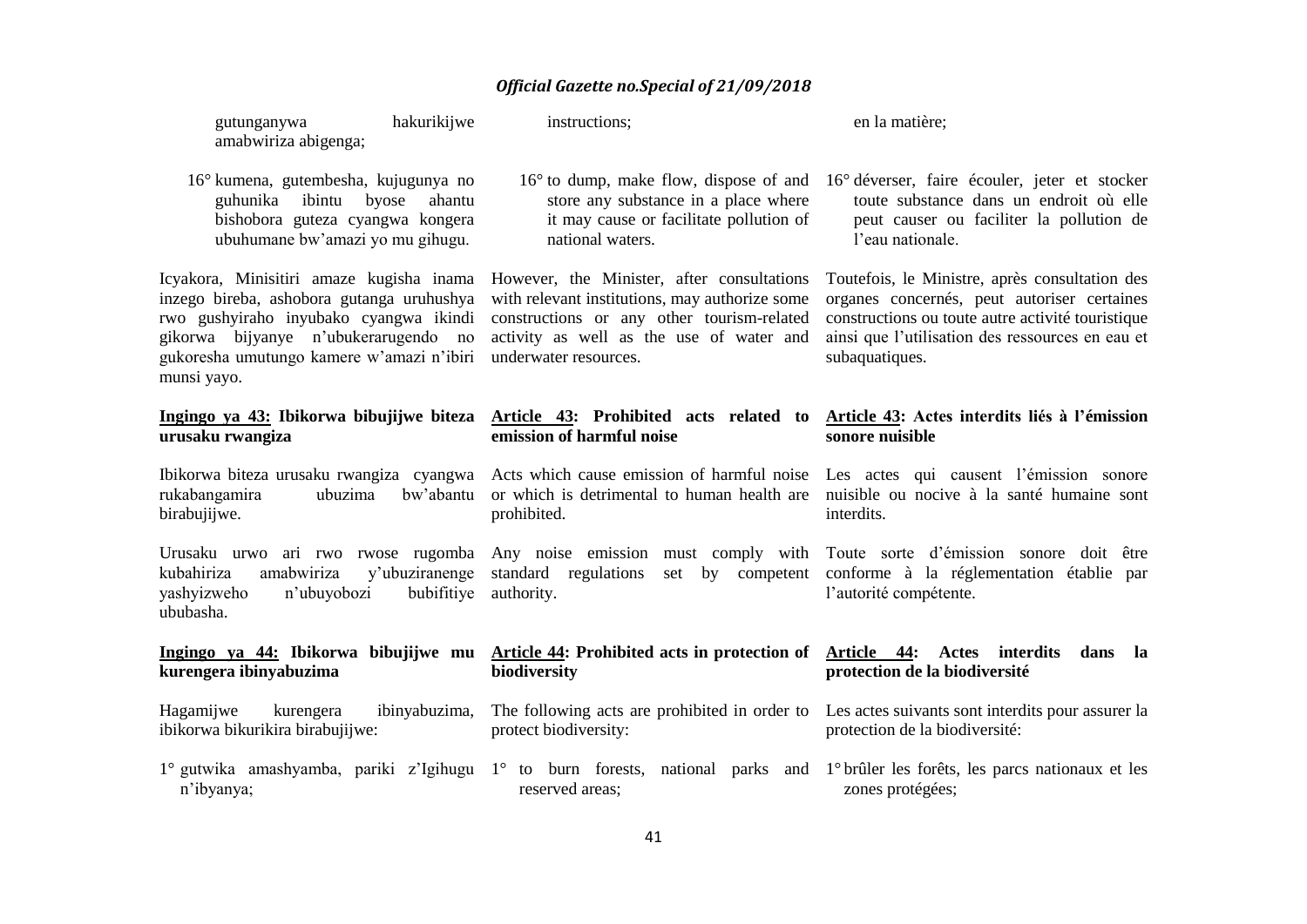gutunganywa hakurikijwe amabwiriza abigenga;

16° kumena, gutembesha, kujugunya no guhunika ibintu byose ahantu bishobora guteza cyangwa kongera ubuhumane bw'amazi yo mu gihugu.

Icyakora, Minisitiri amaze kugisha inama inzego bireba, ashobora gutanga uruhushya rwo gushyiraho inyubako cyangwa ikindi gikorwa bijyanye n'ubukerarugendo no gukoresha umutungo kamere w'amazi n'ibiri munsi yayo.

**Ingingo ya 43: Ibikorwa bibujijwe biteza urusaku rwangiza**

Ibikorwa biteza urusaku rwangiza cyangwa rukabangamira ubuzima bw'abantu birabujijwe.

Urusaku urwo ari rwo rwose rugomba kubahiriza amabwiriza y'ubuziranenge yashyizweho n'ubuyobozi bubifitiye ububasha.

**Ingingo ya 44: Ibikorwa bibujijwe mu kurengera ibinyabuzima**

Hagamijwe kurengera ibinyabuzima, ibikorwa bikurikira birabujijwe:

1° gutwika amashyamba, pariki z'Igihugu n'ibyanya;

instructions;

16° to dump, make flow, dispose of and store any substance in a place where it may cause or facilitate pollution of national waters.

However, the Minister, after consultations with relevant institutions, may authorize some constructions or any other tourism-related activity as well as the use of water and underwater resources.

**Article 43: Prohibited acts related to emission of harmful noise**

Acts which cause emission of harmful noise or which is detrimental to human health are prohibited.

Any noise emission must comply with standard regulations set by competent authority.

**Article 44: Prohibited acts in protection of biodiversity**

The following acts are prohibited in order to protect biodiversity:

1° to burn forests, national parks and reserved areas;

en la matière;

16° déverser, faire écouler, jeter et stocker toute substance dans un endroit où elle peut causer ou faciliter la pollution de l'eau nationale.

Toutefois, le Ministre, après consultation des organes concernés, peut autoriser certaines constructions ou toute autre activité touristique ainsi que l'utilisation des ressources en eau et subaquatiques.

**Article 43: Actes interdits liés à l'émission sonore nuisible**

Les actes qui causent l'émission sonore nuisible ou nocive à la santé humaine sont interdits.

Toute sorte d'émission sonore doit être conforme à la réglementation établie par l'autorité compétente.

**Article 44: Actes interdits dans la protection de la biodiversité**

Les actes suivants sont interdits pour assurer la protection de la biodiversité:

1° brûler les forêts, les parcs nationaux et les zones protégées;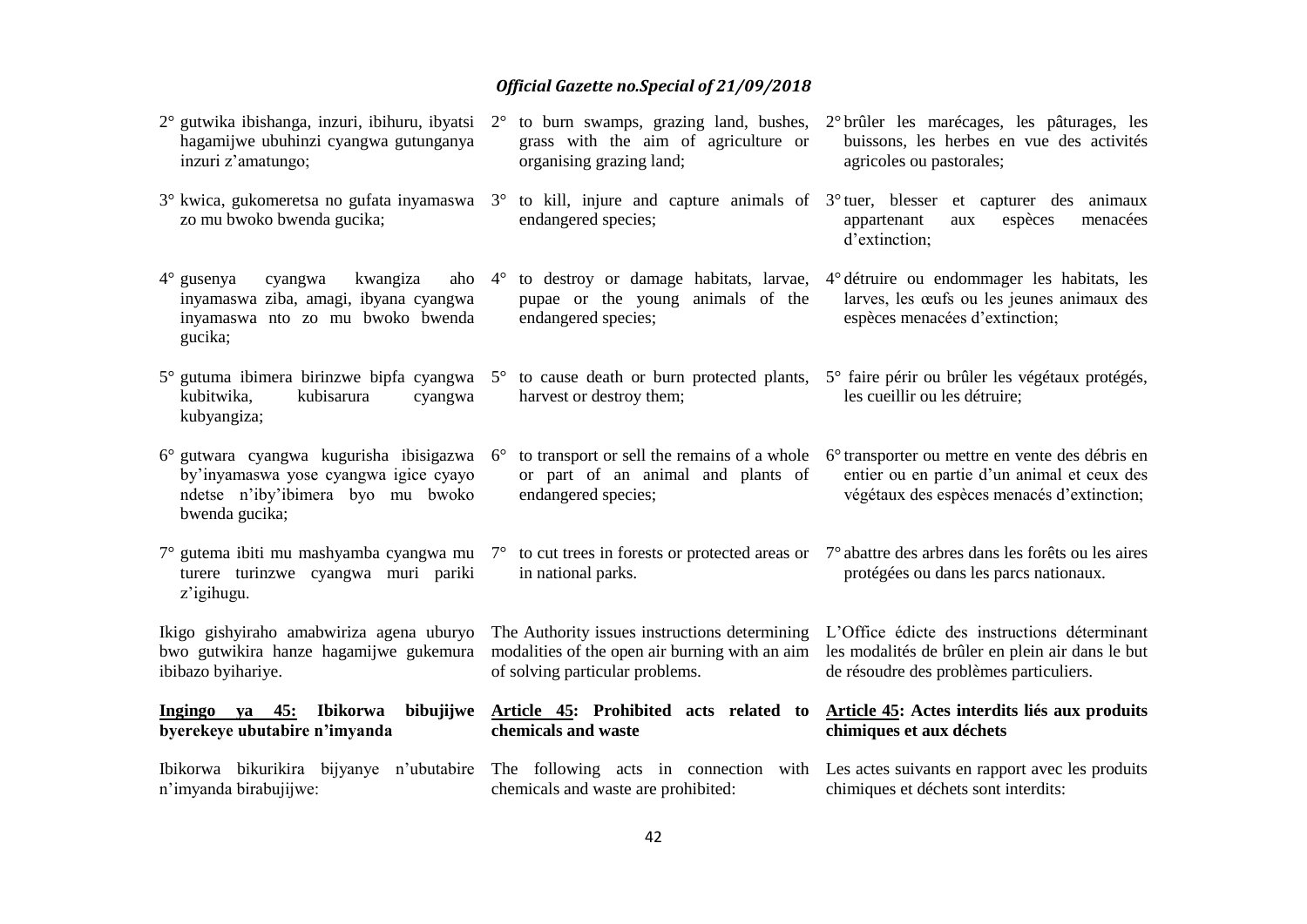2° gutwika ibishanga, inzuri, ibihuru, ibyatsi hagamijwe ubuhinzi cyangwa gutunganya inzuri z'amatungo;

3° kwica, gukomeretsa no gufata inyamaswa zo mu bwoko bwenda gucika;

4° gusenya cyangwa kwangiza aho inyamaswa ziba, amagi, ibyana cyangwa inyamaswa nto zo mu bwoko bwenda gucika;

5° gutuma ibimera birinzwe bipfa cyangwa kubitwika, kubisarura cyangwa kubyangiza;

6° gutwara cyangwa kugurisha ibisigazwa by'inyamaswa yose cyangwa igice cyayo ndetse n'iby'ibimera byo mu bwoko bwenda gucika;

7° gutema ibiti mu mashyamba cyangwa mu turere turinzwe cyangwa muri pariki z'igihugu.

Ikigo gishyiraho amabwiriza agena uburyo bwo gutwikira hanze hagamijwe gukemura ibibazo byihariye.

**Ingingo ya 45: Ibikorwa bibujijwe byerekeye ubutabire n'imyanda**

Ibikorwa bikurikira bijyanye n'ubutabire n'imyanda birabujijwe:

2° to burn swamps, grazing land, bushes, grass with the aim of agriculture or organising grazing land;

3° to kill, injure and capture animals of endangered species;

4° to destroy or damage habitats, larvae, pupae or the young animals of the endangered species;

5° to cause death or burn protected plants, harvest or destroy them;

6° to transport or sell the remains of a whole or part of an animal and plants of endangered species;

7° to cut trees in forests or protected areas or in national parks.

The Authority issues instructions determining modalities of the open air burning with an aim of solving particular problems.

**Article 45: Prohibited acts related to chemicals and waste**

The following acts in connection with chemicals and waste are prohibited:

2° brûler les marécages, les pâturages, les buissons, les herbes en vue des activités agricoles ou pastorales;

3° tuer, blesser et capturer des animaux appartenant aux espèces menacées d'extinction;

4° détruire ou endommager les habitats, les larves, les œufs ou les jeunes animaux des espèces menacées d'extinction;

5° faire périr ou brûler les végétaux protégés, les cueillir ou les détruire;

6° transporter ou mettre en vente des débris en entier ou en partie d'un animal et ceux des végétaux des espèces menacés d'extinction;

7° abattre des arbres dans les forêts ou les aires protégées ou dans les parcs nationaux.

L'Office édicte des instructions déterminant les modalités de brûler en plein air dans le but de résoudre des problèmes particuliers.

**Article 45: Actes interdits liés aux produits chimiques et aux déchets**

Les actes suivants en rapport avec les produits chimiques et déchets sont interdits: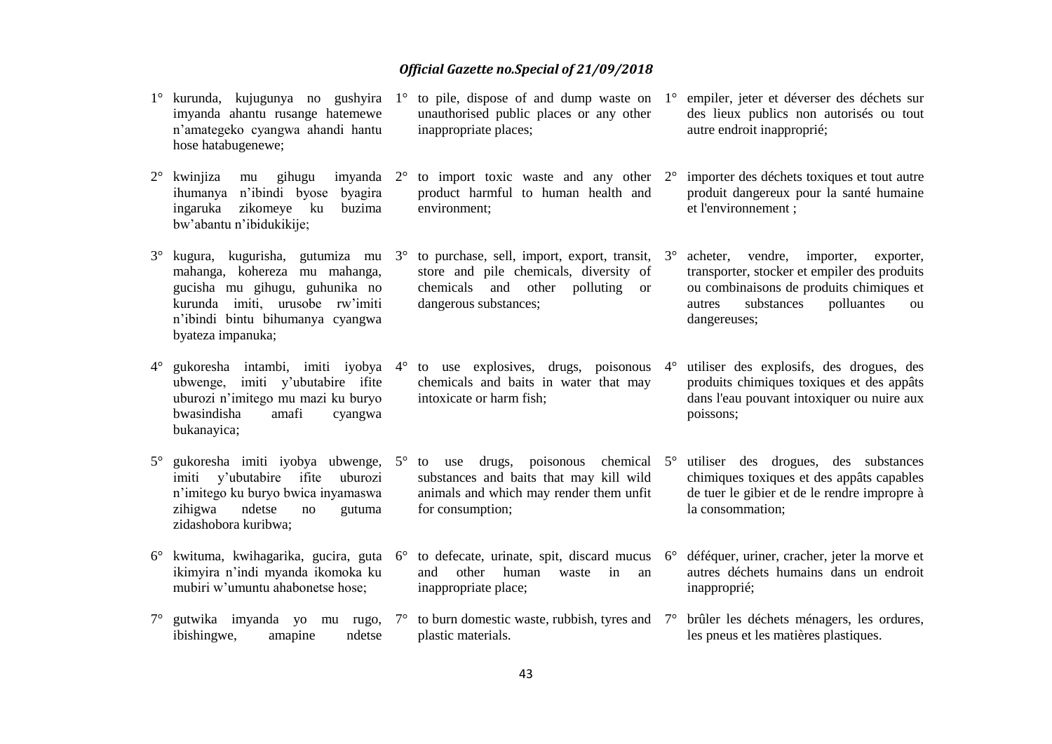1° kurunda, kujugunya no gushyira imyanda ahantu rusange hatemewe n'amategeko cyangwa ahandi hantu hose hatabugenewe;

2° kwinjiza mu gihugu imyanda ihumanya n'ibindi byose byagira ingaruka zikomeye ku buzima bw'abantu n'ibidukikije;

3° kugura, kugurisha, gutumiza mu mahanga, kohereza mu mahanga, gucisha mu gihugu, guhunika no kurunda imiti, urusobe rw'imiti n'ibindi bintu bihumanya cyangwa byateza impanuka;

4° gukoresha intambi, imiti iyobya ubwenge, imiti y'ubutabire ifite uburozi n'imitego mu mazi ku buryo bwasindisha amafi cyangwa bukanayica;

5° gukoresha imiti iyobya ubwenge, imiti y'ubutabire ifite uburozi n'imitego ku buryo bwica inyamaswa zihigwa ndetse no gutuma zidashobora kuribwa;

6° kwituma, kwihagarika, gucira, guta ikimyira n'indi myanda ikomoka ku mubiri w'umuntu ahabonetse hose;

7° gutwika imyanda yo mu rugo, ibishingwe, amapine ndetse

1° to pile, dispose of and dump waste on unauthorised public places or any other inappropriate places;

2° to import toxic waste and any other product harmful to human health and environment;

3° to purchase, sell, import, export, transit, store and pile chemicals, diversity of chemicals and other polluting or dangerous substances;

4° to use explosives, drugs, poisonous chemicals and baits in water that may intoxicate or harm fish;

5° to use drugs, poisonous chemical substances and baits that may kill wild animals and which may render them unfit for consumption;

6° to defecate, urinate, spit, discard mucus and other human waste in an inappropriate place;

7° to burn domestic waste, rubbish, tyres and plastic materials.

1° empiler, jeter et déverser des déchets sur des lieux publics non autorisés ou tout autre endroit inapproprié;

2° importer des déchets toxiques et tout autre produit dangereux pour la santé humaine et l'environnement ;

3° acheter, vendre, importer, exporter, transporter, stocker et empiler des produits ou combinaisons de produits chimiques et autres substances polluantes ou dangereuses;

4° utiliser des explosifs, des drogues, des produits chimiques toxiques et des appâts dans l'eau pouvant intoxiquer ou nuire aux poissons;

5° utiliser des drogues, des substances chimiques toxiques et des appâts capables de tuer le gibier et de le rendre impropre à la consommation;

6° déféquer, uriner, cracher, jeter la morve et autres déchets humains dans un endroit inapproprié;

7° brûler les déchets ménagers, les ordures, les pneus et les matières plastiques.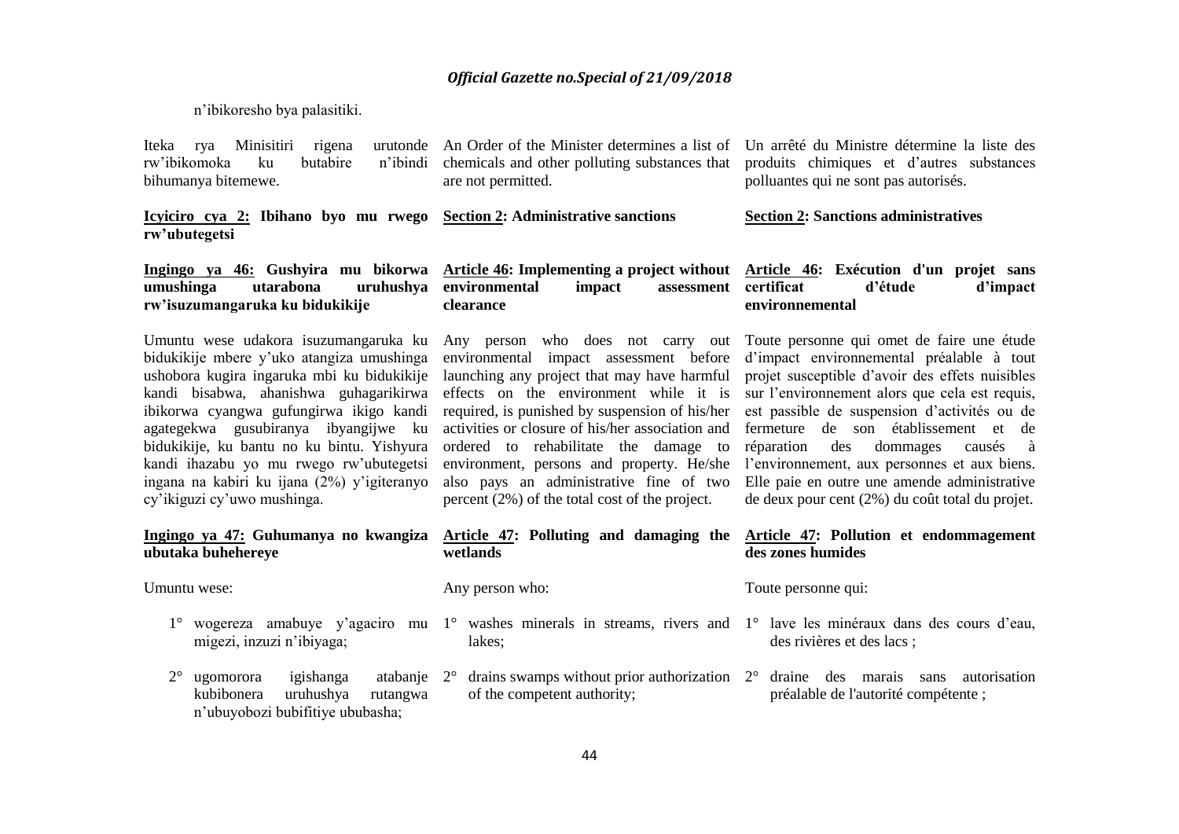n'ibikoresho bya palasitiki.

Iteka rya Minisitiri rigena urutonde rw'ibikomoka ku butabire n'ibindi bihumanya bitemewe.

An Order of the Minister determines a list of chemicals and other polluting substances that are not permitted.

Un arrêté du Ministre détermine la liste des produits chimiques et d'autres substances polluantes qui ne sont pas autorisés.

**Icyiciro cya 2: Ibihano byo mu rwego rw'ubutegetsi**

**Section 2: Administrative sanctions**

**Section 2: Sanctions administratives**

**Ingingo ya 46: Gushyira mu bikorwa umushinga utarabona uruhushya rw'isuzumangaruka ku bidukikije**

Umuntu wese udakora isuzumangaruka ku bidukikije mbere y'uko atangiza umushinga ushobora kugira ingaruka mbi ku bidukikije kandi bisabwa, ahanishwa guhagarikirwa ibikorwa cyangwa gufungirwa ikigo kandi agategekwa gusubiranya ibyangijwe ku bidukikije, ku bantu no ku bintu. Yishyura kandi ihazabu yo mu rwego rw'ubutegetsi ingana na kabiri ku ijana (2%) y'igiteranyo cy'ikiguzi cy'uwo mushinga.

**Article 46: Implementing a project without environmental impact assessment clearance**

Any person who does not carry out environmental impact assessment before launching any project that may have harmful effects on the environment while it is required, is punished by suspension of his/her activities or closure of his/her association and ordered to rehabilitate the damage to environment, persons and property. He/she also pays an administrative fine of two percent (2%) of the total cost of the project.

**Article 46: Exécution d'un projet sans certificat d'étude d'impact environnemental**

Toute personne qui omet de faire une étude d'impact environnemental préalable à tout projet susceptible d'avoir des effets nuisibles sur l'environnement alors que cela est requis, est passible de suspension d'activités ou de fermeture de son établissement et de réparation des dommages causés à l'environnement, aux personnes et aux biens. Elle paie en outre une amende administrative de deux pour cent (2%) du coût total du projet.

**Ingingo ya 47: Guhumanya no kwangiza ubutaka buhehereye**

Umuntu wese:

1° wogereza amabuye y'agaciro mu migezi, inzuzi n'ibiyaga;

2° ugomorora igishanga atabanje kubibonera uruhushya rutangwa n'ubuyobozi bubifitiye ububasha;

**Article 47: Polluting and damaging the wetlands**

Any person who:

1° washes minerals in streams, rivers and lakes;

2° drains swamps without prior authorization of the competent authority;

**Article 47: Pollution et endommagement des zones humides**

Toute personne qui:

1° lave les minéraux dans des cours d'eau, des rivières et des lacs ;

2° draine des marais sans autorisation préalable de l'autorité compétente ;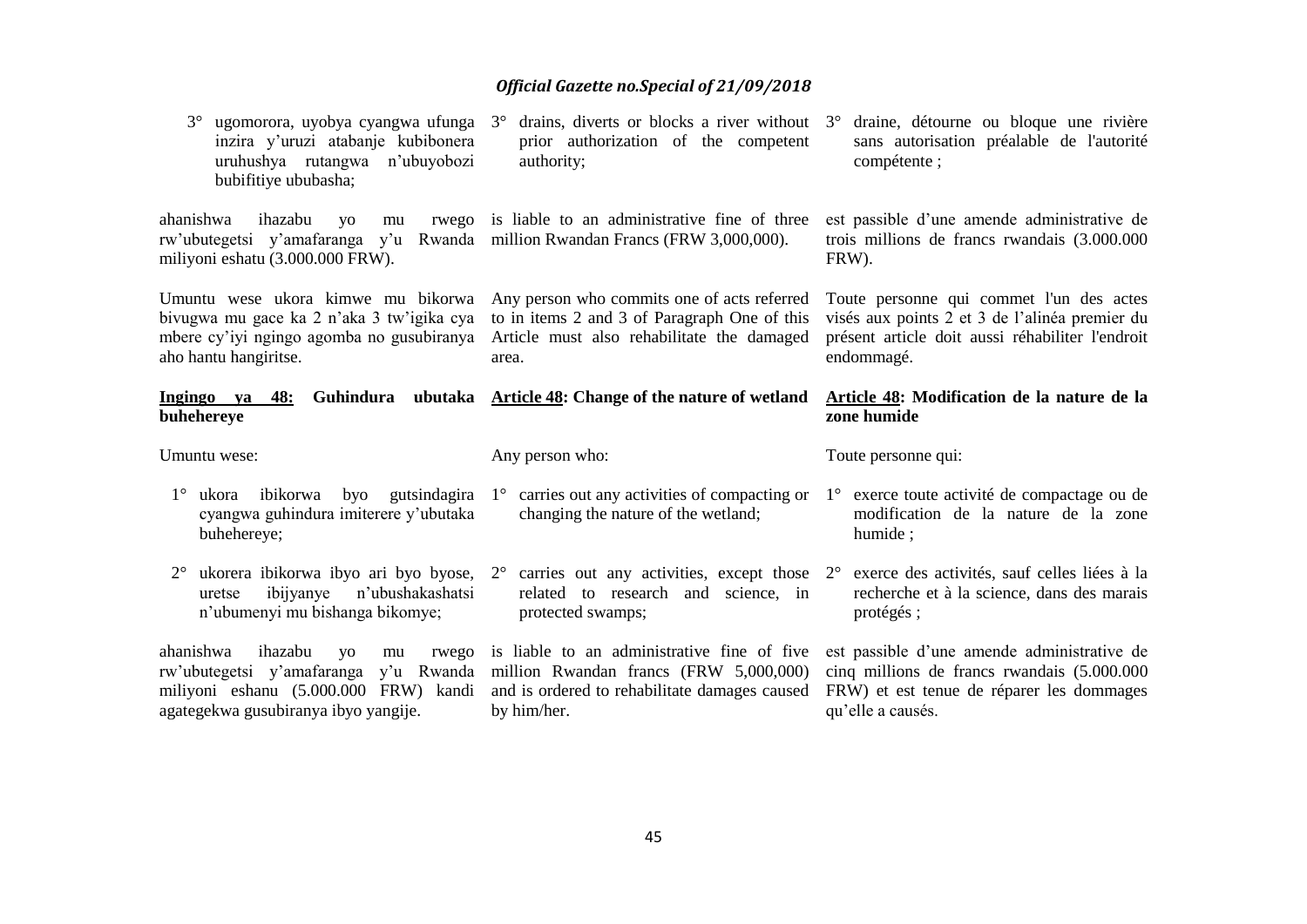3° ugomorora, uyobya cyangwa ufunga inzira y'uruzi atabanje kubibonera uruhushya rutangwa n'ubuyobozi bubifitiye ububasha;

ahanishwa ihazabu yo mu rwego rw'ubutegetsi y'amafaranga y'u Rwanda miliyoni eshatu (3.000.000 FRW).

Umuntu wese ukora kimwe mu bikorwa bivugwa mu gace ka 2 n'aka 3 tw'igika cya mbere cy'iyi ngingo agomba no gusubiranya aho hantu hangiritse.

**Ingingo ya 48: Guhindura ubutaka buhehereye**

Umuntu wese:

1° ukora ibikorwa byo gutsindagira cyangwa guhindura imiterere y'ubutaka buhehereye;

2° ukorera ibikorwa ibyo ari byo byose, uretse ibijyanye n'ubushakashatsi n'ubumenyi mu bishanga bikomye;

ahanishwa ihazabu yo mu rwego rw'ubutegetsi y'amafaranga y'u Rwanda miliyoni eshanu (5.000.000 FRW) kandi agategekwa gusubiranya ibyo yangije.

3° drains, diverts or blocks a river without prior authorization of the competent authority;

is liable to an administrative fine of three million Rwandan Francs (FRW 3,000,000).

Any person who commits one of acts referred to in items 2 and 3 of Paragraph One of this Article must also rehabilitate the damaged area.

**Article 48: Change of the nature of wetland**

Any person who:

1° carries out any activities of compacting or changing the nature of the wetland;

2° carries out any activities, except those related to research and science, in protected swamps;

is liable to an administrative fine of five million Rwandan francs (FRW 5,000,000) and is ordered to rehabilitate damages caused by him/her.

3° draine, détourne ou bloque une rivière sans autorisation préalable de l'autorité compétente ;

est passible d'une amende administrative de trois millions de francs rwandais (3.000.000 FRW).

Toute personne qui commet l'un des actes visés aux points 2 et 3 de l'alinéa premier du présent article doit aussi réhabiliter l'endroit endommagé.

**Article 48: Modification de la nature de la zone humide**

Toute personne qui:

1° exerce toute activité de compactage ou de modification de la nature de la zone humide ;

2° exerce des activités, sauf celles liées à la recherche et à la science, dans des marais protégés ;

est passible d'une amende administrative de cinq millions de francs rwandais (5.000.000 FRW) et est tenue de réparer les dommages qu'elle a causés.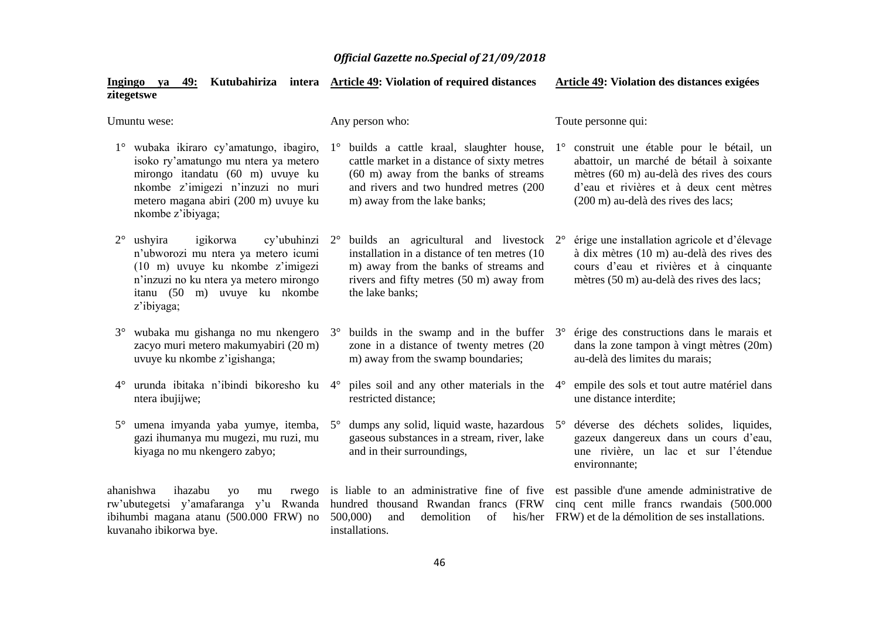**Ingingo ya 49: Kutubahiriza intera zitegetswe**

Umuntu wese:

1° wubaka ikiraro cy'amatungo, ibagiro, isoko ry'amatungo mu ntera ya metero mirongo itandatu (60 m) uvuye ku nkombe z'imigezi n'inzuzi no muri metero magana abiri (200 m) uvuye ku nkombe z'ibiyaga;

2° ushyira igikorwa cy'ubuhinzi n'ubworozi mu ntera ya metero icumi (10 m) uvuye ku nkombe z'imigezi n'inzuzi no ku ntera ya metero mirongo itanu (50 m) uvuye ku nkombe z'ibiyaga;

3° wubaka mu gishanga no mu nkengero zacyo muri metero makumyabiri (20 m) uvuye ku nkombe z'igishanga;

4° urunda ibitaka n'ibindi bikoresho ku ntera ibujijwe;

5° umena imyanda yaba yumye, itemba, gazi ihumanya mu mugezi, mu ruzi, mu kiyaga no mu nkengero zabyo;

ahanishwa ihazabu yo mu rwego rw'ubutegetsi y'amafaranga y'u Rwanda ibihumbi magana atanu (500.000 FRW) no kuvanaho ibikorwa bye.

**Article 49: Violation of required distances**

Any person who:

1° builds a cattle kraal, slaughter house, cattle market in a distance of sixty metres (60 m) away from the banks of streams and rivers and two hundred metres (200 m) away from the lake banks;

2° builds an agricultural and livestock installation in a distance of ten metres (10 m) away from the banks of streams and rivers and fifty metres (50 m) away from the lake banks;

3° builds in the swamp and in the buffer zone in a distance of twenty metres (20 m) away from the swamp boundaries;

4° piles soil and any other materials in the restricted distance;

5° dumps any solid, liquid waste, hazardous gaseous substances in a stream, river, lake and in their surroundings,

is liable to an administrative fine of five hundred thousand Rwandan francs (FRW 500,000) and demolition of his/her installations.

**Article 49: Violation des distances exigées**

Toute personne qui:

1° construit une étable pour le bétail, un abattoir, un marché de bétail à soixante mètres (60 m) au-delà des rives des cours d'eau et rivières et à deux cent mètres (200 m) au-delà des rives des lacs;

2° érige une installation agricole et d'élevage à dix mètres (10 m) au-delà des rives des cours d'eau et rivières et à cinquante mètres (50 m) au-delà des rives des lacs;

3° érige des constructions dans le marais et dans la zone tampon à vingt mètres (20m) au-delà des limites du marais;

4° empile des sols et tout autre matériel dans une distance interdite;

5° déverse des déchets solides, liquides, gazeux dangereux dans un cours d'eau, une rivière, un lac et sur l'étendue environnante;

est passible d'une amende administrative de cinq cent mille francs rwandais (500.000 FRW) et de la démolition de ses installations.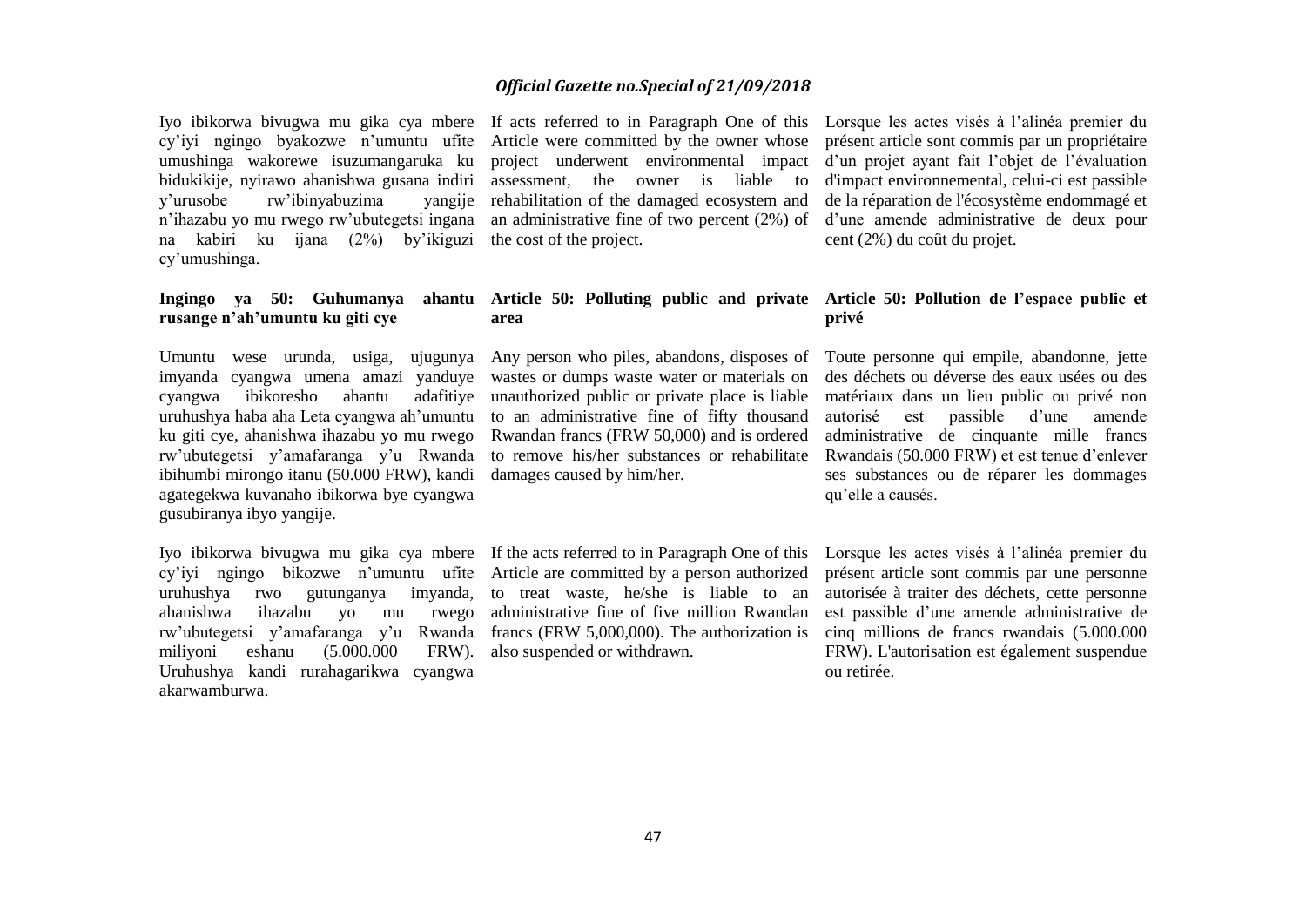Iyo ibikorwa bivugwa mu gika cya mbere cy'iyi ngingo byakozwe n'umuntu ufite umushinga wakorewe isuzumangaruka ku bidukikije, nyirawo ahanishwa gusana indiri y'urusobe rw'ibinyabuzima yangije n'ihazabu yo mu rwego rw'ubutegetsi ingana na kabiri ku ijana (2%) by'ikiguzi cy'umushinga.

If acts referred to in Paragraph One of this Article were committed by the owner whose project underwent environmental impact assessment, the owner is liable to rehabilitation of the damaged ecosystem and an administrative fine of two percent (2%) of the cost of the project.

Lorsque les actes visés à l'alinéa premier du présent article sont commis par un propriétaire d'un projet ayant fait l'objet de l'évaluation d'impact environnemental, celui-ci est passible de la réparation de l'écosystème endommagé et d'une amende administrative de deux pour cent (2%) du coût du projet.

**Ingingo ya 50: Guhumanya ahantu rusange n'ah'umuntu ku giti cye**

Umuntu wese urunda, usiga, ujugunya imyanda cyangwa umena amazi yanduye cyangwa ibikoresho ahantu adafitiye uruhushya haba aha Leta cyangwa ah'umuntu ku giti cye, ahanishwa ihazabu yo mu rwego rw'ubutegetsi y'amafaranga y'u Rwanda ibihumbi mirongo itanu (50.000 FRW), kandi agategekwa kuvanaho ibikorwa bye cyangwa gusubiranya ibyo yangije.

Iyo ibikorwa bivugwa mu gika cya mbere cy'iyi ngingo bikozwe n'umuntu ufite uruhushya rwo gutunganya imyanda, ahanishwa ihazabu yo mu rwego rw'ubutegetsi y'amafaranga y'u Rwanda miliyoni eshanu (5.000.000 FRW). Uruhushya kandi rurahagarikwa cyangwa akarwamburwa.

**Article 50: Polluting public and private area**

Any person who piles, abandons, disposes of wastes or dumps waste water or materials on unauthorized public or private place is liable to an administrative fine of fifty thousand Rwandan francs (FRW 50,000) and is ordered to remove his/her substances or rehabilitate damages caused by him/her.

If the acts referred to in Paragraph One of this Article are committed by a person authorized to treat waste, he/she is liable to an administrative fine of five million Rwandan francs (FRW 5,000,000). The authorization is also suspended or withdrawn.

**Article 50: Pollution de l'espace public et privé**

Toute personne qui empile, abandonne, jette des déchets ou déverse des eaux usées ou des matériaux dans un lieu public ou privé non autorisé est passible d'une amende administrative de cinquante mille francs Rwandais (50.000 FRW) et est tenue d'enlever ses substances ou de réparer les dommages qu'elle a causés.

Lorsque les actes visés à l'alinéa premier du présent article sont commis par une personne autorisée à traiter des déchets, cette personne est passible d'une amende administrative de cinq millions de francs rwandais (5.000.000 FRW). L'autorisation est également suspendue ou retirée.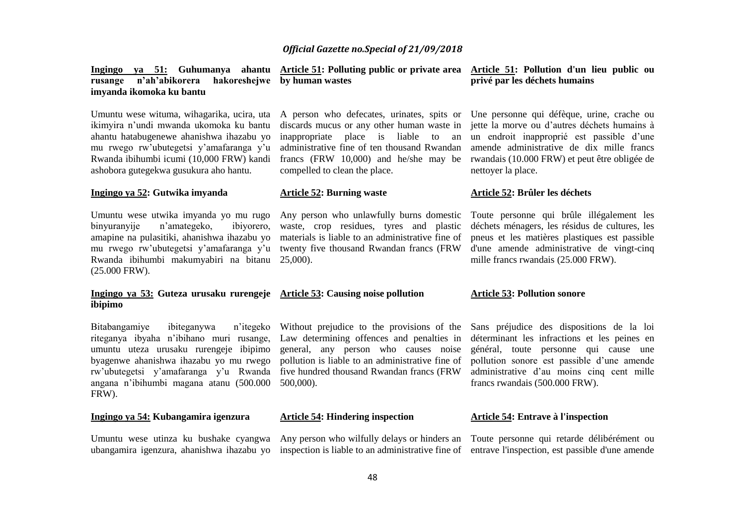**Ingingo ya 51: Guhumanya ahantu rusange n'ah'abikorera hakoreshejwe imyanda ikomoka ku bantu**

Umuntu wese wituma, wihagarika, ucira, uta ikimyira n'undi mwanda ukomoka ku bantu ahantu hatabugenewe ahanishwa ihazabu yo mu rwego rw'ubutegetsi y'amafaranga y'u Rwanda ibihumbi icumi (10,000 FRW) kandi ashobora gutegekwa gusukura aho hantu.

**Ingingo ya 52: Gutwika imyanda**

Umuntu wese utwika imyanda yo mu rugo binyuranyije n'amategeko, ibiyorero, amapine na pulasitiki, ahanishwa ihazabu yo mu rwego rw'ubutegetsi y'amafaranga y'u Rwanda ibihumbi makumyabiri na bitanu (25.000 FRW).

**Ingingo ya 53: Guteza urusaku rurengeje ibipimo**

Bitabangamiye ibiteganywa n'itegeko riteganya ibyaha n'ibihano muri rusange, umuntu uteza urusaku rurengeje ibipimo byagenwe ahanishwa ihazabu yo mu rwego rw'ubutegetsi y'amafaranga y'u Rwanda angana n'ibihumbi magana atanu (500.000 FRW).

**Ingingo ya 54: Kubangamira igenzura**

Umuntu wese utinza ku bushake cyangwa ubangamira igenzura, ahanishwa ihazabu yo

**Article 51: Polluting public or private area by human wastes**

A person who defecates, urinates, spits or discards mucus or any other human waste in inappropriate place is liable to an administrative fine of ten thousand Rwandan francs (FRW 10,000) and he/she may be compelled to clean the place.

**Article 52: Burning waste**

Any person who unlawfully burns domestic waste, crop residues, tyres and plastic materials is liable to an administrative fine of twenty five thousand Rwandan francs (FRW 25,000).

**Article 53: Causing noise pollution**

Without prejudice to the provisions of the Law determining offences and penalties in general, any person who causes noise pollution is liable to an administrative fine of five hundred thousand Rwandan francs (FRW 500,000).

**Article 54: Hindering inspection**

Any person who wilfully delays or hinders an inspection is liable to an administrative fine of

**Article 51: Pollution d'un lieu public ou privé par les déchets humains**

Une personne qui défèque, urine, crache ou jette la morve ou d'autres déchets humains à un endroit inapproprié est passible d'une amende administrative de dix mille francs rwandais (10.000 FRW) et peut être obligée de nettoyer la place.

**Article 52: Brûler les déchets**

Toute personne qui brûle illégalement les déchets ménagers, les résidus de cultures, les pneus et les matières plastiques est passible d'une amende administrative de vingt-cinq mille francs rwandais (25.000 FRW).

**Article 53: Pollution sonore**

Sans préjudice des dispositions de la loi déterminant les infractions et les peines en général, toute personne qui cause une pollution sonore est passible d'une amende administrative d'au moins cinq cent mille francs rwandais (500.000 FRW).

**Article 54: Entrave à l'inspection**

Toute personne qui retarde délibérément ou entrave l'inspection, est passible d'une amende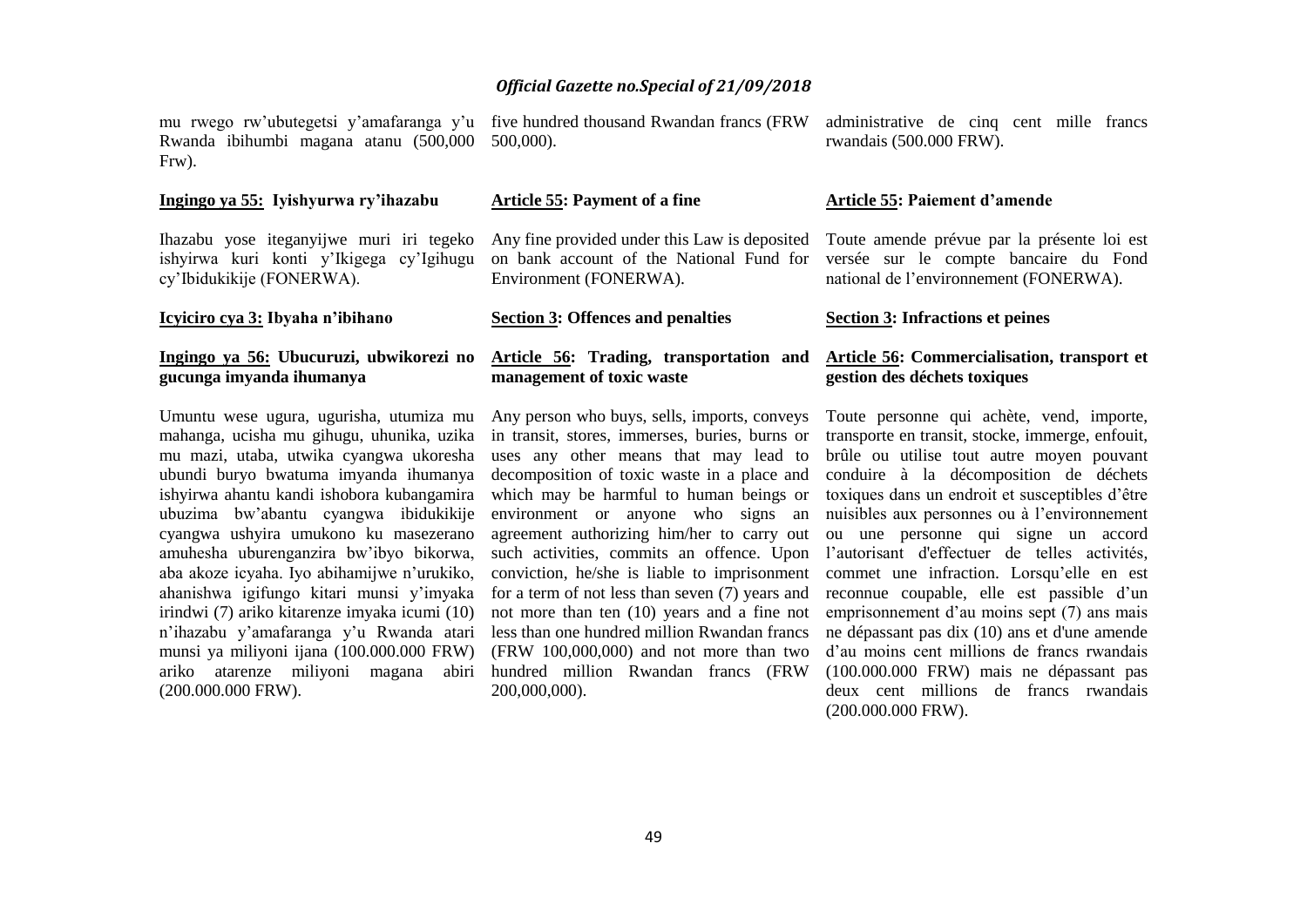mu rwego rw'ubutegetsi y'amafaranga y'u Rwanda ibihumbi magana atanu (500,000 Frw).

**Ingingo ya 55: Iyishyurwa ry'ihazabu**

Ihazabu yose iteganyijwe muri iri tegeko ishyirwa kuri konti y'Ikigega cy'Igihugu cy'Ibidukikije (FONERWA).

**Icyiciro cya 3: Ibyaha n'ibihano**

**Ingingo ya 56: Ubucuruzi, ubwikorezi no gucunga imyanda ihumanya**

Umuntu wese ugura, ugurisha, utumiza mu mahanga, ucisha mu gihugu, uhunika, uzika mu mazi, utaba, utwika cyangwa ukoresha ubundi buryo bwatuma imyanda ihumanya ishyirwa ahantu kandi ishobora kubangamira ubuzima bw'abantu cyangwa ibidukikije cyangwa ushyira umukono ku masezerano amuhesha uburenganzira bw'ibyo bikorwa, aba akoze icyaha. Iyo abihamijwe n'urukiko, ahanishwa igifungo kitari munsi y'imyaka irindwi (7) ariko kitarenze imyaka icumi (10) n'ihazabu y'amafaranga y'u Rwanda atari munsi ya miliyoni ijana (100.000.000 FRW) ariko atarenze miliyoni magana abiri (200.000.000 FRW).

five hundred thousand Rwandan francs (FRW 500,000).

**Article 55: Payment of a fine**

Any fine provided under this Law is deposited on bank account of the National Fund for Environment (FONERWA).

**Section 3: Offences and penalties**

**Article 56: Trading, transportation and management of toxic waste**

Any person who buys, sells, imports, conveys in transit, stores, immerses, buries, burns or uses any other means that may lead to decomposition of toxic waste in a place and which may be harmful to human beings or environment or anyone who signs an agreement authorizing him/her to carry out such activities, commits an offence. Upon conviction, he/she is liable to imprisonment for a term of not less than seven (7) years and not more than ten (10) years and a fine not less than one hundred million Rwandan francs (FRW 100,000,000) and not more than two hundred million Rwandan francs (FRW 200,000,000).

administrative de cinq cent mille francs rwandais (500.000 FRW).

**Article 55: Paiement d'amende**

Toute amende prévue par la présente loi est versée sur le compte bancaire du Fond national de l'environnement (FONERWA).

**Section 3: Infractions et peines**

**Article 56: Commercialisation, transport et gestion des déchets toxiques**

Toute personne qui achète, vend, importe, transporte en transit, stocke, immerge, enfouit, brûle ou utilise tout autre moyen pouvant conduire à la décomposition de déchets toxiques dans un endroit et susceptibles d'être nuisibles aux personnes ou à l'environnement ou une personne qui signe un accord l'autorisant d'effectuer de telles activités, commet une infraction. Lorsqu'elle en est reconnue coupable, elle est passible d'un emprisonnement d'au moins sept (7) ans mais ne dépassant pas dix (10) ans et d'une amende d'au moins cent millions de francs rwandais (100.000.000 FRW) mais ne dépassant pas deux cent millions de francs rwandais (200.000.000 FRW).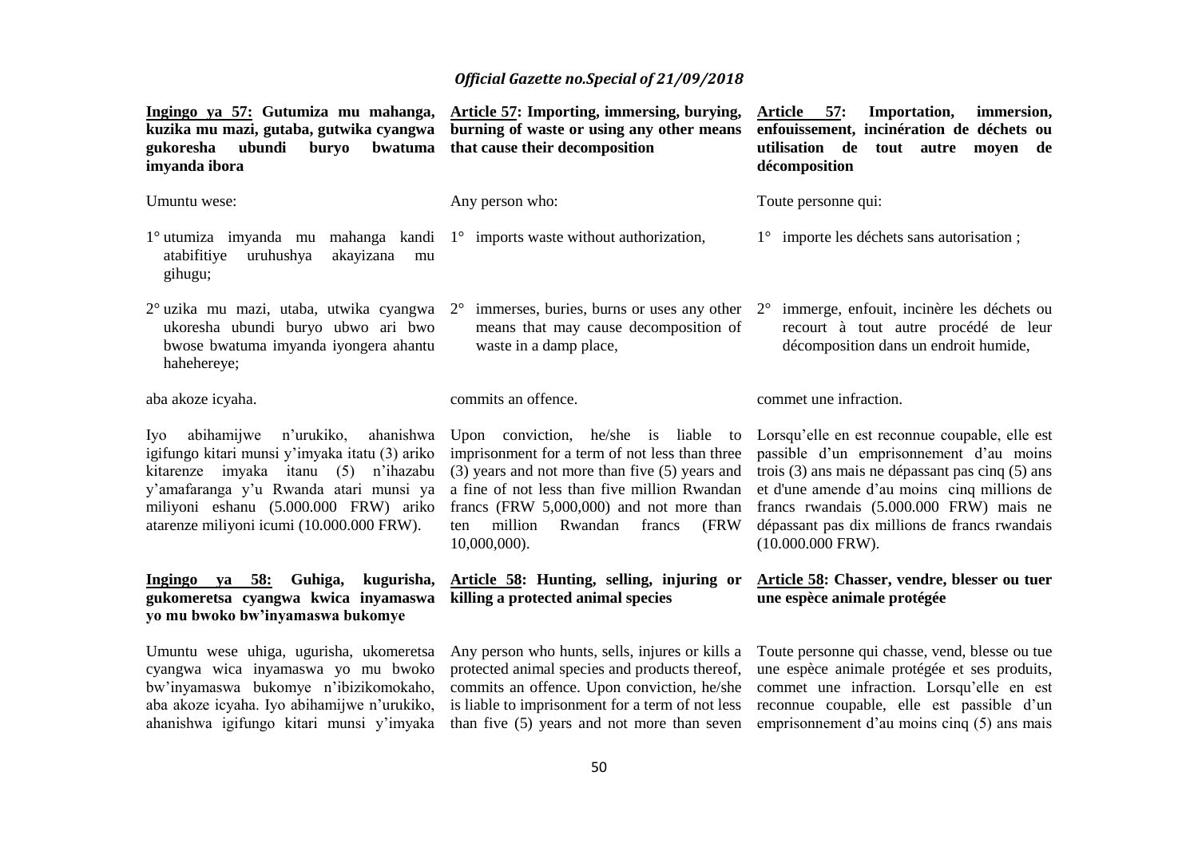**Ingingo ya 57: Gutumiza mu mahanga, kuzika mu mazi, gutaba, gutwika cyangwa gukoresha ubundi buryo bwatuma imyanda ibora**

Umuntu wese:

1° utumiza imyanda mu mahanga kandi atabifitiye uruhushya akayizana mu gihugu;

2° uzika mu mazi, utaba, utwika cyangwa ukoresha ubundi buryo ubwo ari bwo bwose bwatuma imyanda iyongera ahantu hahehereye;

aba akoze icyaha.

Iyo abihamijwe n'urukiko, ahanishwa igifungo kitari munsi y'imyaka itatu (3) ariko kitarenze imyaka itanu (5) n'ihazabu y'amafaranga y'u Rwanda atari munsi ya miliyoni eshanu (5.000.000 FRW) ariko atarenze miliyoni icumi (10.000.000 FRW).

**Ingingo ya 58: Guhiga, kugurisha, gukomeretsa cyangwa kwica inyamaswa yo mu bwoko bw'inyamaswa bukomye**

Umuntu wese uhiga, ugurisha, ukomeretsa cyangwa wica inyamaswa yo mu bwoko bw'inyamaswa bukomye n'ibizikomokaho, aba akoze icyaha. Iyo abihamijwe n'urukiko, ahanishwa igifungo kitari munsi y'imyaka

**Article 57: Importing, immersing, burying, burning of waste or using any other means that cause their decomposition**

Any person who:

1° imports waste without authorization,

2° immerses, buries, burns or uses any other means that may cause decomposition of waste in a damp place,

commits an offence.

Upon conviction, he/she is liable to imprisonment for a term of not less than three (3) years and not more than five (5) years and a fine of not less than five million Rwandan francs (FRW 5,000,000) and not more than ten million Rwandan francs (FRW 10,000,000).

**Article 58: Hunting, selling, injuring or killing a protected animal species**

Any person who hunts, sells, injures or kills a protected animal species and products thereof, commits an offence. Upon conviction, he/she is liable to imprisonment for a term of not less than five (5) years and not more than seven

**Article 57: Importation, immersion, enfouissement, incinération de déchets ou utilisation de tout autre moyen de décomposition**

Toute personne qui:

1° importe les déchets sans autorisation ;

2° immerge, enfouit, incinère les déchets ou recourt à tout autre procédé de leur décomposition dans un endroit humide,

commet une infraction.

Lorsqu'elle en est reconnue coupable, elle est passible d'un emprisonnement d'au moins trois (3) ans mais ne dépassant pas cinq (5) ans et d'une amende d'au moins cinq millions de francs rwandais (5.000.000 FRW) mais ne dépassant pas dix millions de francs rwandais (10.000.000 FRW).

**Article 58: Chasser, vendre, blesser ou tuer une espèce animale protégée**

Toute personne qui chasse, vend, blesse ou tue une espèce animale protégée et ses produits, commet une infraction. Lorsqu'elle en est reconnue coupable, elle est passible d'un emprisonnement d'au moins cinq (5) ans mais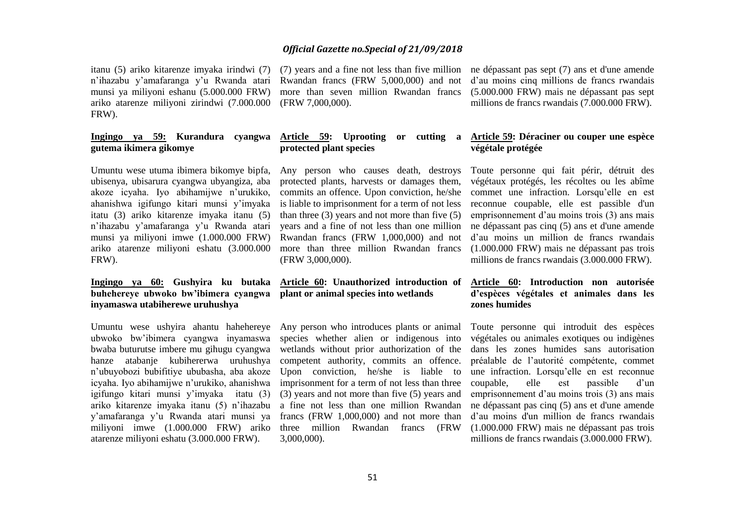itanu (5) ariko kitarenze imyaka irindwi (7) n'ihazabu y'amafaranga y'u Rwanda atari munsi ya miliyoni eshanu (5.000.000 FRW) ariko atarenze miliyoni zirindwi (7.000.000 FRW).

**Ingingo ya 59: Kurandura cyangwa gutema ikimera gikomye**

Umuntu wese utuma ibimera bikomye bipfa, ubisenya, ubisarura cyangwa ubyangiza, aba akoze icyaha. Iyo abihamijwe n'urukiko, ahanishwa igifungo kitari munsi y'imyaka itatu (3) ariko kitarenze imyaka itanu (5) n'ihazabu y'amafaranga y'u Rwanda atari munsi ya miliyoni imwe (1.000.000 FRW) ariko atarenze miliyoni eshatu (3.000.000 FRW).

**Ingingo ya 60: Gushyira ku butaka buhehereye ubwoko bw'ibimera cyangwa inyamaswa utabiherewe uruhushya**

Umuntu wese ushyira ahantu hahehereye ubwoko bw'ibimera cyangwa inyamaswa bwaba buturutse imbere mu gihugu cyangwa hanze atabanje kubihererwa uruhushya n'ubuyobozi bubifitiye ububasha, aba akoze icyaha. Iyo abihamijwe n'urukiko, ahanishwa igifungo kitari munsi y'imyaka itatu (3) ariko kitarenze imyaka itanu (5) n'ihazabu y'amafaranga y'u Rwanda atari munsi ya miliyoni imwe (1.000.000 FRW) ariko atarenze miliyoni eshatu (3.000.000 FRW).

(7) years and a fine not less than five million Rwandan francs (FRW 5,000,000) and not more than seven million Rwandan francs (FRW 7,000,000).

**Article 59: Uprooting or cutting a protected plant species**

Any person who causes death, destroys protected plants, harvests or damages them, commits an offence. Upon conviction, he/she is liable to imprisonment for a term of not less than three (3) years and not more than five (5) years and a fine of not less than one million Rwandan francs (FRW 1,000,000) and not more than three million Rwandan francs (FRW 3,000,000).

**Article 60: Unauthorized introduction of plant or animal species into wetlands**

Any person who introduces plants or animal species whether alien or indigenous into wetlands without prior authorization of the competent authority, commits an offence. Upon conviction, he/she is liable to imprisonment for a term of not less than three (3) years and not more than five (5) years and a fine not less than one million Rwandan francs (FRW 1,000,000) and not more than three million Rwandan francs (FRW 3,000,000).

ne dépassant pas sept (7) ans et d'une amende d'au moins cinq millions de francs rwandais (5.000.000 FRW) mais ne dépassant pas sept millions de francs rwandais (7.000.000 FRW).

**Article 59: Déraciner ou couper une espèce végétale protégée**

Toute personne qui fait périr, détruit des végétaux protégés, les récoltes ou les abîme commet une infraction. Lorsqu'elle en est reconnue coupable, elle est passible d'un emprisonnement d'au moins trois (3) ans mais ne dépassant pas cinq (5) ans et d'une amende d'au moins un million de francs rwandais (1.000.000 FRW) mais ne dépassant pas trois millions de francs rwandais (3.000.000 FRW).

**Article 60: Introduction non autorisée d'espèces végétales et animales dans les zones humides**

Toute personne qui introduit des espèces végétales ou animales exotiques ou indigènes dans les zones humides sans autorisation préalable de l'autorité compétente, commet une infraction. Lorsqu'elle en est reconnue coupable, elle est passible d'un emprisonnement d'au moins trois (3) ans mais ne dépassant pas cinq (5) ans et d'une amende d'au moins d'un million de francs rwandais (1.000.000 FRW) mais ne dépassant pas trois millions de francs rwandais (3.000.000 FRW).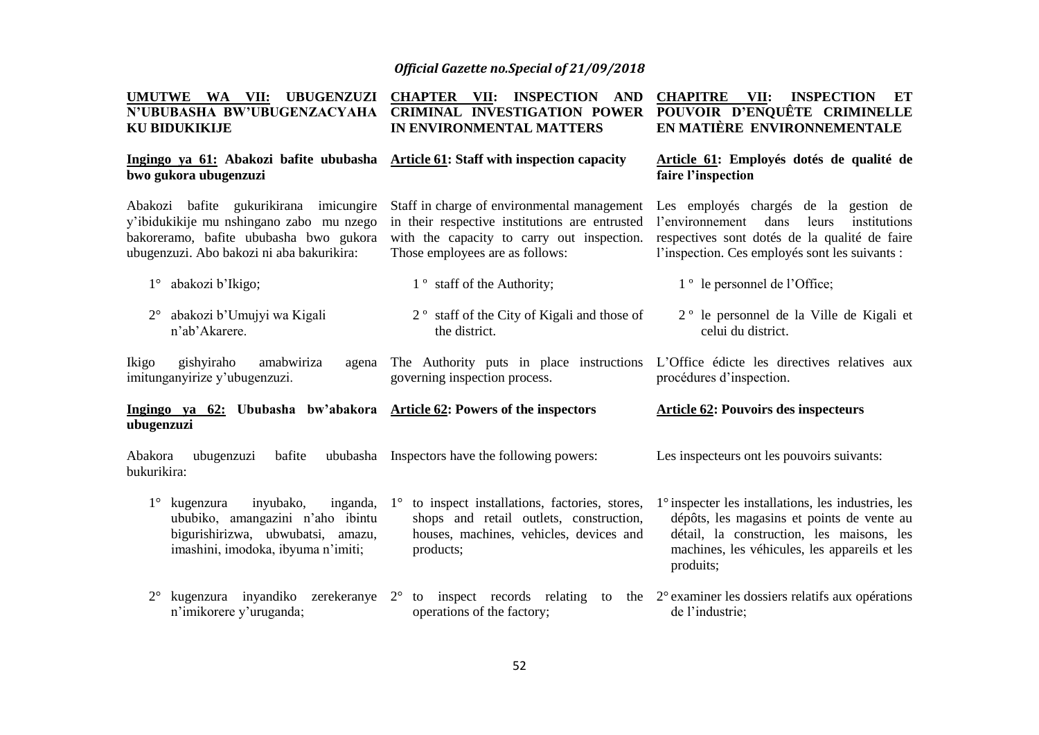**UMUTWE WA VII: UBUGENZUZI N'UBUBASHA BW'UBUGENZACYAHA KU BIDUKIKIJE**

**Ingingo ya 61: Abakozi bafite ububasha bwo gukora ubugenzuzi**

Abakozi bafite gukurikirana imicungire y'ibidukikije mu nshingano zabo mu nzego bakoreramo, bafite ububasha bwo gukora ubugenzuzi. Abo bakozi ni aba bakurikira:

1° abakozi b'Ikigo;

2° abakozi b'Umujyi wa Kigali n'ab'Akarere.

Ikigo gishyiraho amabwiriza agena imitunganyirize y'ubugenzuzi.

**Ingingo ya 62: Ububasha bw'abakora ubugenzuzi**

Abakora ubugenzuzi bafite ububasha bukurikira:

1° kugenzura inyubako, inganda, ububiko, amangazini n'aho ibintu bigurishirizwa, ubwubatsi, amazu, imashini, imodoka, ibyuma n'imiti;

2° kugenzura inyandiko zerekeranye n'imikorere y'uruganda;

**CHAPTER VII: INSPECTION AND CRIMINAL INVESTIGATION POWER IN ENVIRONMENTAL MATTERS**

**Article 61: Staff with inspection capacity**

Staff in charge of environmental management in their respective institutions are entrusted with the capacity to carry out inspection. Those employees are as follows:

1 º staff of the Authority;

2 º staff of the City of Kigali and those of the district.

The Authority puts in place instructions governing inspection process.

**Article 62: Powers of the inspectors**

Inspectors have the following powers:

1° to inspect installations, factories, stores, shops and retail outlets, construction, houses, machines, vehicles, devices and products;

2° to inspect records relating to the operations of the factory;

**CHAPITRE VII: INSPECTION ET POUVOIR D'ENQUÊTE CRIMINELLE EN MATIÈRE ENVIRONNEMENTALE**

**Article 61: Employés dotés de qualité de faire l'inspection**

Les employés chargés de la gestion de l'environnement dans leurs institutions respectives sont dotés de la qualité de faire l'inspection. Ces employés sont les suivants :

1 º le personnel de l'Office;

2 º le personnel de la Ville de Kigali et celui du district.

L'Office édicte les directives relatives aux procédures d'inspection.

**Article 62: Pouvoirs des inspecteurs**

Les inspecteurs ont les pouvoirs suivants:

1° inspecter les installations, les industries, les dépôts, les magasins et points de vente au détail, la construction, les maisons, les machines, les véhicules, les appareils et les produits;

2° examiner les dossiers relatifs aux opérations de l'industrie;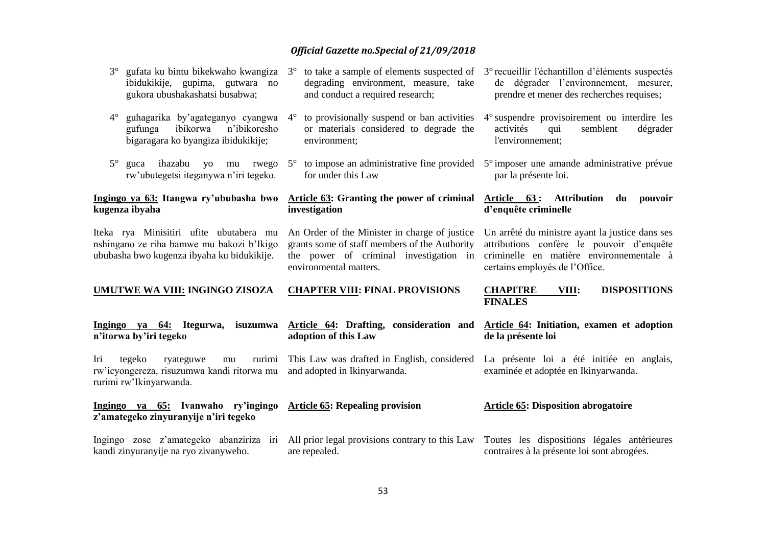3° gufata ku bintu bikekwaho kwangiza ibidukikije, gupima, gutwara no gukora ubushakashatsi busabwa;

4° guhagarika by'agateganyo cyangwa gufunga ibikorwa n'ibikoresho bigaragara ko byangiza ibidukikije;

5° guca ihazabu yo mu rwego rw'ubutegetsi iteganywa n'iri tegeko.

**Ingingo ya 63: Itangwa ry'ububasha bwo kugenza ibyaha**

Iteka rya Minisitiri ufite ubutabera mu nshingano ze riha bamwe mu bakozi b'Ikigo ububasha bwo kugenza ibyaha ku bidukikije.

**UMUTWE WA VIII: INGINGO ZISOZA**

**Ingingo ya 64: Itegurwa, isuzumwa n'itorwa by'iri tegeko**

Iri tegeko ryateguwe mu rurimi rw'icyongereza, risuzumwa kandi ritorwa mu rurimi rw'Ikinyarwanda.

**Ingingo ya 65: Ivanwaho ry'ingingo z'amategeko zinyuranyije n'iri tegeko**

Ingingo zose z'amategeko abanziriza iri kandi zinyuranyije na ryo zivanyweho.

3° to take a sample of elements suspected of degrading environment, measure, take and conduct a required research;

4° to provisionally suspend or ban activities or materials considered to degrade the environment;

5° to impose an administrative fine provided for under this Law

**Article 63: Granting the power of criminal investigation**

An Order of the Minister in charge of justice grants some of staff members of the Authority the power of criminal investigation in environmental matters.

**CHAPTER VIII: FINAL PROVISIONS**

**Article 64: Drafting, consideration and adoption of this Law**

This Law was drafted in English, considered and adopted in Ikinyarwanda.

**Article 65: Repealing provision**

All prior legal provisions contrary to this Law are repealed.

3° recueillir l'échantillon d'éléments suspectés de dégrader l'environnement, mesurer, prendre et mener des recherches requises;

4° suspendre provisoirement ou interdire les activités qui semblent dégrader l'environnement;

5° imposer une amande administrative prévue par la présente loi.

**Article 63 : Attribution du pouvoir d'enquête criminelle**

Un arrêté du ministre ayant la justice dans ses attributions confère le pouvoir d'enquête criminelle en matière environnementale à certains employés de l'Office.

**CHAPITRE VIII: DISPOSITIONS FINALES**

**Article 64: Initiation, examen et adoption de la présente loi**

La présente loi a été initiée en anglais, examinée et adoptée en Ikinyarwanda.

**Article 65: Disposition abrogatoire**

Toutes les dispositions légales antérieures contraires à la présente loi sont abrogées.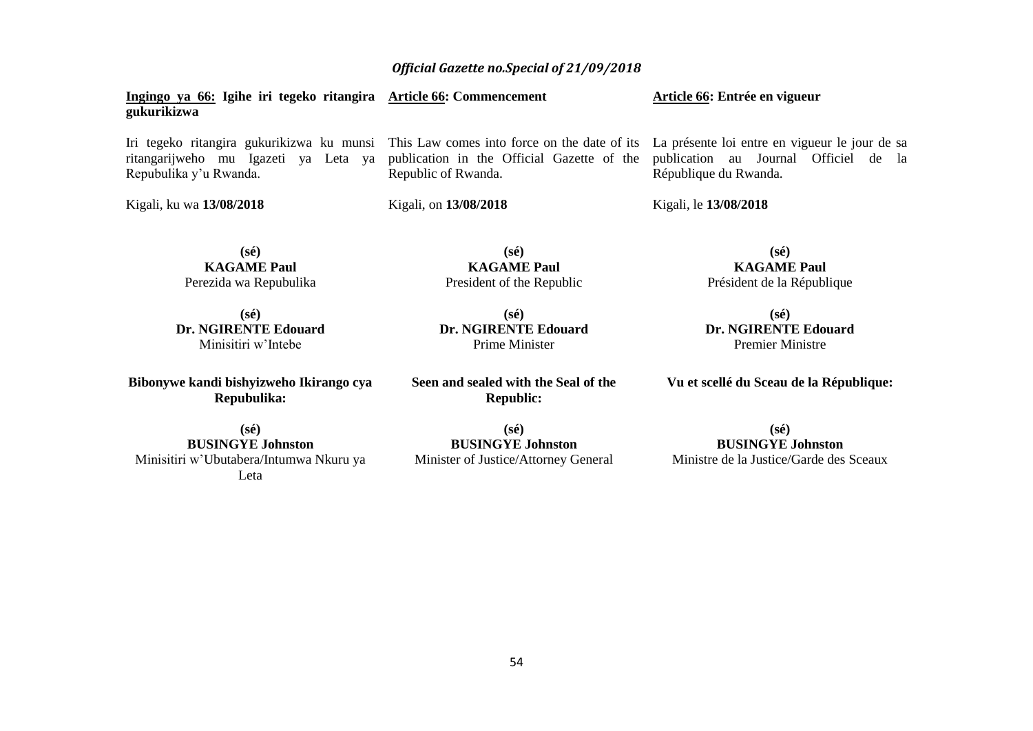**Ingingo ya 66: Igihe iri tegeko ritangira gukurikizwa**

Iri tegeko ritangira gukurikizwa ku munsi ritangarijweho mu Igazeti ya Leta ya Repubulika y'u Rwanda.

Kigali, ku wa **13/08/2018**

**(sé)**
**KAGAME Paul**
Perezida wa Repubulika

**(sé)**
**Dr. NGIRENTE Edouard**
Minisitiri w'Intebe

**Bibonywe kandi bishyizweho Ikirango cya Repubulika:**

**(sé)**
**BUSINGYE Johnston**
Minisitiri w'Ubutabera/Intumwa Nkuru ya Leta

**Article 66: Commencement**

This Law comes into force on the date of its publication in the Official Gazette of the Republic of Rwanda.

Kigali, on **13/08/2018**

**(sé)**
**KAGAME Paul**
President of the Republic

**(sé)**
**Dr. NGIRENTE Edouard**
Prime Minister

**Seen and sealed with the Seal of the Republic:**

**(sé)**
**BUSINGYE Johnston**
Minister of Justice/Attorney General

**Article 66: Entrée en vigueur**

La présente loi entre en vigueur le jour de sa publication au Journal Officiel de la République du Rwanda.

Kigali, le **13/08/2018**

**(sé)**
**KAGAME Paul**
Président de la République

**(sé)**
**Dr. NGIRENTE Edouard**
Premier Ministre

**Vu et scellé du Sceau de la République:**

**(sé)**
**BUSINGYE Johnston**
Ministre de la Justice/Garde des Sceaux